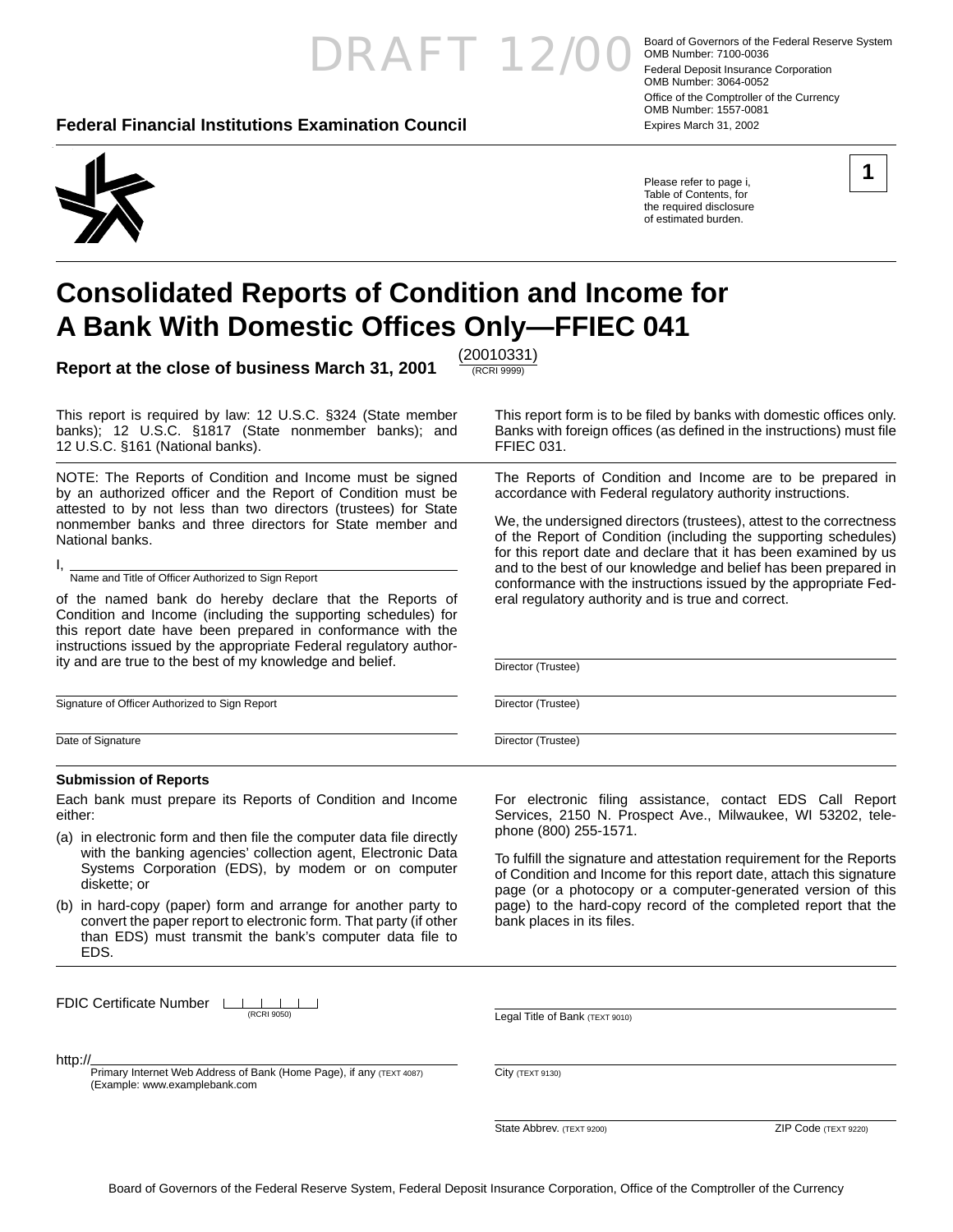DRAFT 12/00

Board of Governors of the Federal Reserve System
OMB Number: 7100-0036
Federal Deposit Insurance Corporation
OMB Number: 3064-0052
Office of the Comptroller of the Currency
OMB Number: 1557-0081
Expires March 31, 2002

**Federal Financial Institutions Examination Council**

Please refer to page i, Table of Contents, for the required disclosure of estimated burden.

**1**

# Consolidated Reports of Condition and Income for A Bank With Domestic Offices Only—FFIEC 041

**Report at the close of business March 31, 2001** (20010331) (RCRI 9999)

This report is required by law: 12 U.S.C. §324 (State member banks); 12 U.S.C. §1817 (State nonmember banks); and 12 U.S.C. §161 (National banks).

This report form is to be filed by banks with domestic offices only. Banks with foreign offices (as defined in the instructions) must file FFIEC 031.

NOTE: The Reports of Condition and Income must be signed by an authorized officer and the Report of Condition must be attested to by not less than two directors (trustees) for State nonmember banks and three directors for State member and National banks.

I, \_\_\_\_\_\_\_\_\_\_\_\_\_\_\_\_\_\_\_\_\_\_\_\_\_\_\_\_\_\_
Name and Title of Officer Authorized to Sign Report

of the named bank do hereby declare that the Reports of Condition and Income (including the supporting schedules) for this report date have been prepared in conformance with the instructions issued by the appropriate Federal regulatory authority and are true to the best of my knowledge and belief.

\_\_\_\_\_\_\_\_\_\_\_\_\_\_\_\_\_\_\_\_\_\_\_\_\_\_\_\_\_\_
Signature of Officer Authorized to Sign Report

\_\_\_\_\_\_\_\_\_\_\_\_\_\_\_\_\_\_\_\_\_\_\_\_\_\_\_\_\_\_
Date of Signature

The Reports of Condition and Income are to be prepared in accordance with Federal regulatory authority instructions.

We, the undersigned directors (trustees), attest to the correctness of the Report of Condition (including the supporting schedules) for this report date and declare that it has been examined by us and to the best of our knowledge and belief has been prepared in conformance with the instructions issued by the appropriate Federal regulatory authority and is true and correct.

\_\_\_\_\_\_\_\_\_\_\_\_\_\_\_\_\_\_\_\_\_\_\_\_\_\_\_\_\_\_
Director (Trustee)

\_\_\_\_\_\_\_\_\_\_\_\_\_\_\_\_\_\_\_\_\_\_\_\_\_\_\_\_\_\_
Director (Trustee)

\_\_\_\_\_\_\_\_\_\_\_\_\_\_\_\_\_\_\_\_\_\_\_\_\_\_\_\_\_\_
Director (Trustee)

### Submission of Reports

Each bank must prepare its Reports of Condition and Income either:

(a) in electronic form and then file the computer data file directly with the banking agencies' collection agent, Electronic Data Systems Corporation (EDS), by modem or on computer diskette; or

(b) in hard-copy (paper) form and arrange for another party to convert the paper report to electronic form. That party (if other than EDS) must transmit the bank's computer data file to EDS.

For electronic filing assistance, contact EDS Call Report Services, 2150 N. Prospect Ave., Milwaukee, WI 53202, telephone (800) 255-1571.

To fulfill the signature and attestation requirement for the Reports of Condition and Income for this report date, attach this signature page (or a photocopy or a computer-generated version of this page) to the hard-copy record of the completed report that the bank places in its files.

FDIC Certificate Number \_\_\_\_\_\_\_ (RCRI 9050)

http://\_\_\_\_\_\_\_\_\_\_\_\_\_\_\_\_\_\_\_\_\_\_\_\_\_\_\_\_\_\_
Primary Internet Web Address of Bank (Home Page), if any (TEXT 4087)
(Example: www.examplebank.com

\_\_\_\_\_\_\_\_\_\_\_\_\_\_\_\_\_\_\_\_\_\_\_\_\_\_\_\_\_\_
Legal Title of Bank (TEXT 9010)

\_\_\_\_\_\_\_\_\_\_\_\_\_\_\_\_\_\_\_\_\_\_\_\_\_\_\_\_\_\_
City (TEXT 9130)

\_\_\_\_\_\_\_\_\_\_\_\_\_\_\_\_\_\_\_\_\_\_\_\_\_\_\_\_\_\_
State Abbrev. (TEXT 9200) ZIP Code (TEXT 9220)

Board of Governors of the Federal Reserve System, Federal Deposit Insurance Corporation, Office of the Comptroller of the Currency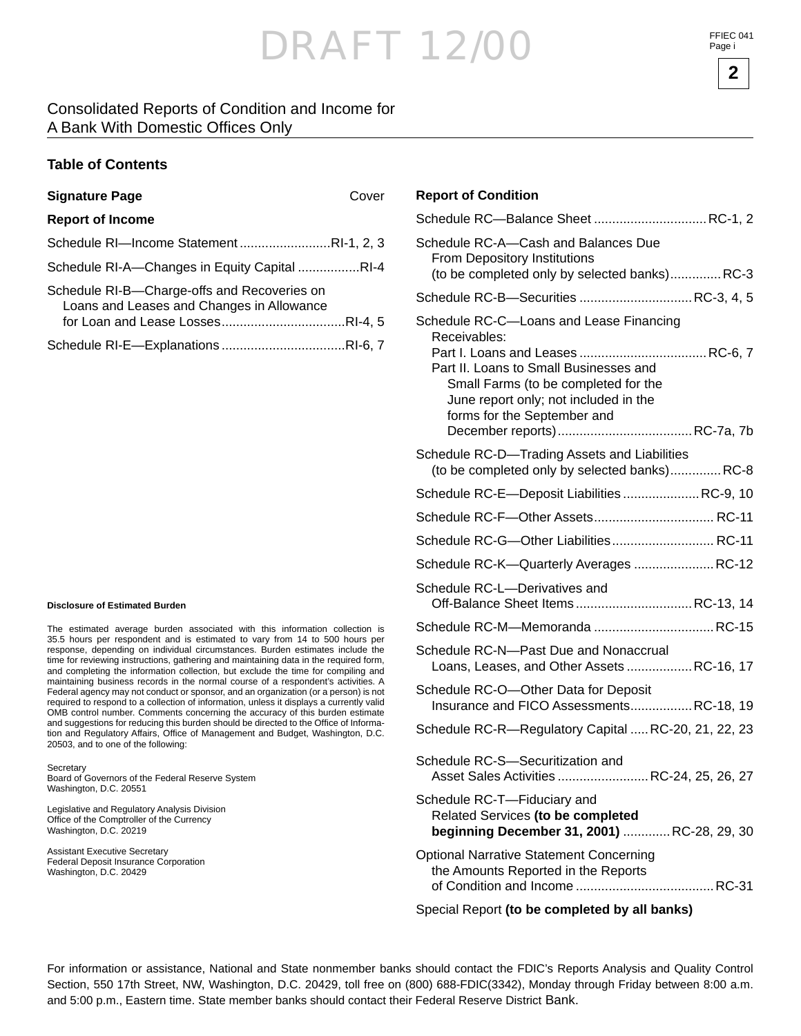DRAFT 12/00

# Consolidated Reports of Condition and Income for A Bank With Domestic Offices Only

## Table of Contents

**Signature Page** ........ Cover

**Report of Income**

Schedule RI—Income Statement ........ RI-1, 2, 3

Schedule RI-A—Changes in Equity Capital ........ RI-4

Schedule RI-B—Charge-offs and Recoveries on Loans and Leases and Changes in Allowance for Loan and Lease Losses ........ RI-4, 5

Schedule RI-E—Explanations ........ RI-6, 7

**Report of Condition**

Schedule RC—Balance Sheet ........ RC-1, 2

Schedule RC-A—Cash and Balances Due From Depository Institutions (to be completed only by selected banks) ........ RC-3

Schedule RC-B—Securities ........ RC-3, 4, 5

Schedule RC-C—Loans and Lease Financing Receivables:
- Part I. Loans and Leases ........ RC-6, 7
- Part II. Loans to Small Businesses and Small Farms (to be completed for the June report only; not included in the forms for the September and December reports) ........ RC-7a, 7b

Schedule RC-D—Trading Assets and Liabilities (to be completed only by selected banks) ........ RC-8

Schedule RC-E—Deposit Liabilities ........ RC-9, 10

Schedule RC-F—Other Assets ........ RC-11

Schedule RC-G—Other Liabilities ........ RC-11

Schedule RC-K—Quarterly Averages ........ RC-12

Schedule RC-L—Derivatives and Off-Balance Sheet Items ........ RC-13, 14

Schedule RC-M—Memoranda ........ RC-15

Schedule RC-N—Past Due and Nonaccrual Loans, Leases, and Other Assets ........ RC-16, 17

Schedule RC-O—Other Data for Deposit Insurance and FICO Assessments ........ RC-18, 19

Schedule RC-R—Regulatory Capital ........ RC-20, 21, 22, 23

Schedule RC-S—Securitization and Asset Sales Activities ........ RC-24, 25, 26, 27

Schedule RC-T—Fiduciary and Related Services **(to be completed beginning December 31, 2001)** ........ RC-28, 29, 30

Optional Narrative Statement Concerning the Amounts Reported in the Reports of Condition and Income ........ RC-31

Special Report **(to be completed by all banks)**

**Disclosure of Estimated Burden**

The estimated average burden associated with this information collection is 35.5 hours per respondent and is estimated to vary from 14 to 500 hours per response, depending on individual circumstances. Burden estimates include the time for reviewing instructions, gathering and maintaining data in the required form, and completing the information collection, but exclude the time for compiling and maintaining business records in the normal course of a respondent's activities. A Federal agency may not conduct or sponsor, and an organization (or a person) is not required to respond to a collection of information, unless it displays a currently valid OMB control number. Comments concerning the accuracy of this burden estimate and suggestions for reducing this burden should be directed to the Office of Information and Regulatory Affairs, Office of Management and Budget, Washington, D.C. 20503, and to one of the following:

Secretary
Board of Governors of the Federal Reserve System
Washington, D.C. 20551

Legislative and Regulatory Analysis Division
Office of the Comptroller of the Currency
Washington, D.C. 20219

Assistant Executive Secretary
Federal Deposit Insurance Corporation
Washington, D.C. 20429

For information or assistance, National and State nonmember banks should contact the FDIC's Reports Analysis and Quality Control Section, 550 17th Street, NW, Washington, D.C. 20429, toll free on (800) 688-FDIC(3342), Monday through Friday between 8:00 a.m. and 5:00 p.m., Eastern time. State member banks should contact their Federal Reserve District Bank.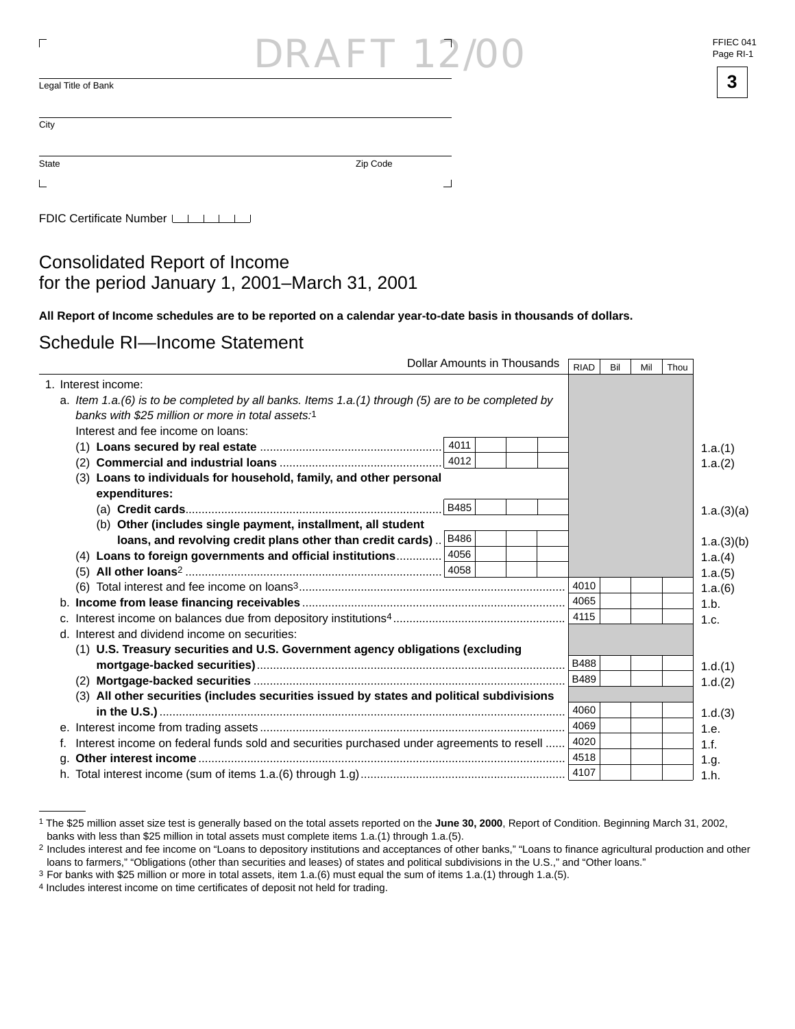DRAFT 12/00

FFIEC 041
Page RI-1

Legal Title of Bank

City

State  Zip Code

FDIC Certificate Number

# Consolidated Report of Income
# for the period January 1, 2001–March 31, 2001

**All Report of Income schedules are to be reported on a calendar year-to-date basis in thousands of dollars.**

## Schedule RI—Income Statement

| Dollar Amounts in Thousands | RIAD | Bil | Mil | Thou | RIAD | Bil | Mil | Thou | |
|---|---|---|---|---|---|---|---|---|---|
| 1. Interest income: | | | | | | | | | |
| a. *Item 1.a.(6) is to be completed by all banks. Items 1.a.(1) through (5) are to be completed by banks with $25 million or more in total assets:*[1] | | | | | | | | | |
| Interest and fee income on loans: | | | | | | | | | |
| (1) **Loans secured by real estate** | 4011 | | | | | | | | 1.a.(1) |
| (2) **Commercial and industrial loans** | 4012 | | | | | | | | 1.a.(2) |
| (3) **Loans to individuals for household, family, and other personal expenditures:** | | | | | | | | | |
| (a) **Credit cards** | B485 | | | | | | | | 1.a.(3)(a) |
| (b) **Other (includes single payment, installment, all student loans, and revolving credit plans other than credit cards)** | B486 | | | | | | | | 1.a.(3)(b) |
| (4) **Loans to foreign governments and official institutions** | 4056 | | | | | | | | 1.a.(4) |
| (5) **All other loans**[2] | 4058 | | | | | | | | 1.a.(5) |
| (6) Total interest and fee income on loans[3] | | | | | 4010 | | | | 1.a.(6) |
| b. **Income from lease financing receivables** | | | | | 4065 | | | | 1.b. |
| c. Interest income on balances due from depository institutions[4] | | | | | 4115 | | | | 1.c. |
| d. Interest and dividend income on securities: | | | | | | | | | |
| (1) **U.S. Treasury securities and U.S. Government agency obligations (excluding mortgage-backed securities)** | | | | | B488 | | | | 1.d.(1) |
| (2) **Mortgage-backed securities** | | | | | B489 | | | | 1.d.(2) |
| (3) **All other securities (includes securities issued by states and political subdivisions in the U.S.)** | | | | | 4060 | | | | 1.d.(3) |
| e. Interest income from trading assets | | | | | 4069 | | | | 1.e. |
| f. Interest income on federal funds sold and securities purchased under agreements to resell | | | | | 4020 | | | | 1.f. |
| g. **Other interest income** | | | | | 4518 | | | | 1.g. |
| h. Total interest income (sum of items 1.a.(6) through 1.g) | | | | | 4107 | | | | 1.h. |

[1] The $25 million asset size test is generally based on the total assets reported on the **June 30, 2000**, Report of Condition. Beginning March 31, 2002, banks with less than $25 million in total assets must complete items 1.a.(1) through 1.a.(5).

[2] Includes interest and fee income on "Loans to depository institutions and acceptances of other banks," "Loans to finance agricultural production and other loans to farmers," "Obligations (other than securities and leases) of states and political subdivisions in the U.S.," and "Other loans."

[3] For banks with $25 million or more in total assets, item 1.a.(6) must equal the sum of items 1.a.(1) through 1.a.(5).

[4] Includes interest income on time certificates of deposit not held for trading.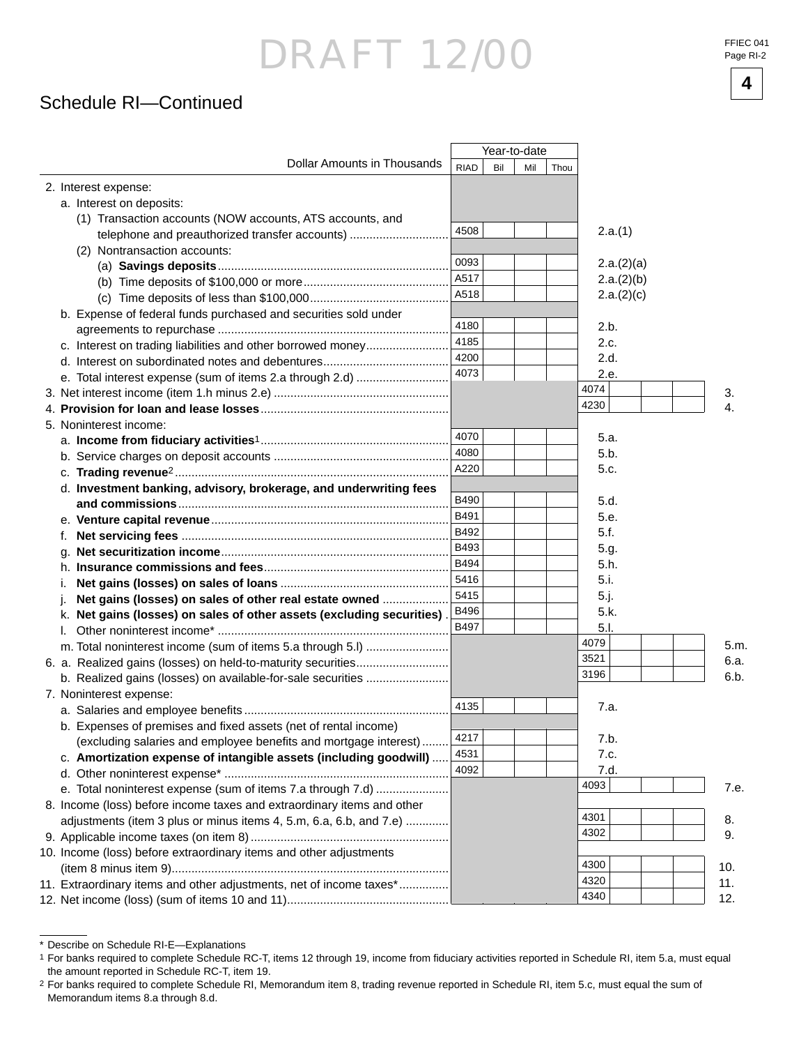DRAFT 12/00

FFIEC 041
Page RI-2

## Schedule RI—Continued

| Dollar Amounts in Thousands | Year-to-date RIAD | Bil Mil Thou | | RIAD | Bil Mil Thou | |
|---|---|---|---|---|---|---|
| 2. Interest expense: | | | | | | |
| a. Interest on deposits: | | | | | | |
| (1) Transaction accounts (NOW accounts, ATS accounts, and telephone and preauthorized transfer accounts) | 4508 | | 2.a.(1) | | | |
| (2) Nontransaction accounts: | | | | | | |
| (a) **Savings deposits** | 0093 | | 2.a.(2)(a) | | | |
| (b) Time deposits of $100,000 or more | A517 | | 2.a.(2)(b) | | | |
| (c) Time deposits of less than $100,000 | A518 | | 2.a.(2)(c) | | | |
| b. Expense of federal funds purchased and securities sold under agreements to repurchase | 4180 | | 2.b. | | | |
| c. Interest on trading liabilities and other borrowed money | 4185 | | 2.c. | | | |
| d. Interest on subordinated notes and debentures | 4200 | | 2.d. | | | |
| e. Total interest expense (sum of items 2.a through 2.d) | 4073 | | 2.e. | | | |
| 3. Net interest income (item 1.h minus 2.e) | | | | 4074 | | 3. |
| 4. **Provision for loan and lease losses** | | | | 4230 | | 4. |
| 5. Noninterest income: | | | | | | |
| a. **Income from fiduciary activities**[1] | 4070 | | 5.a. | | | |
| b. Service charges on deposit accounts | 4080 | | 5.b. | | | |
| c. **Trading revenue**[2] | A220 | | 5.c. | | | |
| d. **Investment banking, advisory, brokerage, and underwriting fees and commissions** | B490 | | 5.d. | | | |
| e. **Venture capital revenue** | B491 | | 5.e. | | | |
| f. **Net servicing fees** | B492 | | 5.f. | | | |
| g. **Net securitization income** | B493 | | 5.g. | | | |
| h. **Insurance commissions and fees** | B494 | | 5.h. | | | |
| i. **Net gains (losses) on sales of loans** | 5416 | | 5.i. | | | |
| j. **Net gains (losses) on sales of other real estate owned** | 5415 | | 5.j. | | | |
| k. **Net gains (losses) on sales of other assets (excluding securities)** | B496 | | 5.k. | | | |
| l. Other noninterest income* | B497 | | 5.l. | | | |
| m. Total noninterest income (sum of items 5.a through 5.l) | | | | 4079 | | 5.m. |
| 6. a. Realized gains (losses) on held-to-maturity securities | | | | 3521 | | 6.a. |
| b. Realized gains (losses) on available-for-sale securities | | | | 3196 | | 6.b. |
| 7. Noninterest expense: | | | | | | |
| a. Salaries and employee benefits | 4135 | | 7.a. | | | |
| b. Expenses of premises and fixed assets (net of rental income) (excluding salaries and employee benefits and mortgage interest) | 4217 | | 7.b. | | | |
| c. **Amortization expense of intangible assets (including goodwill)** | 4531 | | 7.c. | | | |
| d. Other noninterest expense* | 4092 | | 7.d. | | | |
| e. Total noninterest expense (sum of items 7.a through 7.d) | | | | 4093 | | 7.e. |
| 8. Income (loss) before income taxes and extraordinary items and other adjustments (item 3 plus or minus items 4, 5.m, 6.a, 6.b, and 7.e) | | | | 4301 | | 8. |
| 9. Applicable income taxes (on item 8) | | | | 4302 | | 9. |
| 10. Income (loss) before extraordinary items and other adjustments (item 8 minus item 9) | | | | 4300 | | 10. |
| 11. Extraordinary items and other adjustments, net of income taxes* | | | | 4320 | | 11. |
| 12. Net income (loss) (sum of items 10 and 11) | | | | 4340 | | 12. |

* Describe on Schedule RI-E—Explanations

1 For banks required to complete Schedule RC-T, items 12 through 19, income from fiduciary activities reported in Schedule RI, item 5.a, must equal the amount reported in Schedule RC-T, item 19.

2 For banks required to complete Schedule RI, Memorandum item 8, trading revenue reported in Schedule RI, item 5.c, must equal the sum of Memorandum items 8.a through 8.d.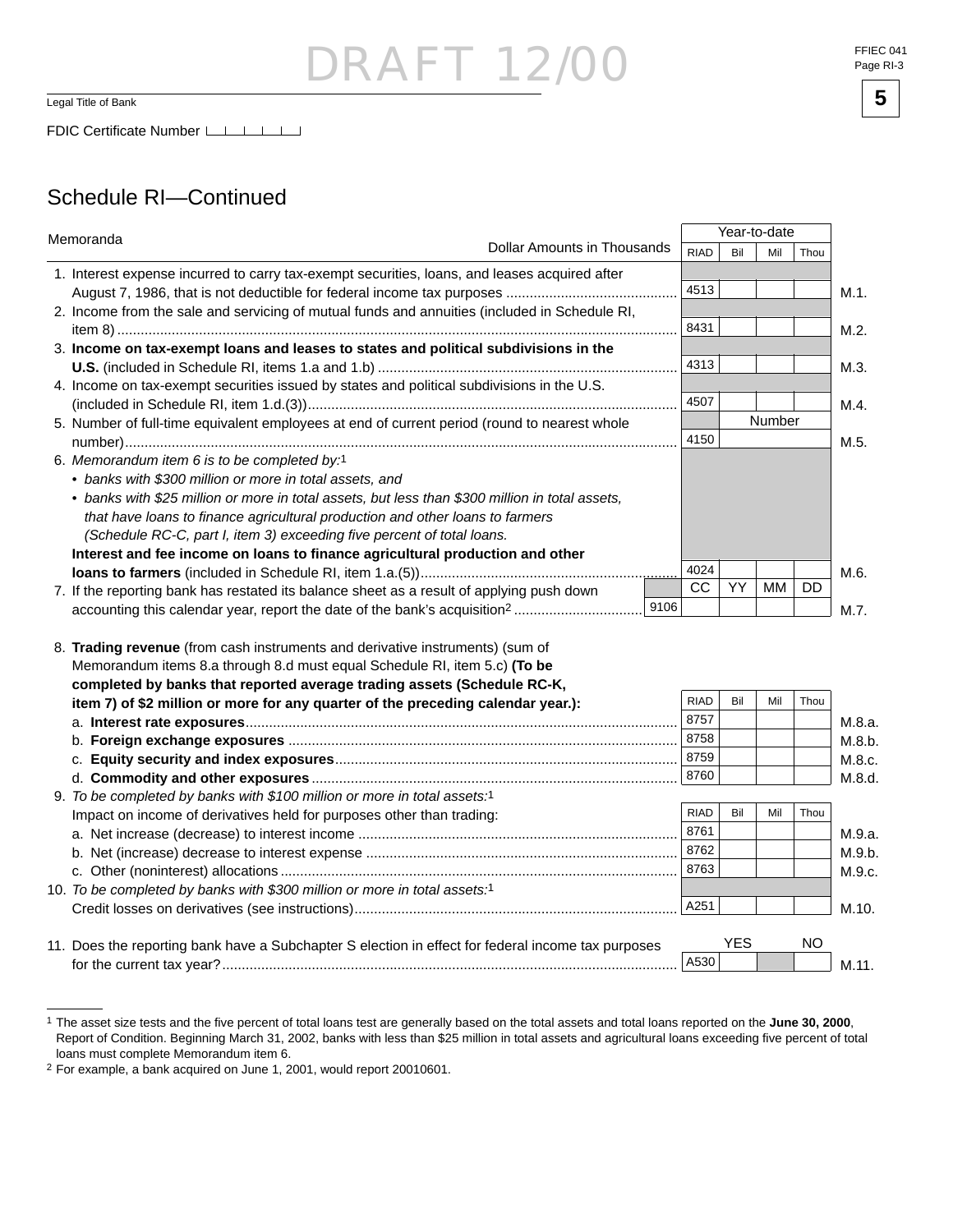DRAFT 12/00

FFIEC 041
Page RI-3

Legal Title of Bank

FDIC Certificate Number

## Schedule RI—Continued

| Memoranda — Dollar Amounts in Thousands | | Year-to-date RIAD | Bil | Mil | Thou | |
|---|---|---|---|---|---|---|
| 1. Interest expense incurred to carry tax-exempt securities, loans, and leases acquired after August 7, 1986, that is not deductible for federal income tax purposes | | 4513 | | | | M.1. |
| 2. Income from the sale and servicing of mutual funds and annuities (included in Schedule RI, item 8) | | 8431 | | | | M.2. |
| 3. **Income on tax-exempt loans and leases to states and political subdivisions in the U.S.** (included in Schedule RI, items 1.a and 1.b) | | 4313 | | | | M.3. |
| 4. Income on tax-exempt securities issued by states and political subdivisions in the U.S. (included in Schedule RI, item 1.d.(3)) | | 4507 | | | | M.4. |
| | | | Number | | | |
| 5. Number of full-time equivalent employees at end of current period (round to nearest whole number) | | 4150 | | | | M.5. |
| 6. *Memorandum item 6 is to be completed by:*[1] • *banks with $300 million or more in total assets, and* • *banks with $25 million or more in total assets, but less than $300 million in total assets, that have loans to finance agricultural production and other loans to farmers (Schedule RC-C, part I, item 3) exceeding five percent of total loans.* **Interest and fee income on loans to finance agricultural production and other loans to farmers** (included in Schedule RI, item 1.a.(5)) | | 4024 | | | | M.6. |
| | | CC | YY | MM | DD | |
| 7. If the reporting bank has restated its balance sheet as a result of applying push down accounting this calendar year, report the date of the bank's acquisition[2] | 9106 | | | | | M.7. |

| 8. **Trading revenue** (from cash instruments and derivative instruments) (sum of Memorandum items 8.a through 8.d must equal Schedule RI, item 5.c) **(To be completed by banks that reported average trading assets (Schedule RC-K, item 7) of $2 million or more for any quarter of the preceding calendar year.):** | RIAD | Bil | Mil | Thou | |
|---|---|---|---|---|---|
| a. **Interest rate exposures** | 8757 | | | | M.8.a. |
| b. **Foreign exchange exposures** | 8758 | | | | M.8.b. |
| c. **Equity security and index exposures** | 8759 | | | | M.8.c. |
| d. **Commodity and other exposures** | 8760 | | | | M.8.d. |
| 9. *To be completed by banks with $100 million or more in total assets:*[1] Impact on income of derivatives held for purposes other than trading: | RIAD | Bil | Mil | Thou | |
| a. Net increase (decrease) to interest income | 8761 | | | | M.9.a. |
| b. Net (increase) decrease to interest expense | 8762 | | | | M.9.b. |
| c. Other (noninterest) allocations | 8763 | | | | M.9.c. |
| 10. *To be completed by banks with $300 million or more in total assets:*[1] Credit losses on derivatives (see instructions) | A251 | | | | M.10. |

| | | YES | | NO | |
|---|---|---|---|---|---|
| 11. Does the reporting bank have a Subchapter S election in effect for federal income tax purposes for the current tax year? | A530 | | | | M.11. |

[1] The asset size tests and the five percent of total loans test are generally based on the total assets and total loans reported on the **June 30, 2000**, Report of Condition. Beginning March 31, 2002, banks with less than $25 million in total assets and agricultural loans exceeding five percent of total loans must complete Memorandum item 6.

[2] For example, a bank acquired on June 1, 2001, would report 20010601.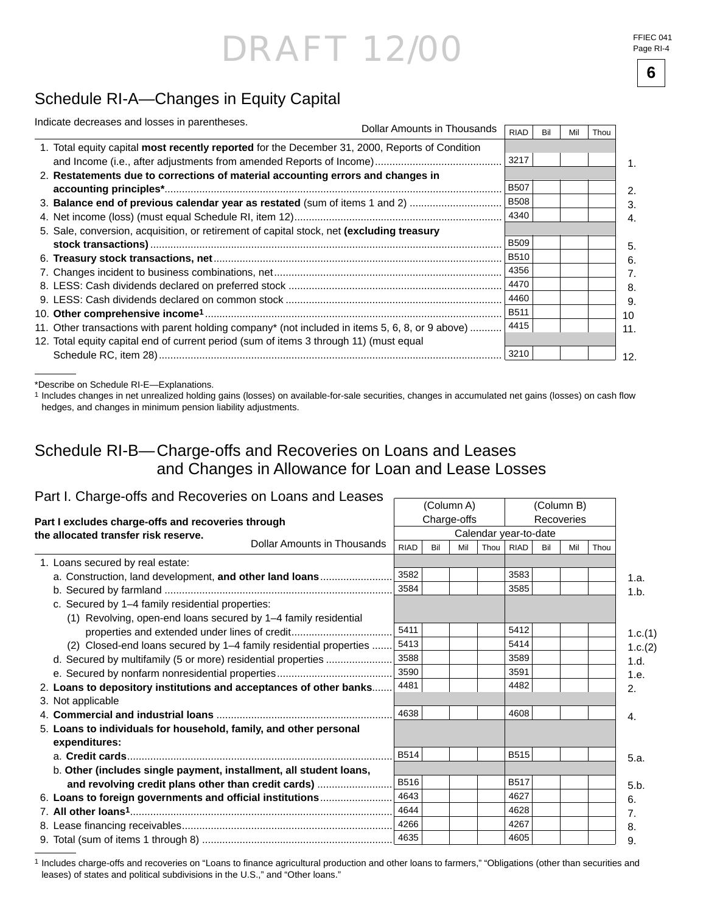DRAFT 12/00

# Schedule RI-A—Changes in Equity Capital

Indicate decreases and losses in parentheses.

| Dollar Amounts in Thousands | RIAD | Bil | Mil | Thou | |
|---|---|---|---|---|---|
| 1. Total equity capital **most recently reported** for the December 31, 2000, Reports of Condition and Income (i.e., after adjustments from amended Reports of Income) | 3217 | | | | 1. |
| 2. **Restatements due to corrections of material accounting errors and changes in accounting principles*** | B507 | | | | 2. |
| 3. **Balance end of previous calendar year as restated** (sum of items 1 and 2) | B508 | | | | 3. |
| 4. Net income (loss) (must equal Schedule RI, item 12) | 4340 | | | | 4. |
| 5. Sale, conversion, acquisition, or retirement of capital stock, net **(excluding treasury stock transactions)** | B509 | | | | 5. |
| 6. **Treasury stock transactions, net** | B510 | | | | 6. |
| 7. Changes incident to business combinations, net | 4356 | | | | 7. |
| 8. LESS: Cash dividends declared on preferred stock | 4470 | | | | 8. |
| 9. LESS: Cash dividends declared on common stock | 4460 | | | | 9. |
| 10. **Other comprehensive income**[1] | B511 | | | | 10 |
| 11. Other transactions with parent holding company* (not included in items 5, 6, 8, or 9 above) | 4415 | | | | 11. |
| 12. Total equity capital end of current period (sum of items 3 through 11) (must equal Schedule RC, item 28) | 3210 | | | | 12. |

*Describe on Schedule RI-E—Explanations.

[1] Includes changes in net unrealized holding gains (losses) on available-for-sale securities, changes in accumulated net gains (losses) on cash flow hedges, and changes in minimum pension liability adjustments.

# Schedule RI-B—Charge-offs and Recoveries on Loans and Leases and Changes in Allowance for Loan and Lease Losses

## Part I. Charge-offs and Recoveries on Loans and Leases

**Part I excludes charge-offs and recoveries through the allocated transfer risk reserve.**

| | (Column A) Charge-offs | | | | (Column B) Recoveries | | | | |
|---|---|---|---|---|---|---|---|---|---|
| | Calendar year-to-date | | | | | | | | |
| Dollar Amounts in Thousands | RIAD | Bil | Mil | Thou | RIAD | Bil | Mil | Thou | |
| 1. Loans secured by real estate: | | | | | | | | | |
| a. Construction, land development, **and other land loans** | 3582 | | | | 3583 | | | | 1.a. |
| b. Secured by farmland | 3584 | | | | 3585 | | | | 1.b. |
| c. Secured by 1–4 family residential properties: | | | | | | | | | |
| (1) Revolving, open-end loans secured by 1–4 family residential properties and extended under lines of credit | 5411 | | | | 5412 | | | | 1.c.(1) |
| (2) Closed-end loans secured by 1–4 family residential properties | 5413 | | | | 5414 | | | | 1.c.(2) |
| d. Secured by multifamily (5 or more) residential properties | 3588 | | | | 3589 | | | | 1.d. |
| e. Secured by nonfarm nonresidential properties | 3590 | | | | 3591 | | | | 1.e. |
| 2. **Loans to depository institutions and acceptances of other banks** | 4481 | | | | 4482 | | | | 2. |
| 3. Not applicable | | | | | | | | | |
| 4. **Commercial and industrial loans** | 4638 | | | | 4608 | | | | 4. |
| 5. **Loans to individuals for household, family, and other personal expenditures:** | | | | | | | | | |
| a. **Credit cards** | B514 | | | | B515 | | | | 5.a. |
| b. **Other (includes single payment, installment, all student loans, and revolving credit plans other than credit cards)** | B516 | | | | B517 | | | | 5.b. |
| 6. **Loans to foreign governments and official institutions** | 4643 | | | | 4627 | | | | 6. |
| 7. **All other loans**[1] | 4644 | | | | 4628 | | | | 7. |
| 8. Lease financing receivables | 4266 | | | | 4267 | | | | 8. |
| 9. Total (sum of items 1 through 8) | 4635 | | | | 4605 | | | | 9. |

[1] Includes charge-offs and recoveries on "Loans to finance agricultural production and other loans to farmers," "Obligations (other than securities and leases) of states and political subdivisions in the U.S.," and "Other loans."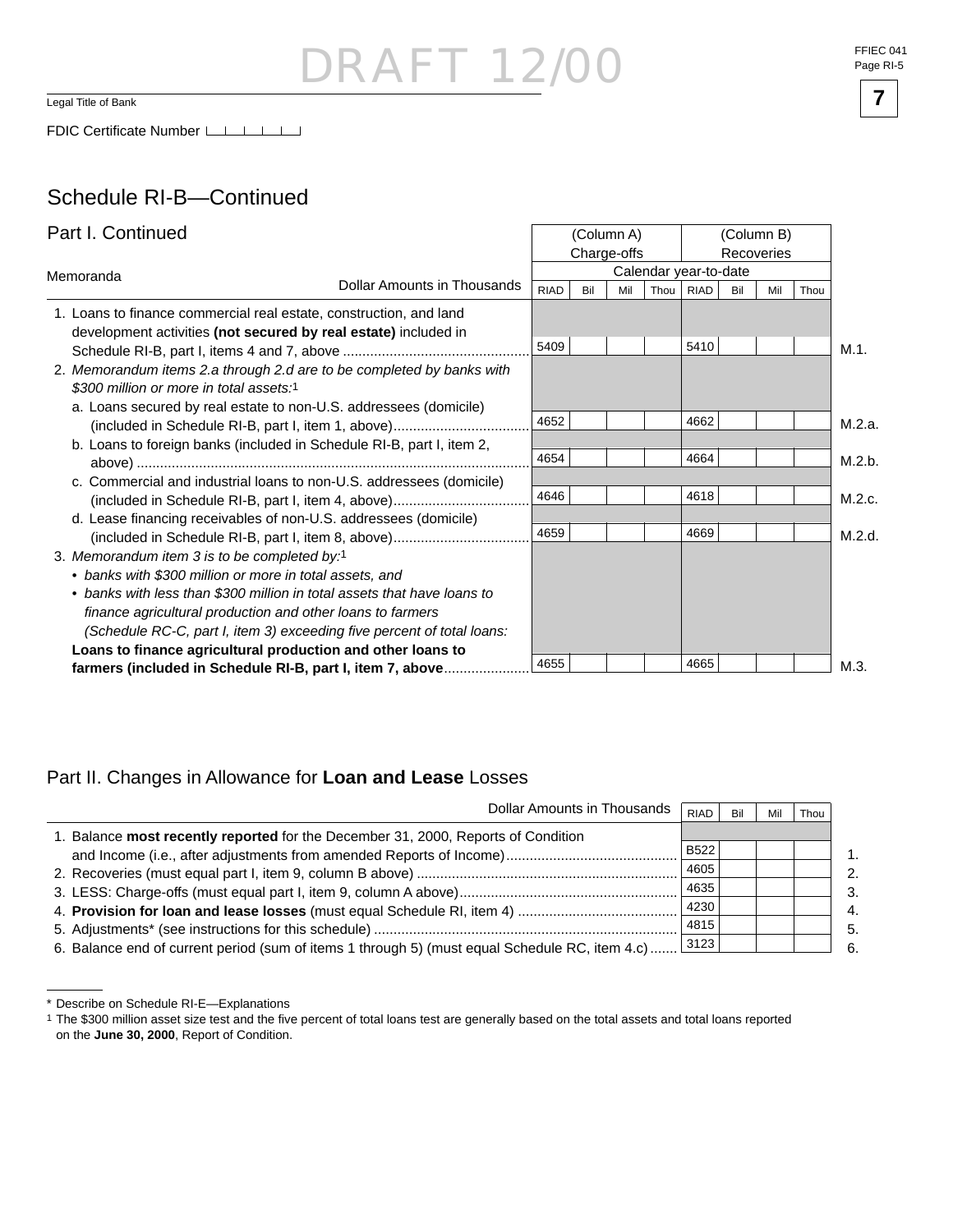DRAFT 12/00

Legal Title of Bank

FDIC Certificate Number

## Schedule RI-B—Continued

### Part I. Continued

| Memoranda — Dollar Amounts in Thousands | (Column A) Charge-offs | | (Column B) Recoveries | | |
|---|---|---|---|---|---|
| | Calendar year-to-date | | | | |
| | RIAD | Bil Mil Thou | RIAD | Bil Mil Thou | |
| 1. Loans to finance commercial real estate, construction, and land development activities **(not secured by real estate)** included in Schedule RI-B, part I, items 4 and 7, above | 5409 | | 5410 | | M.1. |
| 2. *Memorandum items 2.a through 2.d are to be completed by banks with $300 million or more in total assets:*[1] | | | | | |
| a. Loans secured by real estate to non-U.S. addressees (domicile) (included in Schedule RI-B, part I, item 1, above) | 4652 | | 4662 | | M.2.a. |
| b. Loans to foreign banks (included in Schedule RI-B, part I, item 2, above) | 4654 | | 4664 | | M.2.b. |
| c. Commercial and industrial loans to non-U.S. addressees (domicile) (included in Schedule RI-B, part I, item 4, above) | 4646 | | 4618 | | M.2.c. |
| d. Lease financing receivables of non-U.S. addressees (domicile) (included in Schedule RI-B, part I, item 8, above) | 4659 | | 4669 | | M.2.d. |
| 3. *Memorandum item 3 is to be completed by:*[1] • *banks with $300 million or more in total assets, and* • *banks with less than $300 million in total assets that have loans to finance agricultural production and other loans to farmers (Schedule RC-C, part I, item 3) exceeding five percent of total loans:* **Loans to finance agricultural production and other loans to farmers (included in Schedule RI-B, part I, item 7, above** | 4655 | | 4665 | | M.3. |

### Part II. Changes in Allowance for **Loan and Lease** Losses

| Dollar Amounts in Thousands | RIAD | Bil Mil Thou | |
|---|---|---|---|
| 1. Balance **most recently reported** for the December 31, 2000, Reports of Condition and Income (i.e., after adjustments from amended Reports of Income) | B522 | | 1. |
| 2. Recoveries (must equal part I, item 9, column B above) | 4605 | | 2. |
| 3. LESS: Charge-offs (must equal part I, item 9, column A above) | 4635 | | 3. |
| 4. **Provision for loan and lease losses** (must equal Schedule RI, item 4) | 4230 | | 4. |
| 5. Adjustments* (see instructions for this schedule) | 4815 | | 5. |
| 6. Balance end of current period (sum of items 1 through 5) (must equal Schedule RC, item 4.c) | 3123 | | 6. |

\* Describe on Schedule RI-E—Explanations

[1] The $300 million asset size test and the five percent of total loans test are generally based on the total assets and total loans reported on the **June 30, 2000**, Report of Condition.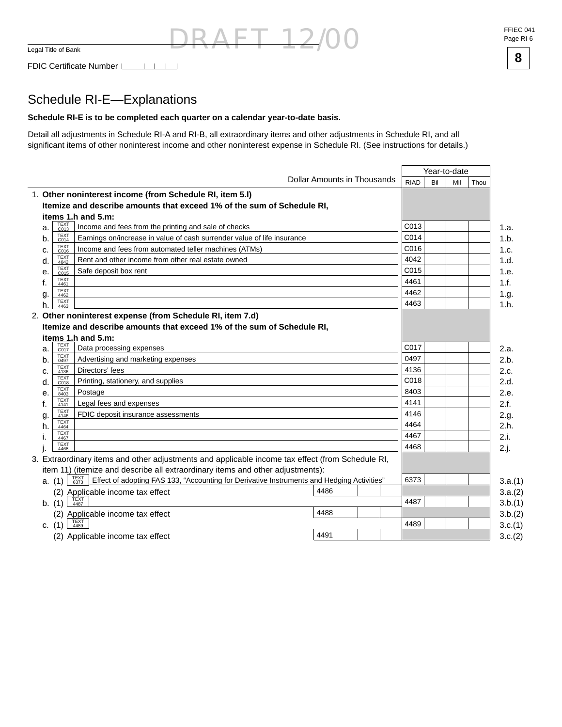DRAFT 12/00

Legal Title of Bank

FDIC Certificate Number

FFIEC 041
Page RI-6

**8**

## Schedule RI-E—Explanations

**Schedule RI-E is to be completed each quarter on a calendar year-to-date basis.**

Detail all adjustments in Schedule RI-A and RI-B, all extraordinary items and other adjustments in Schedule RI, and all significant items of other noninterest income and other noninterest expense in Schedule RI. (See instructions for details.)

| Dollar Amounts in Thousands | | Year-to-date | | | | |
|---|---|---|---|---|---|---|
| | | RIAD | Bil | Mil | Thou | |
| 1. **Other noninterest income (from Schedule RI, item 5.l) Itemize and describe amounts that exceed 1% of the sum of Schedule RI, items 1.h and 5.m:** | | | | | | |
| a. TEXT C013 Income and fees from the printing and sale of checks | | C013 | | | | 1.a. |
| b. TEXT C014 Earnings on/increase in value of cash surrender value of life insurance | | C014 | | | | 1.b. |
| c. TEXT C016 Income and fees from automated teller machines (ATMs) | | C016 | | | | 1.c. |
| d. TEXT 4042 Rent and other income from other real estate owned | | 4042 | | | | 1.d. |
| e. TEXT C015 Safe deposit box rent | | C015 | | | | 1.e. |
| f. TEXT 4461 | | 4461 | | | | 1.f. |
| g. TEXT 4462 | | 4462 | | | | 1.g. |
| h. TEXT 4463 | | 4463 | | | | 1.h. |
| 2. **Other noninterest expense (from Schedule RI, item 7.d) Itemize and describe amounts that exceed 1% of the sum of Schedule RI, items 1.h and 5.m:** | | | | | | |
| a. TEXT C017 Data processing expenses | | C017 | | | | 2.a. |
| b. TEXT 0497 Advertising and marketing expenses | | 0497 | | | | 2.b. |
| c. TEXT 4136 Directors' fees | | 4136 | | | | 2.c. |
| d. TEXT C018 Printing, stationery, and supplies | | C018 | | | | 2.d. |
| e. TEXT 8403 Postage | | 8403 | | | | 2.e. |
| f. TEXT 4141 Legal fees and expenses | | 4141 | | | | 2.f. |
| g. TEXT 4146 FDIC deposit insurance assessments | | 4146 | | | | 2.g. |
| h. TEXT 4464 | | 4464 | | | | 2.h. |
| i. TEXT 4467 | | 4467 | | | | 2.i. |
| j. TEXT 4468 | | 4468 | | | | 2.j. |
| 3. Extraordinary items and other adjustments and applicable income tax effect (from Schedule RI, item 11) (itemize and describe all extraordinary items and other adjustments): | | | | | | |
| a. (1) TEXT 6373 Effect of adopting FAS 133, "Accounting for Derivative Instruments and Hedging Activities" | | 6373 | | | | 3.a.(1) |
| (2) Applicable income tax effect | 4486 | | | | | 3.a.(2) |
| b. (1) TEXT 4487 | | 4487 | | | | 3.b.(1) |
| (2) Applicable income tax effect | 4488 | | | | | 3.b.(2) |
| c. (1) TEXT 4489 | | 4489 | | | | 3.c.(1) |
| (2) Applicable income tax effect | 4491 | | | | | 3.c.(2) |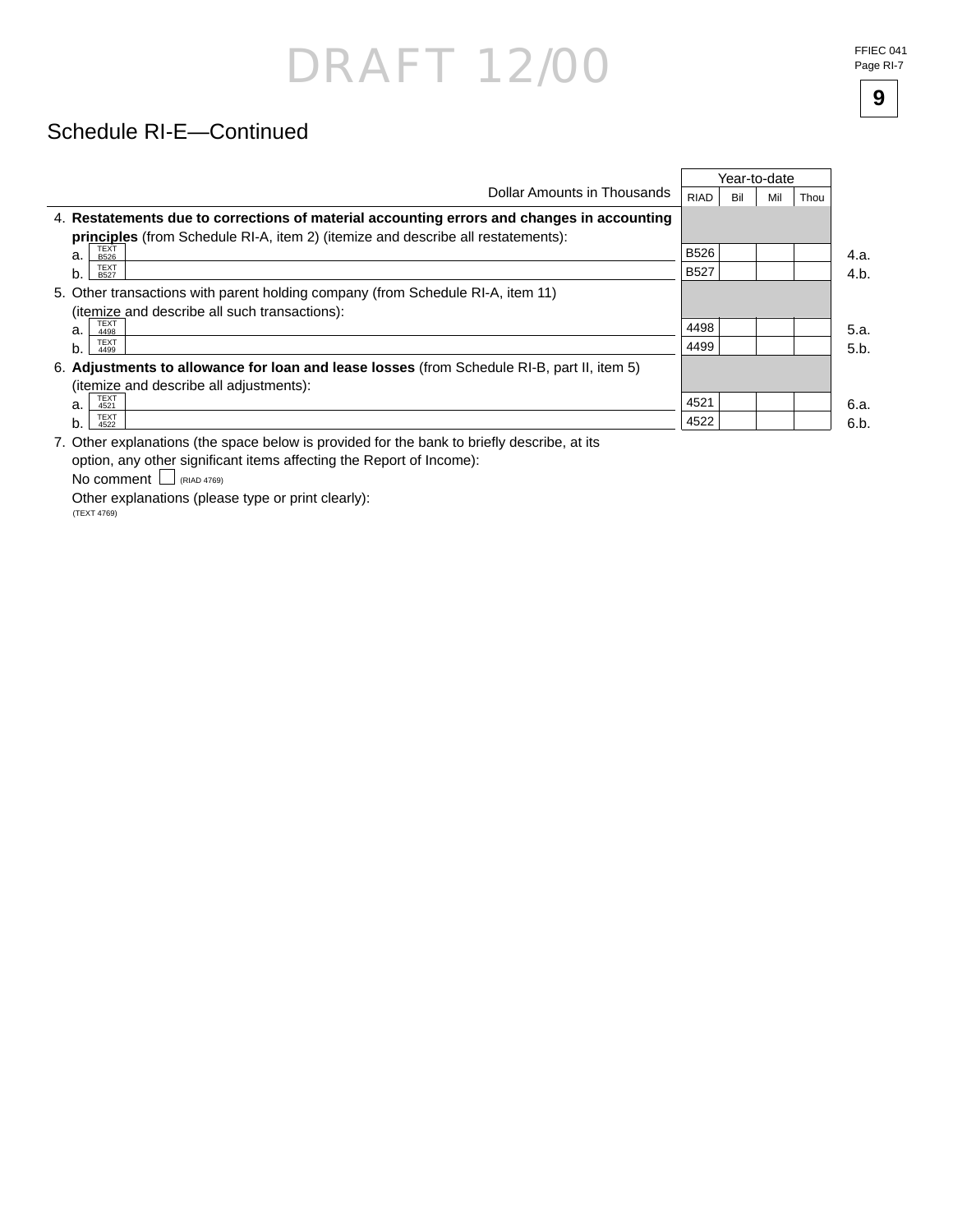DRAFT 12/00

## Schedule RI-E—Continued

| Dollar Amounts in Thousands | RIAD | Bil | Mil | Thou | |
|---|---|---|---|---|---|
| | Year-to-date | | | | |
| 4. **Restatements due to corrections of material accounting errors and changes in accounting principles** (from Schedule RI-A, item 2) (itemize and describe all restatements): | | | | | |
| a. TEXT B526 | B526 | | | | 4.a. |
| b. TEXT B527 | B527 | | | | 4.b. |
| 5. Other transactions with parent holding company (from Schedule RI-A, item 11) (itemize and describe all such transactions): | | | | | |
| a. TEXT 4498 | 4498 | | | | 5.a. |
| b. TEXT 4499 | 4499 | | | | 5.b. |
| 6. **Adjustments to allowance for loan and lease losses** (from Schedule RI-B, part II, item 5) (itemize and describe all adjustments): | | | | | |
| a. TEXT 4521 | 4521 | | | | 6.a. |
| b. TEXT 4522 | 4522 | | | | 6.b. |

7. Other explanations (the space below is provided for the bank to briefly describe, at its option, any other significant items affecting the Report of Income):

No comment ☐ (RIAD 4769)

Other explanations (please type or print clearly):
(TEXT 4769)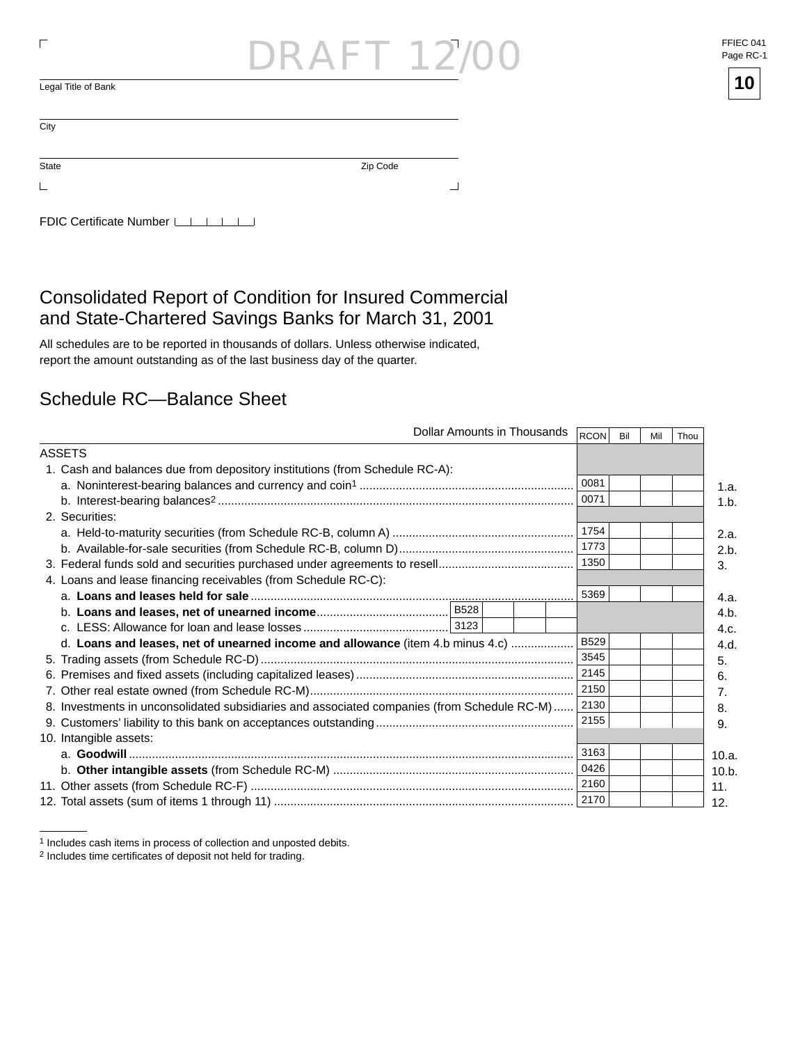DRAFT 12/00

FFIEC 041
Page RC-1

Legal Title of Bank

City

State　　　　　　　　　　　　　　Zip Code

FDIC Certificate Number

# Consolidated Report of Condition for Insured Commercial and State-Chartered Savings Banks for March 31, 2001

All schedules are to be reported in thousands of dollars. Unless otherwise indicated, report the amount outstanding as of the last business day of the quarter.

## Schedule RC—Balance Sheet

| Dollar Amounts in Thousands | | | | RCON | Bil | Mil | Thou | |
|---|---|---|---|---|---|---|---|---|
| ASSETS | | | | | | | | |
| 1. Cash and balances due from depository institutions (from Schedule RC-A): | | | | | | | | |
| a. Noninterest-bearing balances and currency and coin[1] | | | | 0081 | | | | 1.a. |
| b. Interest-bearing balances[2] | | | | 0071 | | | | 1.b. |
| 2. Securities: | | | | | | | | |
| a. Held-to-maturity securities (from Schedule RC-B, column A) | | | | 1754 | | | | 2.a. |
| b. Available-for-sale securities (from Schedule RC-B, column D) | | | | 1773 | | | | 2.b. |
| 3. Federal funds sold and securities purchased under agreements to resell | | | | 1350 | | | | 3. |
| 4. Loans and lease financing receivables (from Schedule RC-C): | | | | | | | | |
| a. **Loans and leases held for sale** | | | | 5369 | | | | 4.a. |
| b. **Loans and leases, net of unearned income** | B528 | | | | | | | 4.b. |
| c. LESS: Allowance for loan and lease losses | 3123 | | | | | | | 4.c. |
| d. **Loans and leases, net of unearned income and allowance** (item 4.b minus 4.c) | | | | B529 | | | | 4.d. |
| 5. Trading assets (from Schedule RC-D) | | | | 3545 | | | | 5. |
| 6. Premises and fixed assets (including capitalized leases) | | | | 2145 | | | | 6. |
| 7. Other real estate owned (from Schedule RC-M) | | | | 2150 | | | | 7. |
| 8. Investments in unconsolidated subsidiaries and associated companies (from Schedule RC-M) | | | | 2130 | | | | 8. |
| 9. Customers' liability to this bank on acceptances outstanding | | | | 2155 | | | | 9. |
| 10. Intangible assets: | | | | | | | | |
| a. **Goodwill** | | | | 3163 | | | | 10.a. |
| b. **Other intangible assets** (from Schedule RC-M) | | | | 0426 | | | | 10.b. |
| 11. Other assets (from Schedule RC-F) | | | | 2160 | | | | 11. |
| 12. Total assets (sum of items 1 through 11) | | | | 2170 | | | | 12. |

[1] Includes cash items in process of collection and unposted debits.
[2] Includes time certificates of deposit not held for trading.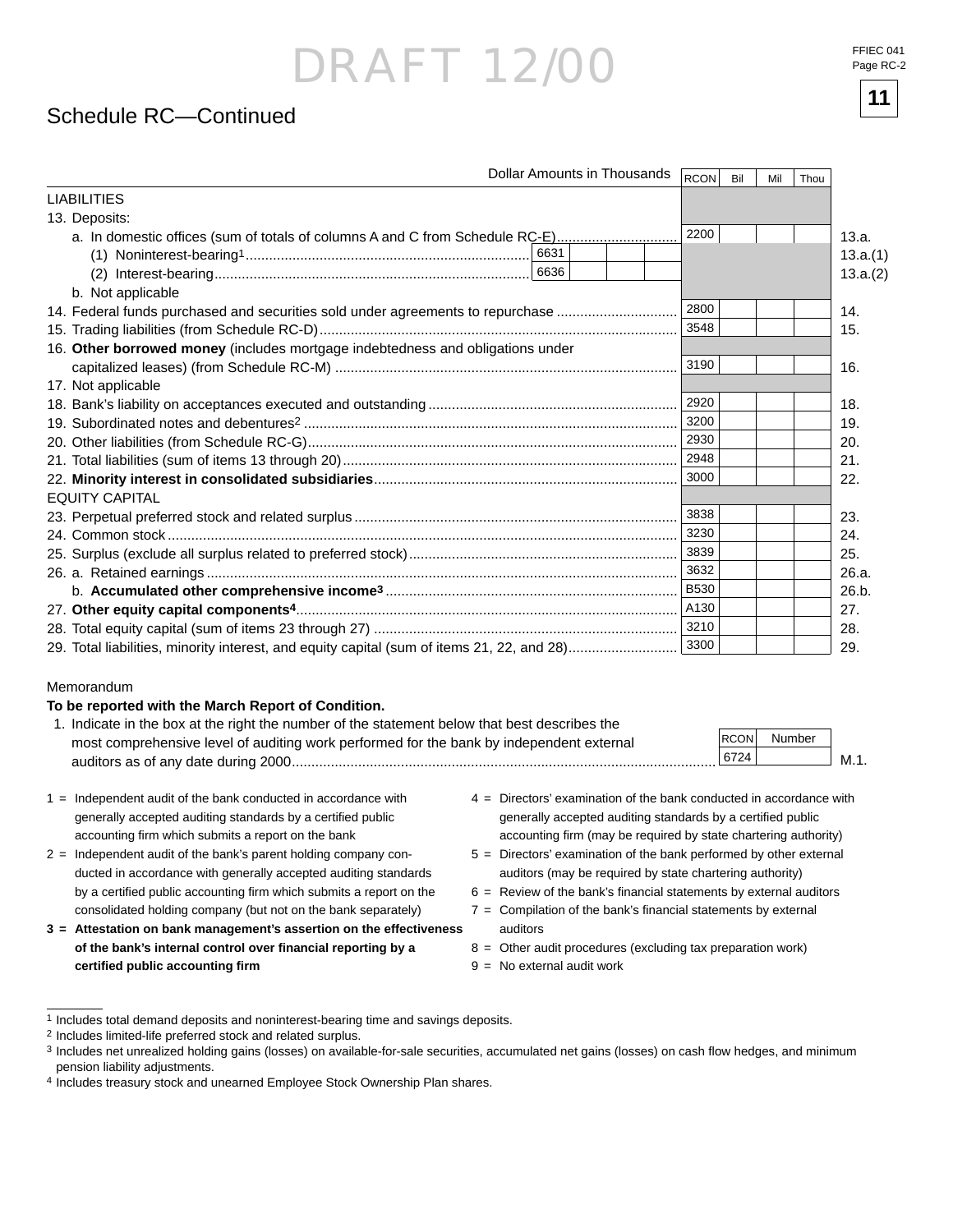DRAFT 12/00

# Schedule RC—Continued

| Dollar Amounts in Thousands | RCON | Bil | Mil | Thou | |
|---|---|---|---|---|---|
| LIABILITIES | | | | | |
| 13. Deposits: | | | | | |
| a. In domestic offices (sum of totals of columns A and C from Schedule RC-E) | 2200 | | | | 13.a. |
| (1) Noninterest-bearing[1] ........ 6631 | | | | | 13.a.(1) |
| (2) Interest-bearing ........ 6636 | | | | | 13.a.(2) |
| b. Not applicable | | | | | |
| 14. Federal funds purchased and securities sold under agreements to repurchase | 2800 | | | | 14. |
| 15. Trading liabilities (from Schedule RC-D) | 3548 | | | | 15. |
| 16. **Other borrowed money** (includes mortgage indebtedness and obligations under capitalized leases) (from Schedule RC-M) | 3190 | | | | 16. |
| 17. Not applicable | | | | | |
| 18. Bank's liability on acceptances executed and outstanding | 2920 | | | | 18. |
| 19. Subordinated notes and debentures[2] | 3200 | | | | 19. |
| 20. Other liabilities (from Schedule RC-G) | 2930 | | | | 20. |
| 21. Total liabilities (sum of items 13 through 20) | 2948 | | | | 21. |
| 22. **Minority interest in consolidated subsidiaries** | 3000 | | | | 22. |
| EQUITY CAPITAL | | | | | |
| 23. Perpetual preferred stock and related surplus | 3838 | | | | 23. |
| 24. Common stock | 3230 | | | | 24. |
| 25. Surplus (exclude all surplus related to preferred stock) | 3839 | | | | 25. |
| 26. a. Retained earnings | 3632 | | | | 26.a. |
| b. **Accumulated other comprehensive income**[3] | B530 | | | | 26.b. |
| 27. **Other equity capital components**[4] | A130 | | | | 27. |
| 28. Total equity capital (sum of items 23 through 27) | 3210 | | | | 28. |
| 29. Total liabilities, minority interest, and equity capital (sum of items 21, 22, and 28) | 3300 | | | | 29. |

Memorandum

**To be reported with the March Report of Condition.**

| | RCON | Number | |
|---|---|---|---|
| 1. Indicate in the box at the right the number of the statement below that best describes the most comprehensive level of auditing work performed for the bank by independent external auditors as of any date during 2000 | 6724 | | M.1. |

1 = Independent audit of the bank conducted in accordance with generally accepted auditing standards by a certified public accounting firm which submits a report on the bank

2 = Independent audit of the bank's parent holding company conducted in accordance with generally accepted auditing standards by a certified public accounting firm which submits a report on the consolidated holding company (but not on the bank separately)

**3 = Attestation on bank management's assertion on the effectiveness of the bank's internal control over financial reporting by a certified public accounting firm**

4 = Directors' examination of the bank conducted in accordance with generally accepted auditing standards by a certified public accounting firm (may be required by state chartering authority)

5 = Directors' examination of the bank performed by other external auditors (may be required by state chartering authority)

6 = Review of the bank's financial statements by external auditors

7 = Compilation of the bank's financial statements by external auditors

8 = Other audit procedures (excluding tax preparation work)

9 = No external audit work

---

[1] Includes total demand deposits and noninterest-bearing time and savings deposits.

[2] Includes limited-life preferred stock and related surplus.

[3] Includes net unrealized holding gains (losses) on available-for-sale securities, accumulated net gains (losses) on cash flow hedges, and minimum pension liability adjustments.

[4] Includes treasury stock and unearned Employee Stock Ownership Plan shares.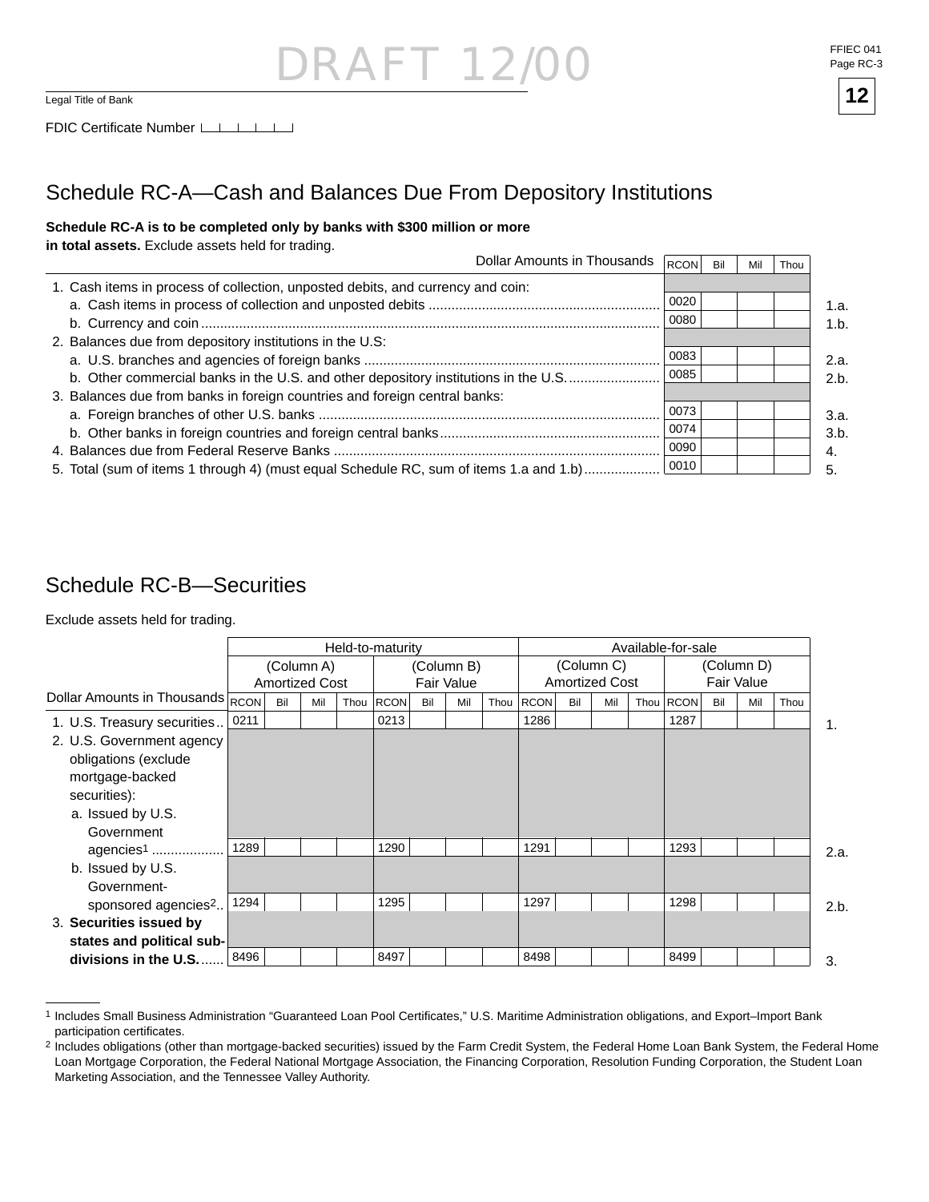DRAFT 12/00

Legal Title of Bank

FDIC Certificate Number

## Schedule RC-A—Cash and Balances Due From Depository Institutions

**Schedule RC-A is to be completed only by banks with $300 million or more in total assets.** Exclude assets held for trading.

| Dollar Amounts in Thousands | RCON | Bil | Mil | Thou | |
|---|---|---|---|---|---|
| 1. Cash items in process of collection, unposted debits, and currency and coin: | | | | | |
| a. Cash items in process of collection and unposted debits | 0020 | | | | 1.a. |
| b. Currency and coin | 0080 | | | | 1.b. |
| 2. Balances due from depository institutions in the U.S: | | | | | |
| a. U.S. branches and agencies of foreign banks | 0083 | | | | 2.a. |
| b. Other commercial banks in the U.S. and other depository institutions in the U.S. | 0085 | | | | 2.b. |
| 3. Balances due from banks in foreign countries and foreign central banks: | | | | | |
| a. Foreign branches of other U.S. banks | 0073 | | | | 3.a. |
| b. Other banks in foreign countries and foreign central banks | 0074 | | | | 3.b. |
| 4. Balances due from Federal Reserve Banks | 0090 | | | | 4. |
| 5. Total (sum of items 1 through 4) (must equal Schedule RC, sum of items 1.a and 1.b) | 0010 | | | | 5. |

## Schedule RC-B—Securities

Exclude assets held for trading.

| | Held-to-maturity | | | | | | | | Available-for-sale | | | | | | | | |
|---|---|---|---|---|---|---|---|---|---|---|---|---|---|---|---|---|---|
| | (Column A) Amortized Cost | | | | (Column B) Fair Value | | | | (Column C) Amortized Cost | | | | (Column D) Fair Value | | | | |
| Dollar Amounts in Thousands | RCON | Bil | Mil | Thou | RCON | Bil | Mil | Thou | RCON | Bil | Mil | Thou | RCON | Bil | Mil | Thou | |
| 1. U.S. Treasury securities | 0211 | | | | 0213 | | | | 1286 | | | | 1287 | | | | 1. |
| 2. U.S. Government agency obligations (exclude mortgage-backed securities): | | | | | | | | | | | | | | | | | |
| a. Issued by U.S. Government agencies[1] | 1289 | | | | 1290 | | | | 1291 | | | | 1293 | | | | 2.a. |
| b. Issued by U.S. Government-sponsored agencies[2] | 1294 | | | | 1295 | | | | 1297 | | | | 1298 | | | | 2.b. |
| 3. **Securities issued by states and political subdivisions in the U.S.** | 8496 | | | | 8497 | | | | 8498 | | | | 8499 | | | | 3. |

[1] Includes Small Business Administration "Guaranteed Loan Pool Certificates," U.S. Maritime Administration obligations, and Export–Import Bank participation certificates.

[2] Includes obligations (other than mortgage-backed securities) issued by the Farm Credit System, the Federal Home Loan Bank System, the Federal Home Loan Mortgage Corporation, the Federal National Mortgage Association, the Financing Corporation, Resolution Funding Corporation, the Student Loan Marketing Association, and the Tennessee Valley Authority.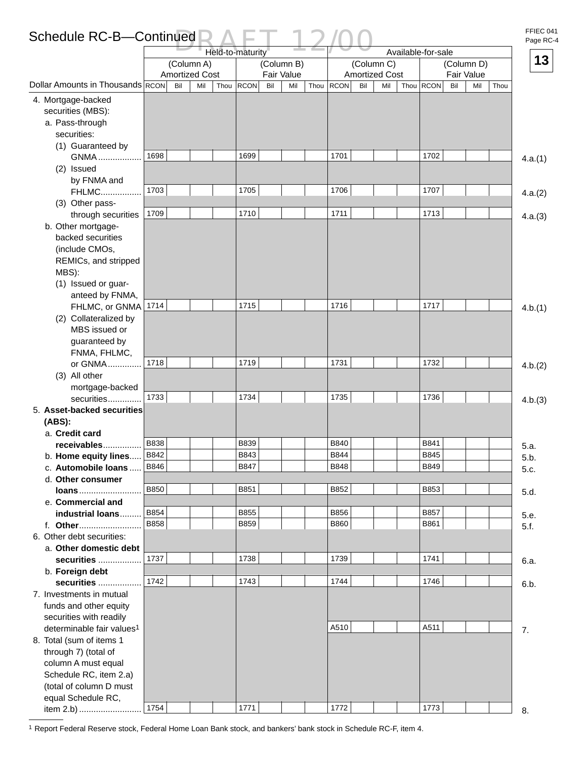# Schedule RC-B—Continued

DRAFT 12/00

FFIEC 041
Page RC-4

**13**

| Dollar Amounts in Thousands | Held-to-maturity (Column A) Amortized Cost RCON Bil Mil Thou | Held-to-maturity (Column B) Fair Value RCON Bil Mil Thou | Available-for-sale (Column C) Amortized Cost RCON Bil Mil Thou | Available-for-sale (Column D) Fair Value RCON Bil Mil Thou | |
|---|---|---|---|---|---|
| 4. Mortgage-backed securities (MBS): | | | | | |
| a. Pass-through securities: | | | | | |
| (1) Guaranteed by GNMA | 1698 | 1699 | 1701 | 1702 | 4.a.(1) |
| (2) Issued by FNMA and FHLMC | 1703 | 1705 | 1706 | 1707 | 4.a.(2) |
| (3) Other pass-through securities | 1709 | 1710 | 1711 | 1713 | 4.a.(3) |
| b. Other mortgage-backed securities (include CMOs, REMICs, and stripped MBS): | | | | | |
| (1) Issued or guaranteed by FNMA, FHLMC, or GNMA | 1714 | 1715 | 1716 | 1717 | 4.b.(1) |
| (2) Collateralized by MBS issued or guaranteed by FNMA, FHLMC, or GNMA | 1718 | 1719 | 1731 | 1732 | 4.b.(2) |
| (3) All other mortgage-backed securities | 1733 | 1734 | 1735 | 1736 | 4.b.(3) |
| 5. **Asset-backed securities (ABS):** | | | | | |
| a. **Credit card receivables** | B838 | B839 | B840 | B841 | 5.a. |
| b. **Home equity lines** | B842 | B843 | B844 | B845 | 5.b. |
| c. **Automobile loans** | B846 | B847 | B848 | B849 | 5.c. |
| d. **Other consumer loans** | B850 | B851 | B852 | B853 | 5.d. |
| e. **Commercial and industrial loans** | B854 | B855 | B856 | B857 | 5.e. |
| f. **Other** | B858 | B859 | B860 | B861 | 5.f. |
| 6. Other debt securities: | | | | | |
| a. **Other domestic debt securities** | 1737 | 1738 | 1739 | 1741 | 6.a. |
| b. **Foreign debt securities** | 1742 | 1743 | 1744 | 1746 | 6.b. |
| 7. Investments in mutual funds and other equity securities with readily determinable fair values[1] | | | A510 | A511 | 7. |
| 8. Total (sum of items 1 through 7) (total of column A must equal Schedule RC, item 2.a) (total of column D must equal Schedule RC, item 2.b) | 1754 | 1771 | 1772 | 1773 | 8. |

[1] Report Federal Reserve stock, Federal Home Loan Bank stock, and bankers' bank stock in Schedule RC-F, item 4.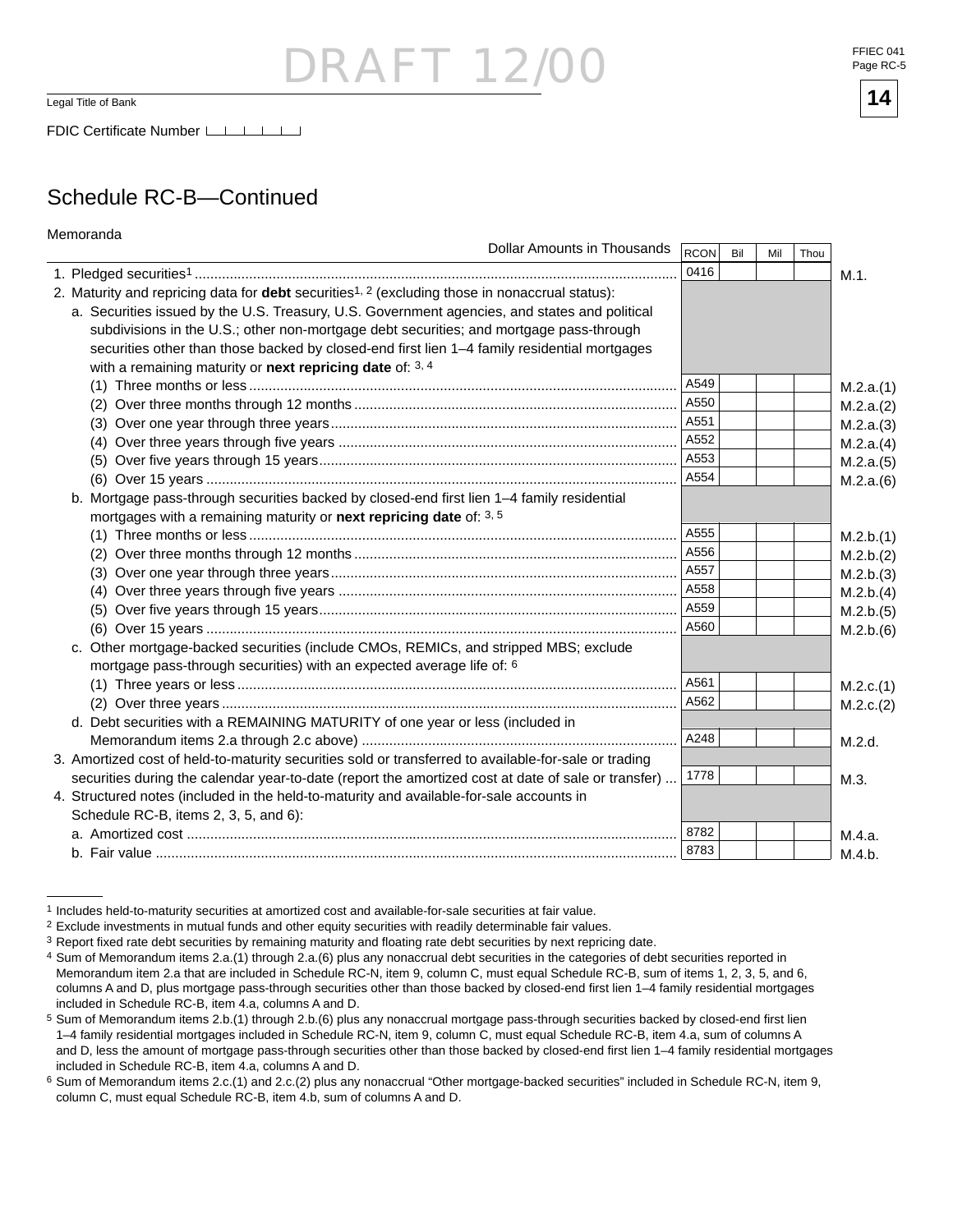DRAFT 12/00

Legal Title of Bank

FDIC Certificate Number

## Schedule RC-B—Continued

Memoranda

| Dollar Amounts in Thousands | RCON | Bil | Mil | Thou | |
|---|---|---|---|---|---|
| 1. Pledged securities[1] | 0416 | | | | M.1. |
| 2. Maturity and repricing data for **debt** securities[1, 2] (excluding those in nonaccrual status): | | | | | |
| a. Securities issued by the U.S. Treasury, U.S. Government agencies, and states and political subdivisions in the U.S.; other non-mortgage debt securities; and mortgage pass-through securities other than those backed by closed-end first lien 1–4 family residential mortgages with a remaining maturity or **next repricing date** of: [3, 4] | | | | | |
| (1) Three months or less | A549 | | | | M.2.a.(1) |
| (2) Over three months through 12 months | A550 | | | | M.2.a.(2) |
| (3) Over one year through three years | A551 | | | | M.2.a.(3) |
| (4) Over three years through five years | A552 | | | | M.2.a.(4) |
| (5) Over five years through 15 years | A553 | | | | M.2.a.(5) |
| (6) Over 15 years | A554 | | | | M.2.a.(6) |
| b. Mortgage pass-through securities backed by closed-end first lien 1–4 family residential mortgages with a remaining maturity or **next repricing date** of: [3, 5] | | | | | |
| (1) Three months or less | A555 | | | | M.2.b.(1) |
| (2) Over three months through 12 months | A556 | | | | M.2.b.(2) |
| (3) Over one year through three years | A557 | | | | M.2.b.(3) |
| (4) Over three years through five years | A558 | | | | M.2.b.(4) |
| (5) Over five years through 15 years | A559 | | | | M.2.b.(5) |
| (6) Over 15 years | A560 | | | | M.2.b.(6) |
| c. Other mortgage-backed securities (include CMOs, REMICs, and stripped MBS; exclude mortgage pass-through securities) with an expected average life of: [6] | | | | | |
| (1) Three years or less | A561 | | | | M.2.c.(1) |
| (2) Over three years | A562 | | | | M.2.c.(2) |
| d. Debt securities with a REMAINING MATURITY of one year or less (included in Memorandum items 2.a through 2.c above) | A248 | | | | M.2.d. |
| 3. Amortized cost of held-to-maturity securities sold or transferred to available-for-sale or trading securities during the calendar year-to-date (report the amortized cost at date of sale or transfer) | 1778 | | | | M.3. |
| 4. Structured notes (included in the held-to-maturity and available-for-sale accounts in Schedule RC-B, items 2, 3, 5, and 6): | | | | | |
| a. Amortized cost | 8782 | | | | M.4.a. |
| b. Fair value | 8783 | | | | M.4.b. |

[1] Includes held-to-maturity securities at amortized cost and available-for-sale securities at fair value.

[2] Exclude investments in mutual funds and other equity securities with readily determinable fair values.

[3] Report fixed rate debt securities by remaining maturity and floating rate debt securities by next repricing date.

[4] Sum of Memorandum items 2.a.(1) through 2.a.(6) plus any nonaccrual debt securities in the categories of debt securities reported in Memorandum item 2.a that are included in Schedule RC-N, item 9, column C, must equal Schedule RC-B, sum of items 1, 2, 3, 5, and 6, columns A and D, plus mortgage pass-through securities other than those backed by closed-end first lien 1–4 family residential mortgages included in Schedule RC-B, item 4.a, columns A and D.

[5] Sum of Memorandum items 2.b.(1) through 2.b.(6) plus any nonaccrual mortgage pass-through securities backed by closed-end first lien 1–4 family residential mortgages included in Schedule RC-N, item 9, column C, must equal Schedule RC-B, item 4.a, sum of columns A and D, less the amount of mortgage pass-through securities other than those backed by closed-end first lien 1–4 family residential mortgages included in Schedule RC-B, item 4.a, columns A and D.

[6] Sum of Memorandum items 2.c.(1) and 2.c.(2) plus any nonaccrual "Other mortgage-backed securities" included in Schedule RC-N, item 9, column C, must equal Schedule RC-B, item 4.b, sum of columns A and D.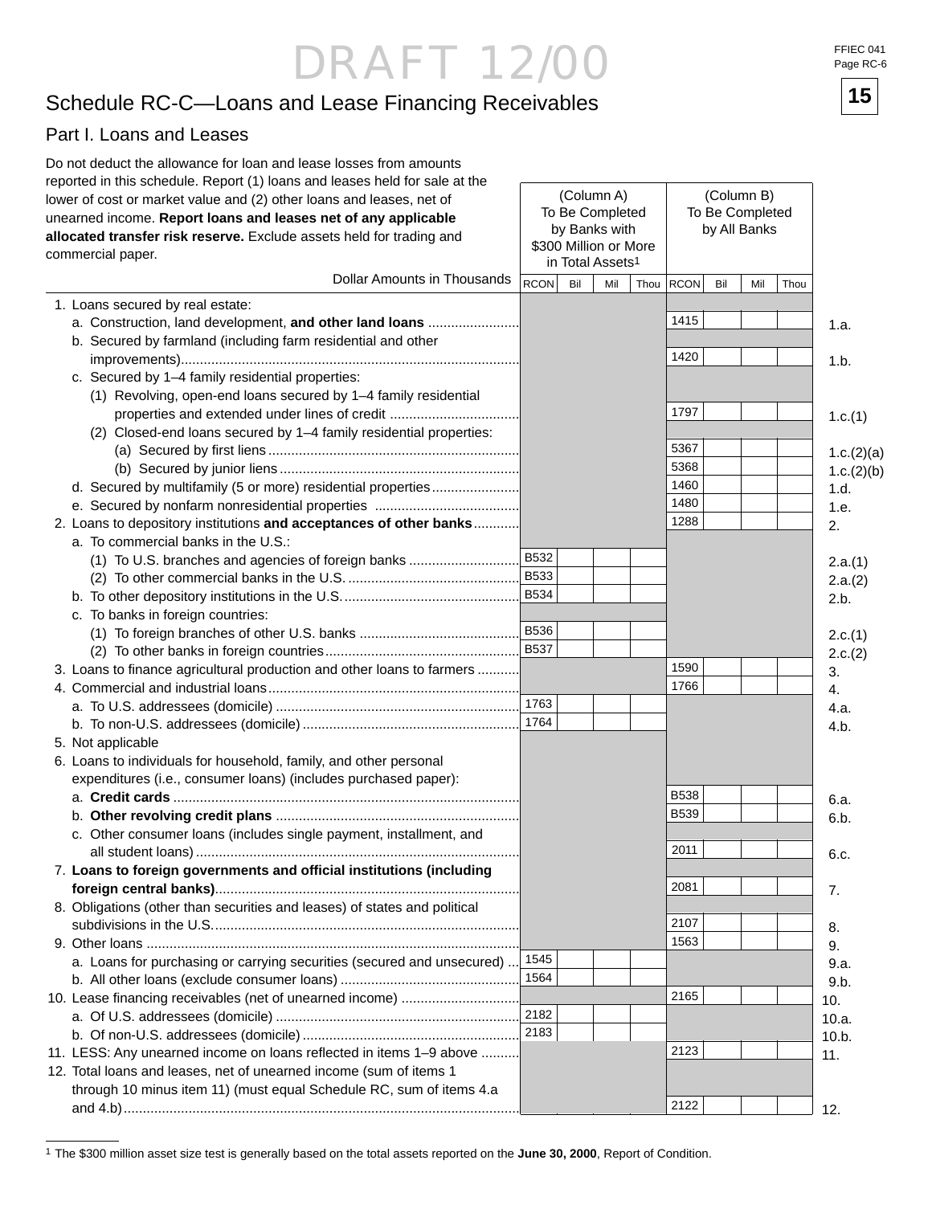DRAFT 12/00

FFIEC 041
Page RC-6

## Schedule RC-C—Loans and Lease Financing Receivables

### Part I. Loans and Leases

Do not deduct the allowance for loan and lease losses from amounts reported in this schedule. Report (1) loans and leases held for sale at the lower of cost or market value and (2) other loans and leases, net of unearned income. **Report loans and leases net of any applicable allocated transfer risk reserve.** Exclude assets held for trading and commercial paper.

| Dollar Amounts in Thousands | (Column A) To Be Completed by Banks with $300 Million or More in Total Assets[1] RCON | Bil | Mil | Thou | (Column B) To Be Completed by All Banks RCON | Bil | Mil | Thou | |
|---|---|---|---|---|---|---|---|---|---|
| 1. Loans secured by real estate: | | | | | | | | | |
| a. Construction, land development, **and other land loans** | | | | | 1415 | | | | 1.a. |
| b. Secured by farmland (including farm residential and other improvements) | | | | | 1420 | | | | 1.b. |
| c. Secured by 1–4 family residential properties: | | | | | | | | | |
| (1) Revolving, open-end loans secured by 1–4 family residential properties and extended under lines of credit | | | | | 1797 | | | | 1.c.(1) |
| (2) Closed-end loans secured by 1–4 family residential properties: | | | | | | | | | |
| (a) Secured by first liens | | | | | 5367 | | | | 1.c.(2)(a) |
| (b) Secured by junior liens | | | | | 5368 | | | | 1.c.(2)(b) |
| d. Secured by multifamily (5 or more) residential properties | | | | | 1460 | | | | 1.d. |
| e. Secured by nonfarm nonresidential properties | | | | | 1480 | | | | 1.e. |
| 2. Loans to depository institutions **and acceptances of other banks** | | | | | 1288 | | | | 2. |
| a. To commercial banks in the U.S.: | | | | | | | | | |
| (1) To U.S. branches and agencies of foreign banks | B532 | | | | | | | | 2.a.(1) |
| (2) To other commercial banks in the U.S. | B533 | | | | | | | | 2.a.(2) |
| b. To other depository institutions in the U.S. | B534 | | | | | | | | 2.b. |
| c. To banks in foreign countries: | | | | | | | | | |
| (1) To foreign branches of other U.S. banks | B536 | | | | | | | | 2.c.(1) |
| (2) To other banks in foreign countries | B537 | | | | | | | | 2.c.(2) |
| 3. Loans to finance agricultural production and other loans to farmers | | | | | 1590 | | | | 3. |
| 4. Commercial and industrial loans | | | | | 1766 | | | | 4. |
| a. To U.S. addressees (domicile) | 1763 | | | | | | | | 4.a. |
| b. To non-U.S. addressees (domicile) | 1764 | | | | | | | | 4.b. |
| 5. Not applicable | | | | | | | | | |
| 6. Loans to individuals for household, family, and other personal expenditures (i.e., consumer loans) (includes purchased paper): | | | | | | | | | |
| a. **Credit cards** | | | | | B538 | | | | 6.a. |
| b. **Other revolving credit plans** | | | | | B539 | | | | 6.b. |
| c. Other consumer loans (includes single payment, installment, and all student loans) | | | | | 2011 | | | | 6.c. |
| 7. **Loans to foreign governments and official institutions (including foreign central banks)** | | | | | 2081 | | | | 7. |
| 8. Obligations (other than securities and leases) of states and political subdivisions in the U.S. | | | | | 2107 | | | | 8. |
| 9. Other loans | | | | | 1563 | | | | 9. |
| a. Loans for purchasing or carrying securities (secured and unsecured) | 1545 | | | | | | | | 9.a. |
| b. All other loans (exclude consumer loans) | 1564 | | | | | | | | 9.b. |
| 10. Lease financing receivables (net of unearned income) | | | | | 2165 | | | | 10. |
| a. Of U.S. addressees (domicile) | 2182 | | | | | | | | 10.a. |
| b. Of non-U.S. addressees (domicile) | 2183 | | | | | | | | 10.b. |
| 11. LESS: Any unearned income on loans reflected in items 1–9 above | | | | | 2123 | | | | 11. |
| 12. Total loans and leases, net of unearned income (sum of items 1 through 10 minus item 11) (must equal Schedule RC, sum of items 4.a and 4.b) | | | | | 2122 | | | | 12. |

[1] The $300 million asset size test is generally based on the total assets reported on the **June 30, 2000**, Report of Condition.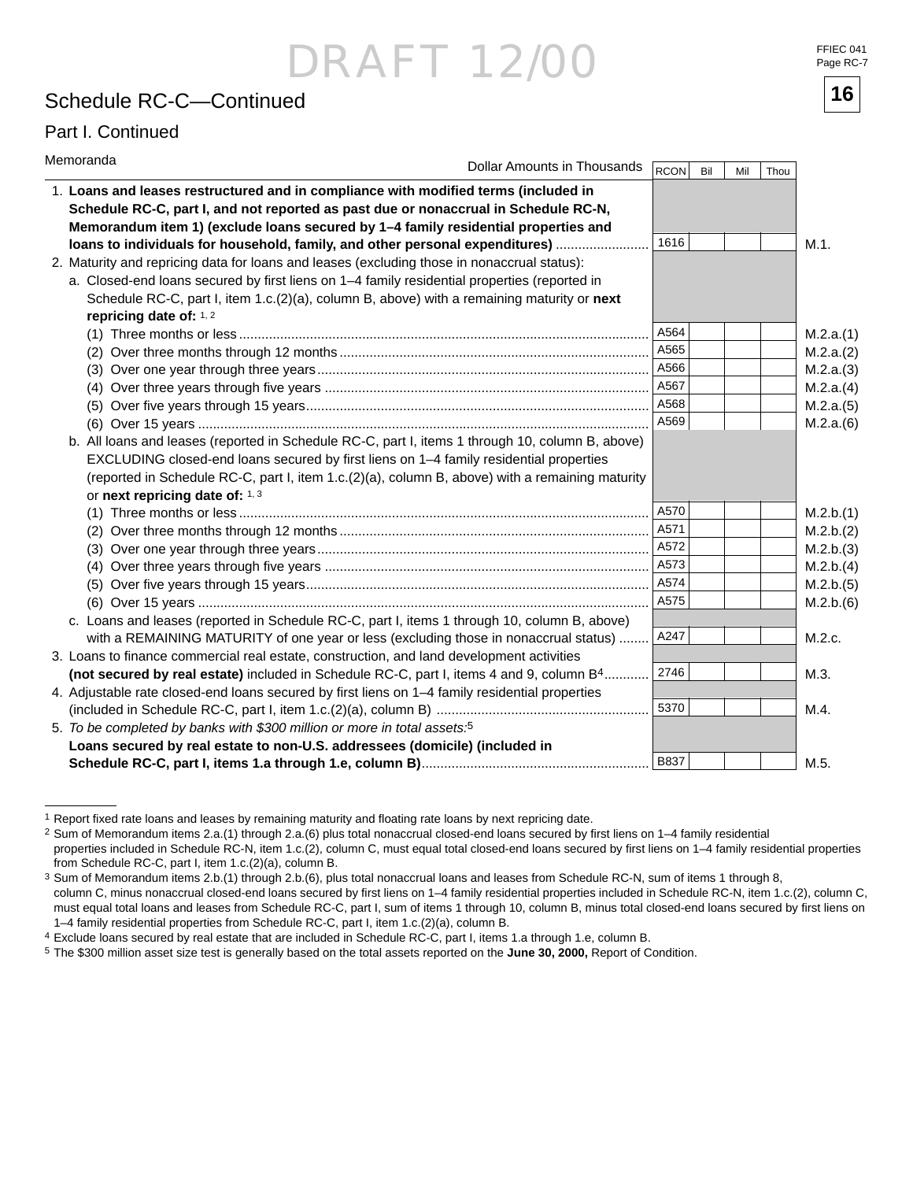DRAFT 12/00

FFIEC 041
Page RC-7

# Schedule RC-C—Continued

## Part I. Continued

Memoranda

| Dollar Amounts in Thousands | RCON | Bil | Mil | Thou | |
|---|---|---|---|---|---|
| 1. **Loans and leases restructured and in compliance with modified terms (included in Schedule RC-C, part I, and not reported as past due or nonaccrual in Schedule RC-N, Memorandum item 1) (exclude loans secured by 1–4 family residential properties and loans to individuals for household, family, and other personal expenditures)** | 1616 | | | | M.1. |
| 2. Maturity and repricing data for loans and leases (excluding those in nonaccrual status): | | | | | |
| a. Closed-end loans secured by first liens on 1–4 family residential properties (reported in Schedule RC-C, part I, item 1.c.(2)(a), column B, above) with a remaining maturity or **next repricing date of:** [1, 2] | | | | | |
| (1) Three months or less | A564 | | | | M.2.a.(1) |
| (2) Over three months through 12 months | A565 | | | | M.2.a.(2) |
| (3) Over one year through three years | A566 | | | | M.2.a.(3) |
| (4) Over three years through five years | A567 | | | | M.2.a.(4) |
| (5) Over five years through 15 years | A568 | | | | M.2.a.(5) |
| (6) Over 15 years | A569 | | | | M.2.a.(6) |
| b. All loans and leases (reported in Schedule RC-C, part I, items 1 through 10, column B, above) EXCLUDING closed-end loans secured by first liens on 1–4 family residential properties (reported in Schedule RC-C, part I, item 1.c.(2)(a), column B, above) with a remaining maturity or **next repricing date of:** [1, 3] | | | | | |
| (1) Three months or less | A570 | | | | M.2.b.(1) |
| (2) Over three months through 12 months | A571 | | | | M.2.b.(2) |
| (3) Over one year through three years | A572 | | | | M.2.b.(3) |
| (4) Over three years through five years | A573 | | | | M.2.b.(4) |
| (5) Over five years through 15 years | A574 | | | | M.2.b.(5) |
| (6) Over 15 years | A575 | | | | M.2.b.(6) |
| c. Loans and leases (reported in Schedule RC-C, part I, items 1 through 10, column B, above) with a REMAINING MATURITY of one year or less (excluding those in nonaccrual status) | A247 | | | | M.2.c. |
| 3. Loans to finance commercial real estate, construction, and land development activities **(not secured by real estate)** included in Schedule RC-C, part I, items 4 and 9, column B[4] | 2746 | | | | M.3. |
| 4. Adjustable rate closed-end loans secured by first liens on 1–4 family residential properties (included in Schedule RC-C, part I, item 1.c.(2)(a), column B) | 5370 | | | | M.4. |
| 5. *To be completed by banks with $300 million or more in total assets:*[5] **Loans secured by real estate to non-U.S. addressees (domicile) (included in Schedule RC-C, part I, items 1.a through 1.e, column B)** | B837 | | | | M.5. |

[1] Report fixed rate loans and leases by remaining maturity and floating rate loans by next repricing date.

[2] Sum of Memorandum items 2.a.(1) through 2.a.(6) plus total nonaccrual closed-end loans secured by first liens on 1–4 family residential properties included in Schedule RC-N, item 1.c.(2), column C, must equal total closed-end loans secured by first liens on 1–4 family residential properties from Schedule RC-C, part I, item 1.c.(2)(a), column B.

[3] Sum of Memorandum items 2.b.(1) through 2.b.(6), plus total nonaccrual loans and leases from Schedule RC-N, sum of items 1 through 8, column C, minus nonaccrual closed-end loans secured by first liens on 1–4 family residential properties included in Schedule RC-N, item 1.c.(2), column C, must equal total loans and leases from Schedule RC-C, part I, sum of items 1 through 10, column B, minus total closed-end loans secured by first liens on 1–4 family residential properties from Schedule RC-C, part I, item 1.c.(2)(a), column B.

[4] Exclude loans secured by real estate that are included in Schedule RC-C, part I, items 1.a through 1.e, column B.

[5] The $300 million asset size test is generally based on the total assets reported on the **June 30, 2000,** Report of Condition.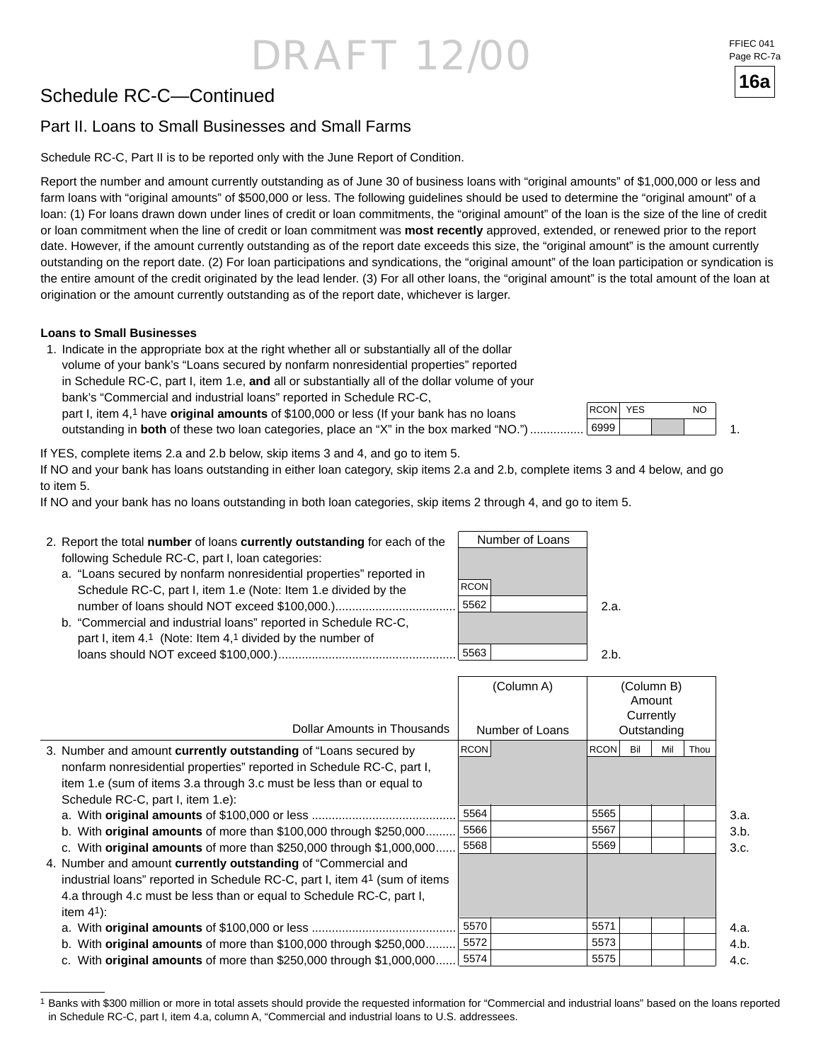DRAFT 12/00

FFIEC 041
Page RC-7a

**16a**

## Schedule RC-C—Continued

### Part II. Loans to Small Businesses and Small Farms

Schedule RC-C, Part II is to be reported only with the June Report of Condition.

Report the number and amount currently outstanding as of June 30 of business loans with "original amounts" of $1,000,000 or less and farm loans with "original amounts" of $500,000 or less. The following guidelines should be used to determine the "original amount" of a loan: (1) For loans drawn down under lines of credit or loan commitments, the "original amount" of the loan is the size of the line of credit or loan commitment when the line of credit or loan commitment was **most recently** approved, extended, or renewed prior to the report date. However, if the amount currently outstanding as of the report date exceeds this size, the "original amount" is the amount currently outstanding on the report date. (2) For loan participations and syndications, the "original amount" of the loan participation or syndication is the entire amount of the credit originated by the lead lender. (3) For all other loans, the "original amount" is the total amount of the loan at origination or the amount currently outstanding as of the report date, whichever is larger.

**Loans to Small Businesses**

| | RCON | YES | NO | |
|---|---|---|---|---|
| 1. Indicate in the appropriate box at the right whether all or substantially all of the dollar volume of your bank's "Loans secured by nonfarm nonresidential properties" reported in Schedule RC-C, part I, item 1.e, **and** all or substantially all of the dollar volume of your bank's "Commercial and industrial loans" reported in Schedule RC-C, part I, item 4,[1] have **original amounts** of $100,000 or less (If your bank has no loans outstanding in **both** of these two loan categories, place an "X" in the box marked "NO.") | 6999 | | | 1. |

If YES, complete items 2.a and 2.b below, skip items 3 and 4, and go to item 5.
If NO and your bank has loans outstanding in either loan category, skip items 2.a and 2.b, complete items 3 and 4 below, and go to item 5.
If NO and your bank has no loans outstanding in both loan categories, skip items 2 through 4, and go to item 5.

| | Number of Loans | |
|---|---|---|
| 2. Report the total **number** of loans **currently outstanding** for each of the following Schedule RC-C, part I, loan categories: | RCON | |
| a. "Loans secured by nonfarm nonresidential properties" reported in Schedule RC-C, part I, item 1.e (Note: Item 1.e divided by the number of loans should NOT exceed $100,000.) | 5562 | 2.a. |
| b. "Commercial and industrial loans" reported in Schedule RC-C, part I, item 4.[1] (Note: Item 4,[1] divided by the number of loans should NOT exceed $100,000.) | 5563 | 2.b. |

| Dollar Amounts in Thousands | (Column A) Number of Loans | | (Column B) Amount Currently Outstanding | | | | |
|---|---|---|---|---|---|---|---|
| | RCON | | RCON | Bil | Mil | Thou | |
| 3. Number and amount **currently outstanding** of "Loans secured by nonfarm nonresidential properties" reported in Schedule RC-C, part I, item 1.e (sum of items 3.a through 3.c must be less than or equal to Schedule RC-C, part I, item 1.e): | | | | | | | |
| a. With **original amounts** of $100,000 or less | 5564 | | 5565 | | | | 3.a. |
| b. With **original amounts** of more than $100,000 through $250,000 | 5566 | | 5567 | | | | 3.b. |
| c. With **original amounts** of more than $250,000 through $1,000,000 | 5568 | | 5569 | | | | 3.c. |
| 4. Number and amount **currently outstanding** of "Commercial and industrial loans" reported in Schedule RC-C, part I, item 4[1] (sum of items 4.a through 4.c must be less than or equal to Schedule RC-C, part I, item 4[1]): | | | | | | | |
| a. With **original amounts** of $100,000 or less | 5570 | | 5571 | | | | 4.a. |
| b. With **original amounts** of more than $100,000 through $250,000 | 5572 | | 5573 | | | | 4.b. |
| c. With **original amounts** of more than $250,000 through $1,000,000 | 5574 | | 5575 | | | | 4.c. |

[1] Banks with $300 million or more in total assets should provide the requested information for "Commercial and industrial loans" based on the loans reported in Schedule RC-C, part I, item 4.a, column A, "Commercial and industrial loans to U.S. addressees."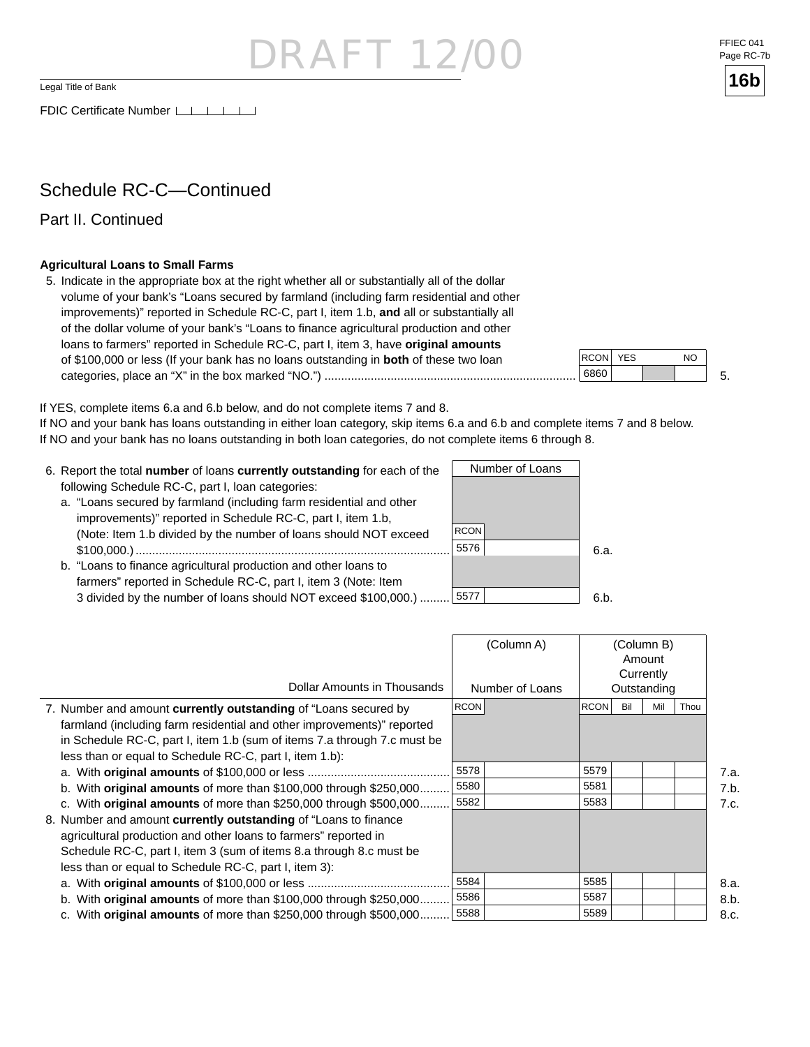DRAFT 12/00

FFIEC 041
Page RC-7b

**16b**

Legal Title of Bank

FDIC Certificate Number

## Schedule RC-C—Continued

### Part II. Continued

**Agricultural Loans to Small Farms**

5. Indicate in the appropriate box at the right whether all or substantially all of the dollar volume of your bank's "Loans secured by farmland (including farm residential and other improvements)" reported in Schedule RC-C, part I, item 1.b, **and** all or substantially all of the dollar volume of your bank's "Loans to finance agricultural production and other loans to farmers" reported in Schedule RC-C, part I, item 3, have **original amounts** of $100,000 or less (If your bank has no loans outstanding in **both** of these two loan categories, place an "X" in the box marked "NO.") ..........

| RCON | YES | | NO | |
|---|---|---|---|---|
| 6860 | | | | 5. |

If YES, complete items 6.a and 6.b below, and do not complete items 7 and 8.
If NO and your bank has loans outstanding in either loan category, skip items 6.a and 6.b and complete items 7 and 8 below.
If NO and your bank has no loans outstanding in both loan categories, do not complete items 6 through 8.

| | Number of Loans | | |
|---|---|---|---|
| 6. Report the total **number** of loans **currently outstanding** for each of the following Schedule RC-C, part I, loan categories: | RCON | | |
| a. "Loans secured by farmland (including farm residential and other improvements)" reported in Schedule RC-C, part I, item 1.b, (Note: Item 1.b divided by the number of loans should NOT exceed $100,000.) .......... | 5576 | | 6.a. |
| b. "Loans to finance agricultural production and other loans to farmers" reported in Schedule RC-C, part I, item 3 (Note: Item 3 divided by the number of loans should NOT exceed $100,000.) .......... | 5577 | | 6.b. |

| Dollar Amounts in Thousands | (Column A) Number of Loans | | (Column B) Amount Currently Outstanding | | | | |
|---|---|---|---|---|---|---|---|
| | RCON | | RCON | Bil | Mil | Thou | |
| 7. Number and amount **currently outstanding** of "Loans secured by farmland (including farm residential and other improvements)" reported in Schedule RC-C, part I, item 1.b (sum of items 7.a through 7.c must be less than or equal to Schedule RC-C, part I, item 1.b): | | | | | | | |
| a. With **original amounts** of $100,000 or less .......... | 5578 | | 5579 | | | | 7.a. |
| b. With **original amounts** of more than $100,000 through $250,000.......... | 5580 | | 5581 | | | | 7.b. |
| c. With **original amounts** of more than $250,000 through $500,000.......... | 5582 | | 5583 | | | | 7.c. |
| 8. Number and amount **currently outstanding** of "Loans to finance agricultural production and other loans to farmers" reported in Schedule RC-C, part I, item 3 (sum of items 8.a through 8.c must be less than or equal to Schedule RC-C, part I, item 3): | | | | | | | |
| a. With **original amounts** of $100,000 or less .......... | 5584 | | 5585 | | | | 8.a. |
| b. With **original amounts** of more than $100,000 through $250,000.......... | 5586 | | 5587 | | | | 8.b. |
| c. With **original amounts** of more than $250,000 through $500,000.......... | 5588 | | 5589 | | | | 8.c. |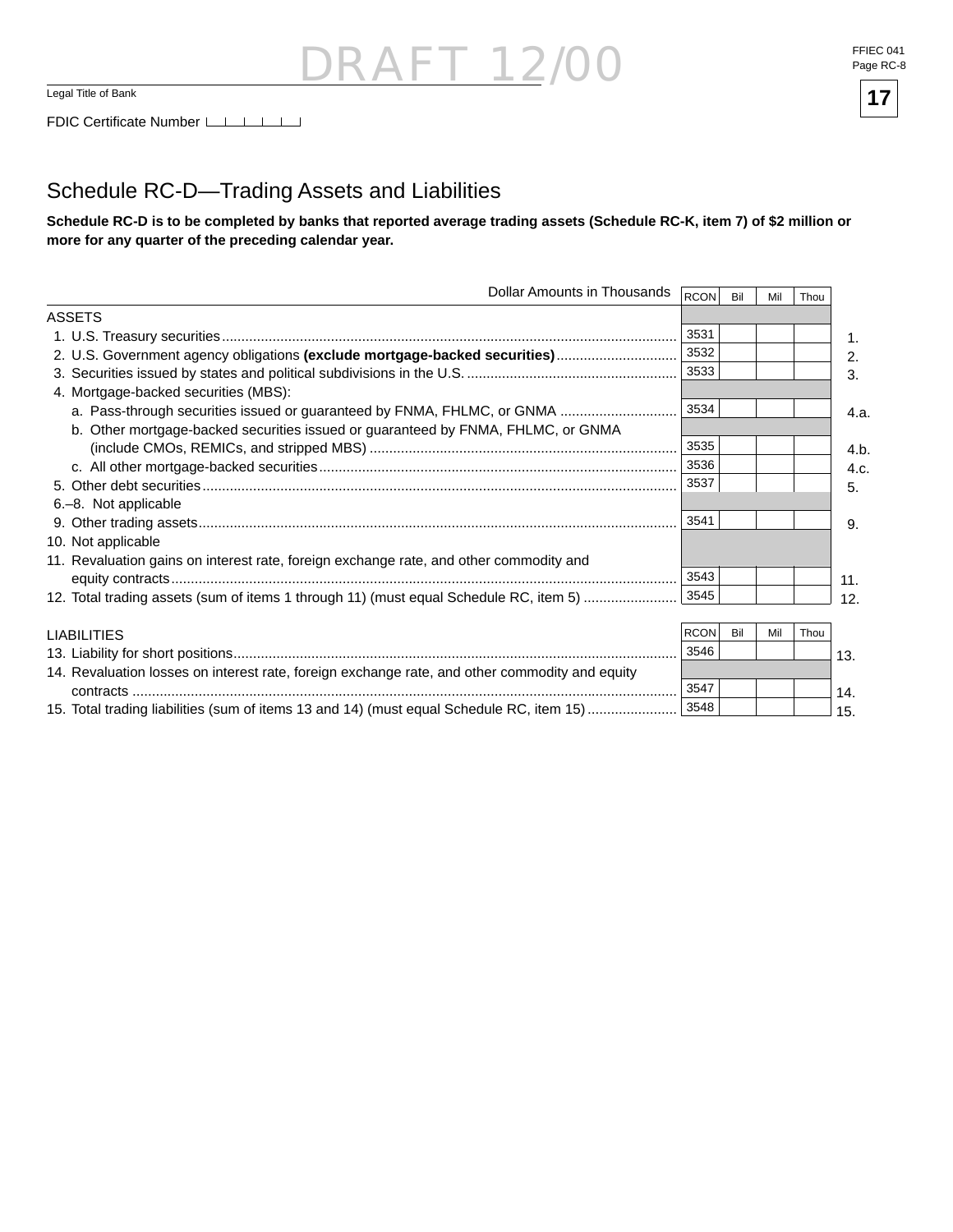DRAFT 12/00

FFIEC 041
Page RC-8

**17**

Legal Title of Bank

FDIC Certificate Number

## Schedule RC-D—Trading Assets and Liabilities

**Schedule RC-D is to be completed by banks that reported average trading assets (Schedule RC-K, item 7) of $2 million or more for any quarter of the preceding calendar year.**

| Dollar Amounts in Thousands | RCON | Bil | Mil | Thou | |
|---|---|---|---|---|---|
| ASSETS | | | | | |
| 1. U.S. Treasury securities | 3531 | | | | 1. |
| 2. U.S. Government agency obligations **(exclude mortgage-backed securities)** | 3532 | | | | 2. |
| 3. Securities issued by states and political subdivisions in the U.S. | 3533 | | | | 3. |
| 4. Mortgage-backed securities (MBS): | | | | | |
| a. Pass-through securities issued or guaranteed by FNMA, FHLMC, or GNMA | 3534 | | | | 4.a. |
| b. Other mortgage-backed securities issued or guaranteed by FNMA, FHLMC, or GNMA (include CMOs, REMICs, and stripped MBS) | 3535 | | | | 4.b. |
| c. All other mortgage-backed securities | 3536 | | | | 4.c. |
| 5. Other debt securities | 3537 | | | | 5. |
| 6.–8. Not applicable | | | | | |
| 9. Other trading assets | 3541 | | | | 9. |
| 10. Not applicable | | | | | |
| 11. Revaluation gains on interest rate, foreign exchange rate, and other commodity and equity contracts | 3543 | | | | 11. |
| 12. Total trading assets (sum of items 1 through 11) (must equal Schedule RC, item 5) | 3545 | | | | 12. |

| LIABILITIES | RCON | Bil | Mil | Thou | |
|---|---|---|---|---|---|
| 13. Liability for short positions | 3546 | | | | 13. |
| 14. Revaluation losses on interest rate, foreign exchange rate, and other commodity and equity contracts | 3547 | | | | 14. |
| 15. Total trading liabilities (sum of items 13 and 14) (must equal Schedule RC, item 15) | 3548 | | | | 15. |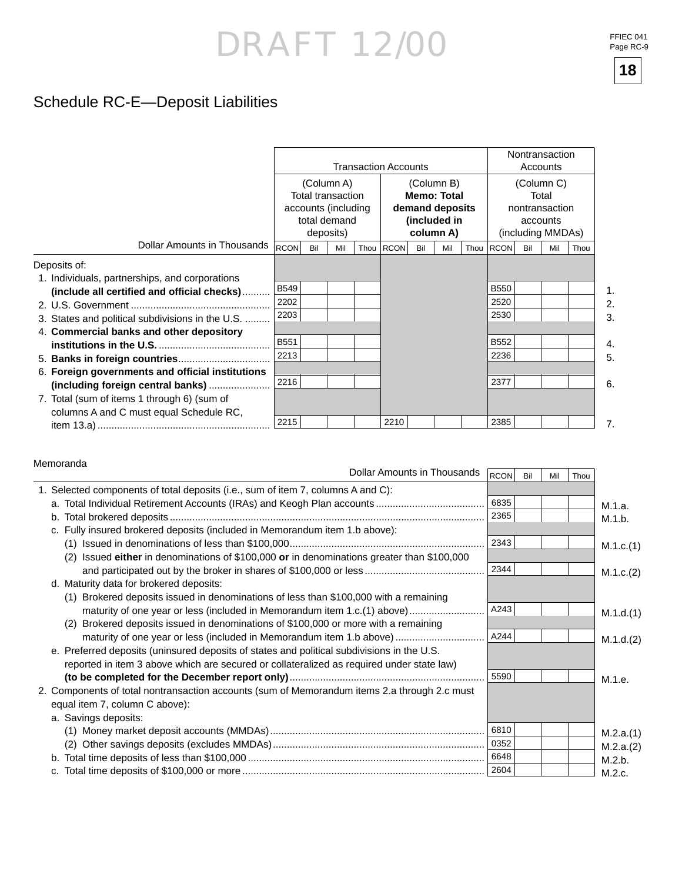DRAFT 12/00

# Schedule RC-E—Deposit Liabilities

| Dollar Amounts in Thousands | Transaction Accounts (Column A) Total transaction accounts (including total demand deposits) | Transaction Accounts (Column B) **Memo: Total demand deposits (included in column A)** | Nontransaction Accounts (Column C) Total nontransaction accounts (including MMDAs) | |
|---|---|---|---|---|
| Deposits of: | | | | |
| 1. Individuals, partnerships, and corporations **(include all certified and official checks)** | RCON B549 | | RCON B550 | 1. |
| 2. U.S. Government | RCON 2202 | | RCON 2520 | 2. |
| 3. States and political subdivisions in the U.S. | RCON 2203 | | RCON 2530 | 3. |
| 4. **Commercial banks and other depository institutions in the U.S.** | RCON B551 | | RCON B552 | 4. |
| 5. **Banks in foreign countries** | RCON 2213 | | RCON 2236 | 5. |
| 6. **Foreign governments and official institutions (including foreign central banks)** | RCON 2216 | | RCON 2377 | 6. |
| 7. Total (sum of items 1 through 6) (sum of columns A and C must equal Schedule RC, item 13.a) | RCON 2215 | RCON 2210 | RCON 2385 | 7. |

Memoranda

| Dollar Amounts in Thousands | RCON Bil Mil Thou | |
|---|---|---|
| 1. Selected components of total deposits (i.e., sum of item 7, columns A and C): | | |
| a. Total Individual Retirement Accounts (IRAs) and Keogh Plan accounts | 6835 | M.1.a. |
| b. Total brokered deposits | 2365 | M.1.b. |
| c. Fully insured brokered deposits (included in Memorandum item 1.b above): | | |
| (1) Issued in denominations of less than $100,000 | 2343 | M.1.c.(1) |
| (2) Issued **either** in denominations of $100,000 **or** in denominations greater than $100,000 and participated out by the broker in shares of $100,000 or less | 2344 | M.1.c.(2) |
| d. Maturity data for brokered deposits: | | |
| (1) Brokered deposits issued in denominations of less than $100,000 with a remaining maturity of one year or less (included in Memorandum item 1.c.(1) above) | A243 | M.1.d.(1) |
| (2) Brokered deposits issued in denominations of $100,000 or more with a remaining maturity of one year or less (included in Memorandum item 1.b above) | A244 | M.1.d.(2) |
| e. Preferred deposits (uninsured deposits of states and political subdivisions in the U.S. reported in item 3 above which are secured or collateralized as required under state law) **(to be completed for the December report only)** | 5590 | M.1.e. |
| 2. Components of total nontransaction accounts (sum of Memorandum items 2.a through 2.c must equal item 7, column C above): | | |
| a. Savings deposits: | | |
| (1) Money market deposit accounts (MMDAs) | 6810 | M.2.a.(1) |
| (2) Other savings deposits (excludes MMDAs) | 0352 | M.2.a.(2) |
| b. Total time deposits of less than $100,000 | 6648 | M.2.b. |
| c. Total time deposits of $100,000 or more | 2604 | M.2.c. |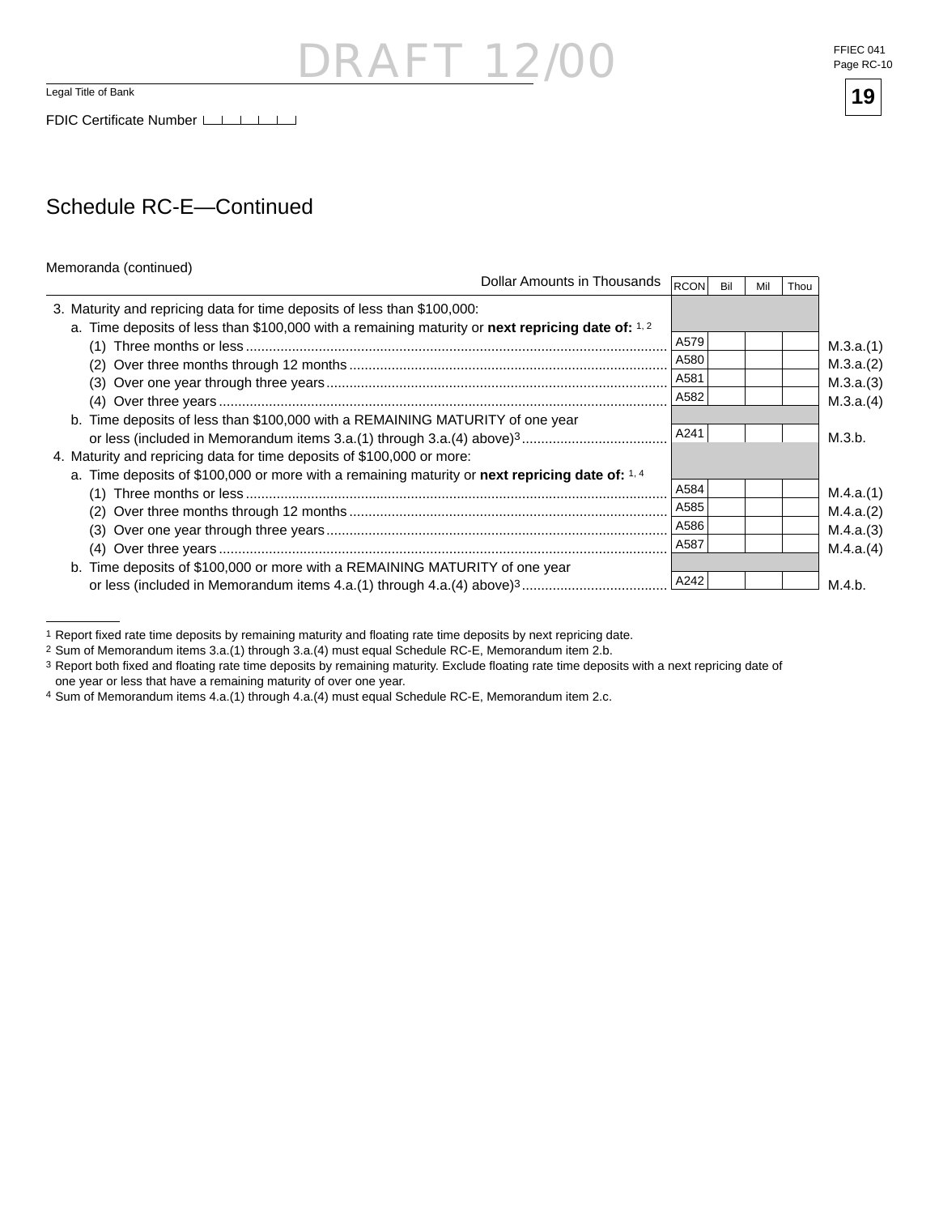DRAFT 12/00

Legal Title of Bank

FDIC Certificate Number

## Schedule RC-E—Continued

Memoranda (continued)

| Dollar Amounts in Thousands | RCON | Bil | Mil | Thou | |
|---|---|---|---|---|---|
| 3. Maturity and repricing data for time deposits of less than $100,000: | | | | | |
| a. Time deposits of less than $100,000 with a remaining maturity or **next repricing date of:** [1, 2] | | | | | |
| (1) Three months or less | A579 | | | | M.3.a.(1) |
| (2) Over three months through 12 months | A580 | | | | M.3.a.(2) |
| (3) Over one year through three years | A581 | | | | M.3.a.(3) |
| (4) Over three years | A582 | | | | M.3.a.(4) |
| b. Time deposits of less than $100,000 with a REMAINING MATURITY of one year or less (included in Memorandum items 3.a.(1) through 3.a.(4) above)[3] | A241 | | | | M.3.b. |
| 4. Maturity and repricing data for time deposits of $100,000 or more: | | | | | |
| a. Time deposits of $100,000 or more with a remaining maturity or **next repricing date of:** [1, 4] | | | | | |
| (1) Three months or less | A584 | | | | M.4.a.(1) |
| (2) Over three months through 12 months | A585 | | | | M.4.a.(2) |
| (3) Over one year through three years | A586 | | | | M.4.a.(3) |
| (4) Over three years | A587 | | | | M.4.a.(4) |
| b. Time deposits of $100,000 or more with a REMAINING MATURITY of one year or less (included in Memorandum items 4.a.(1) through 4.a.(4) above)[3] | A242 | | | | M.4.b. |

[1] Report fixed rate time deposits by remaining maturity and floating rate time deposits by next repricing date.
[2] Sum of Memorandum items 3.a.(1) through 3.a.(4) must equal Schedule RC-E, Memorandum item 2.b.
[3] Report both fixed and floating rate time deposits by remaining maturity. Exclude floating rate time deposits with a next repricing date of one year or less that have a remaining maturity of over one year.
[4] Sum of Memorandum items 4.a.(1) through 4.a.(4) must equal Schedule RC-E, Memorandum item 2.c.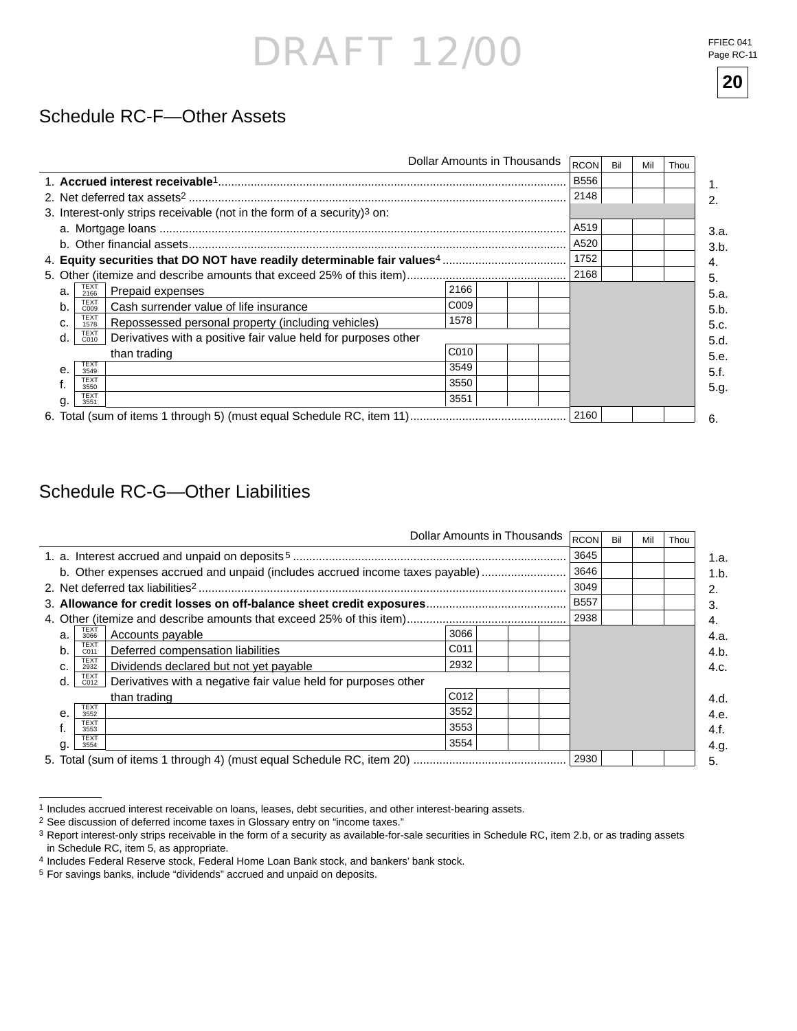DRAFT 12/00

FFIEC 041
Page RC-11

20

## Schedule RC-F—Other Assets

| Dollar Amounts in Thousands | | RCON | Bil | Mil | Thou | |
|---|---|---|---|---|---|---|
| 1. **Accrued interest receivable**[1] | | B556 | | | | 1. |
| 2. Net deferred tax assets[2] | | 2148 | | | | 2. |
| 3. Interest-only strips receivable (not in the form of a security)[3] on: | | | | | | |
| a. Mortgage loans | | A519 | | | | 3.a. |
| b. Other financial assets | | A520 | | | | 3.b. |
| 4. **Equity securities that DO NOT have readily determinable fair values**[4] | | 1752 | | | | 4. |
| 5. Other (itemize and describe amounts that exceed 25% of this item) | | 2168 | | | | 5. |
| a. TEXT 2166 Prepaid expenses | 2166 | | | | | 5.a. |
| b. TEXT C009 Cash surrender value of life insurance | C009 | | | | | 5.b. |
| c. TEXT 1578 Repossessed personal property (including vehicles) | 1578 | | | | | 5.c. |
| d. TEXT C010 Derivatives with a positive fair value held for purposes other than trading | C010 | | | | | 5.d. |
| e. TEXT 3549 | 3549 | | | | | 5.e. |
| f. TEXT 3550 | 3550 | | | | | 5.f. |
| g. TEXT 3551 | 3551 | | | | | 5.g. |
| 6. Total (sum of items 1 through 5) (must equal Schedule RC, item 11) | | 2160 | | | | 6. |

## Schedule RC-G—Other Liabilities

| Dollar Amounts in Thousands | | RCON | Bil | Mil | Thou | |
|---|---|---|---|---|---|---|
| 1. a. Interest accrued and unpaid on deposits[5] | | 3645 | | | | 1.a. |
| b. Other expenses accrued and unpaid (includes accrued income taxes payable) | | 3646 | | | | 1.b. |
| 2. Net deferred tax liabilities[2] | | 3049 | | | | 2. |
| 3. **Allowance for credit losses on off-balance sheet credit exposures** | | B557 | | | | 3. |
| 4. Other (itemize and describe amounts that exceed 25% of this item) | | 2938 | | | | 4. |
| a. TEXT 3066 Accounts payable | 3066 | | | | | 4.a. |
| b. TEXT C011 Deferred compensation liabilities | C011 | | | | | 4.b. |
| c. TEXT 2932 Dividends declared but not yet payable | 2932 | | | | | 4.c. |
| d. TEXT C012 Derivatives with a negative fair value held for purposes other than trading | C012 | | | | | 4.d. |
| e. TEXT 3552 | 3552 | | | | | 4.e. |
| f. TEXT 3553 | 3553 | | | | | 4.f. |
| g. TEXT 3554 | 3554 | | | | | 4.g. |
| 5. Total (sum of items 1 through 4) (must equal Schedule RC, item 20) | | 2930 | | | | 5. |

---

[1] Includes accrued interest receivable on loans, leases, debt securities, and other interest-bearing assets.
[2] See discussion of deferred income taxes in Glossary entry on "income taxes."
[3] Report interest-only strips receivable in the form of a security as available-for-sale securities in Schedule RC, item 2.b, or as trading assets in Schedule RC, item 5, as appropriate.
[4] Includes Federal Reserve stock, Federal Home Loan Bank stock, and bankers' bank stock.
[5] For savings banks, include "dividends" accrued and unpaid on deposits.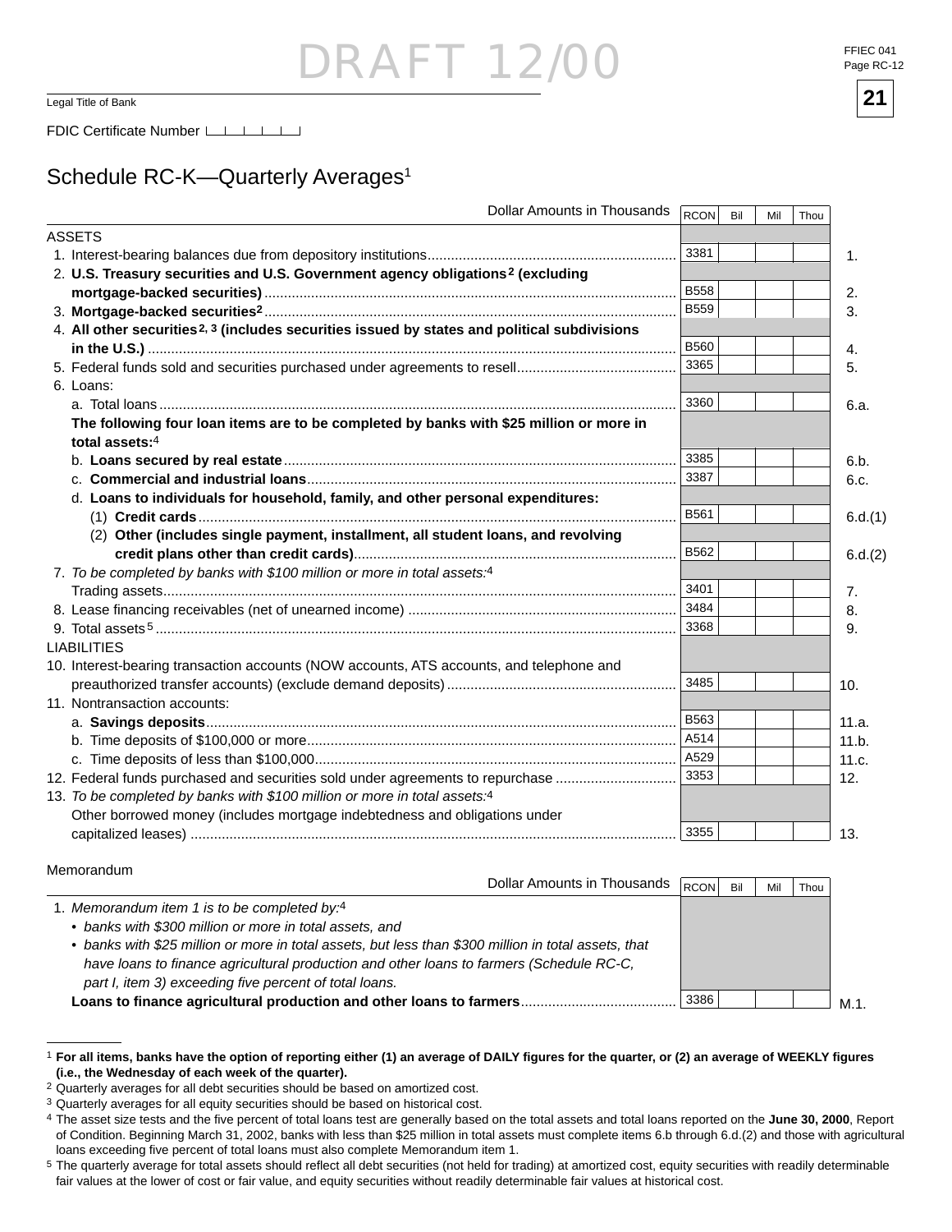DRAFT 12/00

FFIEC 041
Page RC-12

**21**

Legal Title of Bank

FDIC Certificate Number

## Schedule RC-K—Quarterly Averages[1]

| Dollar Amounts in Thousands | RCON | Bil | Mil | Thou | |
|---|---|---|---|---|---|
| ASSETS | | | | | |
| 1. Interest-bearing balances due from depository institutions | 3381 | | | | 1. |
| 2. **U.S. Treasury securities and U.S. Government agency obligations[2] (excluding mortgage-backed securities)** | B558 | | | | 2. |
| 3. **Mortgage-backed securities[2]** | B559 | | | | 3. |
| 4. **All other securities[2, 3] (includes securities issued by states and political subdivisions in the U.S.)** | B560 | | | | 4. |
| 5. Federal funds sold and securities purchased under agreements to resell | 3365 | | | | 5. |
| 6. Loans: | | | | | |
| a. Total loans | 3360 | | | | 6.a. |
| **The following four loan items are to be completed by banks with $25 million or more in total assets:**[4] | | | | | |
| b. **Loans secured by real estate** | 3385 | | | | 6.b. |
| c. **Commercial and industrial loans** | 3387 | | | | 6.c. |
| d. **Loans to individuals for household, family, and other personal expenditures:** | | | | | |
| (1) **Credit cards** | B561 | | | | 6.d.(1) |
| (2) **Other (includes single payment, installment, all student loans, and revolving credit plans other than credit cards)** | B562 | | | | 6.d.(2) |
| 7. *To be completed by banks with $100 million or more in total assets:*[4] Trading assets | 3401 | | | | 7. |
| 8. Lease financing receivables (net of unearned income) | 3484 | | | | 8. |
| 9. Total assets[5] | 3368 | | | | 9. |
| LIABILITIES | | | | | |
| 10. Interest-bearing transaction accounts (NOW accounts, ATS accounts, and telephone and preauthorized transfer accounts) (exclude demand deposits) | 3485 | | | | 10. |
| 11. Nontransaction accounts: | | | | | |
| a. **Savings deposits** | B563 | | | | 11.a. |
| b. Time deposits of $100,000 or more | A514 | | | | 11.b. |
| c. Time deposits of less than $100,000 | A529 | | | | 11.c. |
| 12. Federal funds purchased and securities sold under agreements to repurchase | 3353 | | | | 12. |
| 13. *To be completed by banks with $100 million or more in total assets:*[4] Other borrowed money (includes mortgage indebtedness and obligations under capitalized leases) | 3355 | | | | 13. |

Memorandum

| Dollar Amounts in Thousands | RCON | Bil | Mil | Thou | |
|---|---|---|---|---|---|
| 1. *Memorandum item 1 is to be completed by:*[4] • *banks with $300 million or more in total assets, and* • *banks with $25 million or more in total assets, but less than $300 million in total assets, that have loans to finance agricultural production and other loans to farmers (Schedule RC-C, part I, item 3) exceeding five percent of total loans.* **Loans to finance agricultural production and other loans to farmers** | 3386 | | | | M.1. |

[1] **For all items, banks have the option of reporting either (1) an average of DAILY figures for the quarter, or (2) an average of WEEKLY figures (i.e., the Wednesday of each week of the quarter).**

[2] Quarterly averages for all debt securities should be based on amortized cost.

[3] Quarterly averages for all equity securities should be based on historical cost.

[4] The asset size tests and the five percent of total loans test are generally based on the total assets and total loans reported on the **June 30, 2000**, Report of Condition. Beginning March 31, 2002, banks with less than $25 million in total assets must complete items 6.b through 6.d.(2) and those with agricultural loans exceeding five percent of total loans must also complete Memorandum item 1.

[5] The quarterly average for total assets should reflect all debt securities (not held for trading) at amortized cost, equity securities with readily determinable fair values at the lower of cost or fair value, and equity securities without readily determinable fair values at historical cost.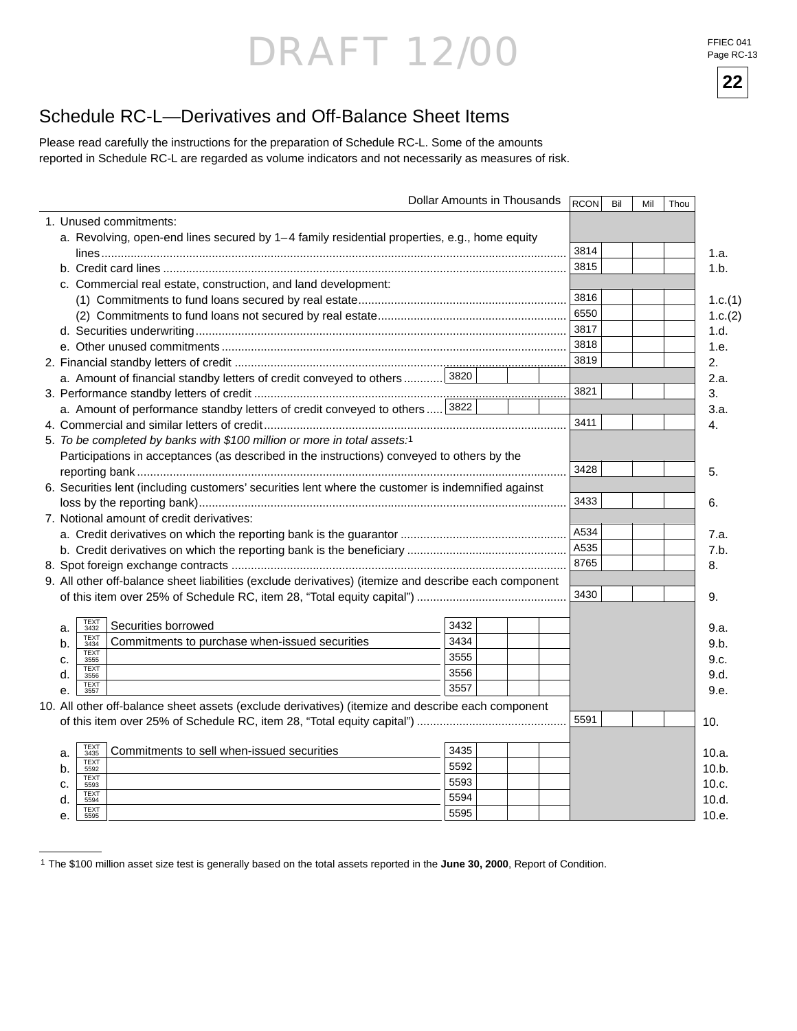DRAFT 12/00

FFIEC 041
Page RC-13

**22**

# Schedule RC-L—Derivatives and Off-Balance Sheet Items

Please read carefully the instructions for the preparation of Schedule RC-L. Some of the amounts reported in Schedule RC-L are regarded as volume indicators and not necessarily as measures of risk.

| Dollar Amounts in Thousands | | RCON | Bil | Mil | Thou | |
|---|---|---|---|---|---|---|
| 1. Unused commitments: | | | | | | |
| a. Revolving, open-end lines secured by 1–4 family residential properties, e.g., home equity lines | | 3814 | | | | 1.a. |
| b. Credit card lines | | 3815 | | | | 1.b. |
| c. Commercial real estate, construction, and land development: | | | | | | |
| (1) Commitments to fund loans secured by real estate | | 3816 | | | | 1.c.(1) |
| (2) Commitments to fund loans not secured by real estate | | 6550 | | | | 1.c.(2) |
| d. Securities underwriting | | 3817 | | | | 1.d. |
| e. Other unused commitments | | 3818 | | | | 1.e. |
| 2. Financial standby letters of credit | | 3819 | | | | 2. |
| a. Amount of financial standby letters of credit conveyed to others | 3820 | | | | | 2.a. |
| 3. Performance standby letters of credit | | 3821 | | | | 3. |
| a. Amount of performance standby letters of credit conveyed to others | 3822 | | | | | 3.a. |
| 4. Commercial and similar letters of credit | | 3411 | | | | 4. |
| 5. *To be completed by banks with $100 million or more in total assets:*[1] Participations in acceptances (as described in the instructions) conveyed to others by the reporting bank | | 3428 | | | | 5. |
| 6. Securities lent (including customers' securities lent where the customer is indemnified against loss by the reporting bank) | | 3433 | | | | 6. |
| 7. Notional amount of credit derivatives: | | | | | | |
| a. Credit derivatives on which the reporting bank is the guarantor | | A534 | | | | 7.a. |
| b. Credit derivatives on which the reporting bank is the beneficiary | | A535 | | | | 7.b. |
| 8. Spot foreign exchange contracts | | 8765 | | | | 8. |
| 9. All other off-balance sheet liabilities (exclude derivatives) (itemize and describe each component of this item over 25% of Schedule RC, item 28, "Total equity capital") | | 3430 | | | | 9. |
| a. TEXT 3432 Securities borrowed | 3432 | | | | | 9.a. |
| b. TEXT 3434 Commitments to purchase when-issued securities | 3434 | | | | | 9.b. |
| c. TEXT 3555 | 3555 | | | | | 9.c. |
| d. TEXT 3556 | 3556 | | | | | 9.d. |
| e. TEXT 3557 | 3557 | | | | | 9.e. |
| 10. All other off-balance sheet assets (exclude derivatives) (itemize and describe each component of this item over 25% of Schedule RC, item 28, "Total equity capital") | | 5591 | | | | 10. |
| a. TEXT 3435 Commitments to sell when-issued securities | 3435 | | | | | 10.a. |
| b. TEXT 5592 | 5592 | | | | | 10.b. |
| c. TEXT 5593 | 5593 | | | | | 10.c. |
| d. TEXT 5594 | 5594 | | | | | 10.d. |
| e. TEXT 5595 | 5595 | | | | | 10.e. |

[1] The $100 million asset size test is generally based on the total assets reported in the **June 30, 2000**, Report of Condition.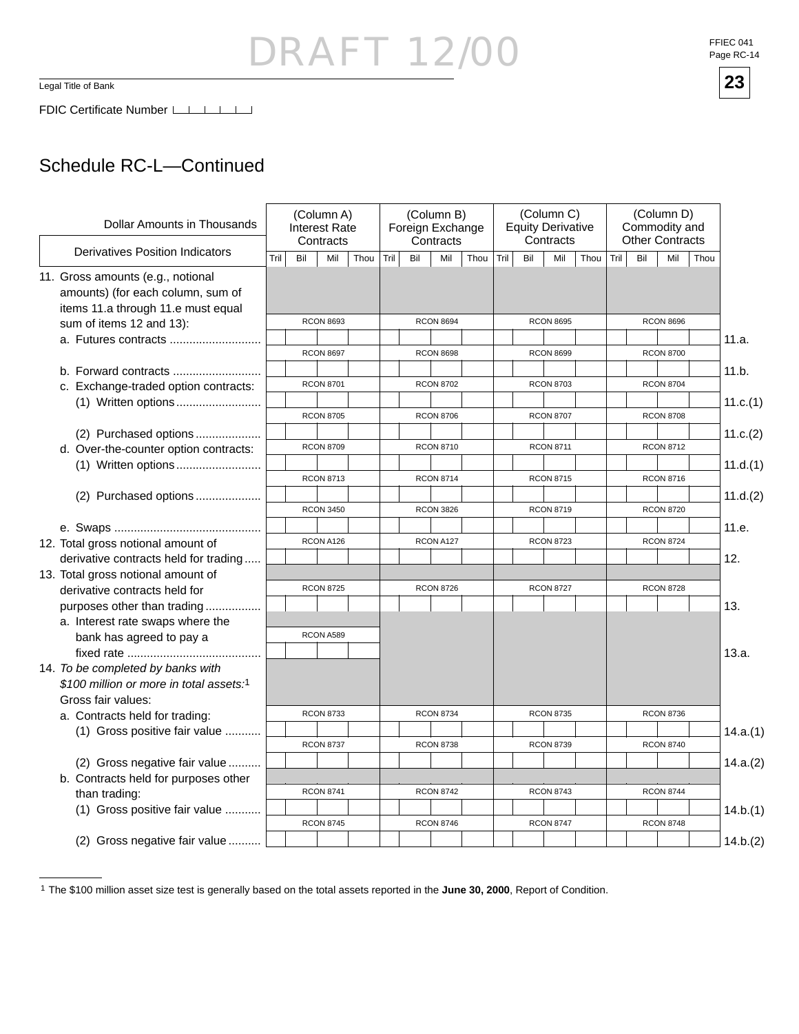DRAFT 12/00

FFIEC 041
Page RC-14

**23**

Legal Title of Bank

FDIC Certificate Number

## Schedule RC-L—Continued

| Dollar Amounts in Thousands / Derivatives Position Indicators | (Column A) Interest Rate Contracts | (Column B) Foreign Exchange Contracts | (Column C) Equity Derivative Contracts | (Column D) Commodity and Other Contracts | |
|---|---|---|---|---|---|
| | Tril Bil Mil Thou | Tril Bil Mil Thou | Tril Bil Mil Thou | Tril Bil Mil Thou | |
| 11. Gross amounts (e.g., notional amounts) (for each column, sum of items 11.a through 11.e must equal sum of items 12 and 13): | | | | | |
| a. Futures contracts | RCON 8693 | RCON 8694 | RCON 8695 | RCON 8696 | 11.a. |
| b. Forward contracts | RCON 8697 | RCON 8698 | RCON 8699 | RCON 8700 | 11.b. |
| c. Exchange-traded option contracts: | | | | | |
| (1) Written options | RCON 8701 | RCON 8702 | RCON 8703 | RCON 8704 | 11.c.(1) |
| (2) Purchased options | RCON 8705 | RCON 8706 | RCON 8707 | RCON 8708 | 11.c.(2) |
| d. Over-the-counter option contracts: | | | | | |
| (1) Written options | RCON 8709 | RCON 8710 | RCON 8711 | RCON 8712 | 11.d.(1) |
| (2) Purchased options | RCON 8713 | RCON 8714 | RCON 8715 | RCON 8716 | 11.d.(2) |
| e. Swaps | RCON 3450 | RCON 3826 | RCON 8719 | RCON 8720 | 11.e. |
| 12. Total gross notional amount of derivative contracts held for trading | RCON A126 | RCON A127 | RCON 8723 | RCON 8724 | 12. |
| 13. Total gross notional amount of derivative contracts held for purposes other than trading | RCON 8725 | RCON 8726 | RCON 8727 | RCON 8728 | 13. |
| a. Interest rate swaps where the bank has agreed to pay a fixed rate | RCON A589 | | | | 13.a. |
| 14. *To be completed by banks with $100 million or more in total assets:*[1] Gross fair values: | | | | | |
| a. Contracts held for trading: | | | | | |
| (1) Gross positive fair value | RCON 8733 | RCON 8734 | RCON 8735 | RCON 8736 | 14.a.(1) |
| (2) Gross negative fair value | RCON 8737 | RCON 8738 | RCON 8739 | RCON 8740 | 14.a.(2) |
| b. Contracts held for purposes other than trading: | | | | | |
| (1) Gross positive fair value | RCON 8741 | RCON 8742 | RCON 8743 | RCON 8744 | 14.b.(1) |
| (2) Gross negative fair value | RCON 8745 | RCON 8746 | RCON 8747 | RCON 8748 | 14.b.(2) |

[1] The $100 million asset size test is generally based on the total assets reported in the **June 30, 2000**, Report of Condition.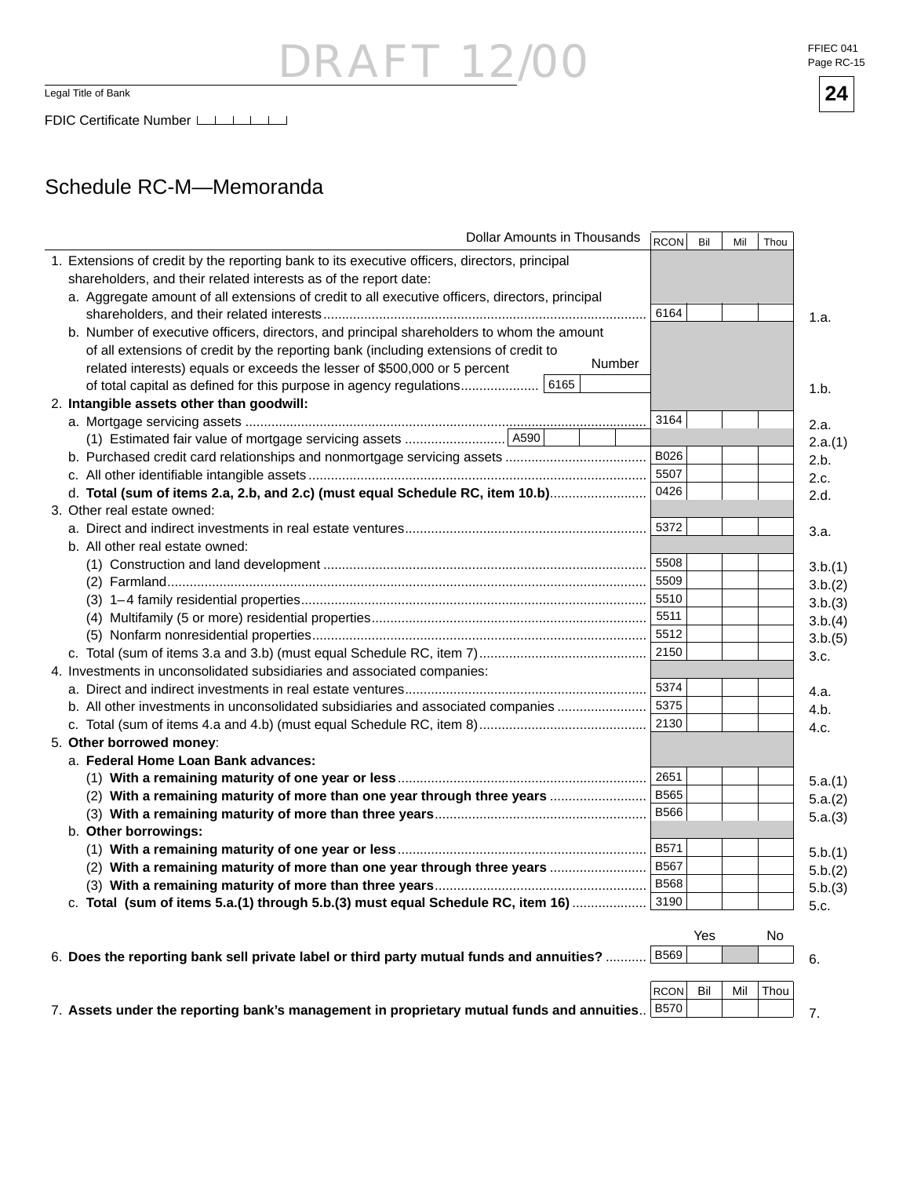DRAFT 12/00

FFIEC 041
Page RC-15

**24**

Legal Title of Bank

FDIC Certificate Number

## Schedule RC-M—Memoranda

| Dollar Amounts in Thousands | RCON | Bil | Mil | Thou | |
|---|---|---|---|---|---|
| 1. Extensions of credit by the reporting bank to its executive officers, directors, principal shareholders, and their related interests as of the report date: | | | | | |
| a. Aggregate amount of all extensions of credit to all executive officers, directors, principal shareholders, and their related interests | 6164 | | | | 1.a. |
| b. Number of executive officers, directors, and principal shareholders to whom the amount of all extensions of credit by the reporting bank (including extensions of credit to related interests) equals or exceeds the lesser of $500,000 or 5 percent of total capital as defined for this purpose in agency regulations ... Number: 6165 | | | | | 1.b. |
| 2. **Intangible assets other than goodwill:** | | | | | |
| a. Mortgage servicing assets | 3164 | | | | 2.a. |
| (1) Estimated fair value of mortgage servicing assets ... A590 | | | | | 2.a.(1) |
| b. Purchased credit card relationships and nonmortgage servicing assets | B026 | | | | 2.b. |
| c. All other identifiable intangible assets | 5507 | | | | 2.c. |
| d. **Total (sum of items 2.a, 2.b, and 2.c) (must equal Schedule RC, item 10.b)** | 0426 | | | | 2.d. |
| 3. Other real estate owned: | | | | | |
| a. Direct and indirect investments in real estate ventures | 5372 | | | | 3.a. |
| b. All other real estate owned: | | | | | |
| (1) Construction and land development | 5508 | | | | 3.b.(1) |
| (2) Farmland | 5509 | | | | 3.b.(2) |
| (3) 1–4 family residential properties | 5510 | | | | 3.b.(3) |
| (4) Multifamily (5 or more) residential properties | 5511 | | | | 3.b.(4) |
| (5) Nonfarm nonresidential properties | 5512 | | | | 3.b.(5) |
| c. Total (sum of items 3.a and 3.b) (must equal Schedule RC, item 7) | 2150 | | | | 3.c. |
| 4. Investments in unconsolidated subsidiaries and associated companies: | | | | | |
| a. Direct and indirect investments in real estate ventures | 5374 | | | | 4.a. |
| b. All other investments in unconsolidated subsidiaries and associated companies | 5375 | | | | 4.b. |
| c. Total (sum of items 4.a and 4.b) (must equal Schedule RC, item 8) | 2130 | | | | 4.c. |
| 5. **Other borrowed money**: | | | | | |
| a. **Federal Home Loan Bank advances:** | | | | | |
| (1) **With a remaining maturity of one year or less** | 2651 | | | | 5.a.(1) |
| (2) **With a remaining maturity of more than one year through three years** | B565 | | | | 5.a.(2) |
| (3) **With a remaining maturity of more than three years** | B566 | | | | 5.a.(3) |
| b. **Other borrowings:** | | | | | |
| (1) **With a remaining maturity of one year or less** | B571 | | | | 5.b.(1) |
| (2) **With a remaining maturity of more than one year through three years** | B567 | | | | 5.b.(2) |
| (3) **With a remaining maturity of more than three years** | B568 | | | | 5.b.(3) |
| c. **Total (sum of items 5.a.(1) through 5.b.(3) must equal Schedule RC, item 16)** | 3190 | | | | 5.c. |

| | | Yes | | No | |
|---|---|---|---|---|---|
| 6. **Does the reporting bank sell private label or third party mutual funds and annuities?** | B569 | | | | 6. |

| | RCON | Bil | Mil | Thou | |
|---|---|---|---|---|---|
| 7. **Assets under the reporting bank's management in proprietary mutual funds and annuities** | B570 | | | | 7. |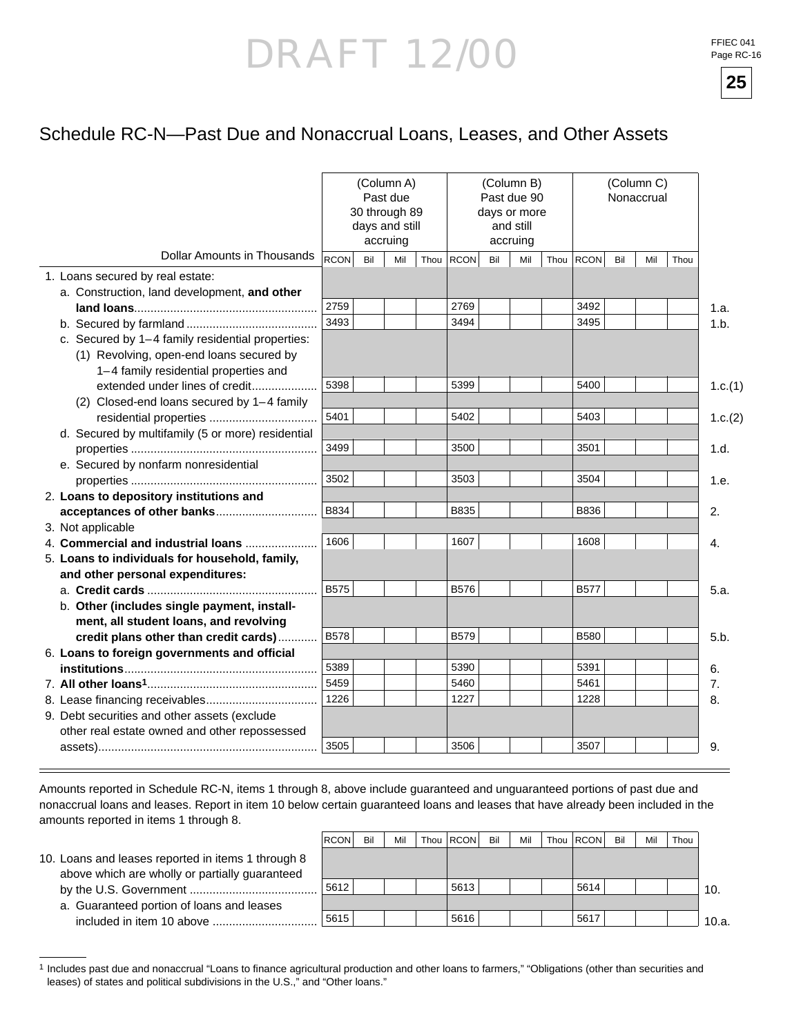DRAFT 12/00

# Schedule RC-N—Past Due and Nonaccrual Loans, Leases, and Other Assets

| Dollar Amounts in Thousands | (Column A) Past due 30 through 89 days and still accruing | (Column B) Past due 90 days or more and still accruing | (Column C) Nonaccrual | |
|---|---|---|---|---|
| | RCON Bil Mil Thou | RCON Bil Mil Thou | RCON Bil Mil Thou | |
| 1. Loans secured by real estate: | | | | |
| a. Construction, land development, **and other land loans** | 2759 | 2769 | 3492 | 1.a. |
| b. Secured by farmland | 3493 | 3494 | 3495 | 1.b. |
| c. Secured by 1–4 family residential properties: | | | | |
| (1) Revolving, open-end loans secured by 1–4 family residential properties and extended under lines of credit | 5398 | 5399 | 5400 | 1.c.(1) |
| (2) Closed-end loans secured by 1–4 family residential properties | 5401 | 5402 | 5403 | 1.c.(2) |
| d. Secured by multifamily (5 or more) residential properties | 3499 | 3500 | 3501 | 1.d. |
| e. Secured by nonfarm nonresidential properties | 3502 | 3503 | 3504 | 1.e. |
| 2. **Loans to depository institutions and acceptances of other banks** | B834 | B835 | B836 | 2. |
| 3. Not applicable | | | | |
| 4. **Commercial and industrial loans** | 1606 | 1607 | 1608 | 4. |
| 5. **Loans to individuals for household, family, and other personal expenditures:** | | | | |
| a. **Credit cards** | B575 | B576 | B577 | 5.a. |
| b. **Other (includes single payment, installment, all student loans, and revolving credit plans other than credit cards)** | B578 | B579 | B580 | 5.b. |
| 6. **Loans to foreign governments and official institutions** | 5389 | 5390 | 5391 | 6. |
| 7. **All other loans**[1] | 5459 | 5460 | 5461 | 7. |
| 8. Lease financing receivables | 1226 | 1227 | 1228 | 8. |
| 9. Debt securities and other assets (exclude other real estate owned and other repossessed assets) | 3505 | 3506 | 3507 | 9. |

Amounts reported in Schedule RC-N, items 1 through 8, above include guaranteed and unguaranteed portions of past due and nonaccrual loans and leases. Report in item 10 below certain guaranteed loans and leases that have already been included in the amounts reported in items 1 through 8.

| | RCON Bil Mil Thou | RCON Bil Mil Thou | RCON Bil Mil Thou | |
|---|---|---|---|---|
| 10. Loans and leases reported in items 1 through 8 above which are wholly or partially guaranteed by the U.S. Government | 5612 | 5613 | 5614 | 10. |
| a. Guaranteed portion of loans and leases included in item 10 above | 5615 | 5616 | 5617 | 10.a. |

[1] Includes past due and nonaccrual "Loans to finance agricultural production and other loans to farmers," "Obligations (other than securities and leases) of states and political subdivisions in the U.S.," and "Other loans."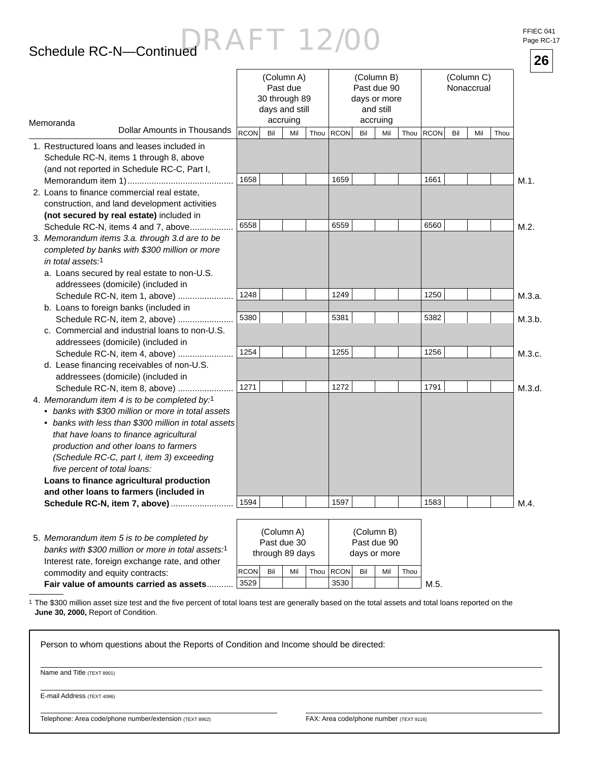# Schedule RC-N—Continued

DRAFT 12/00

**26**

| Memoranda<br>Dollar Amounts in Thousands | (Column A) Past due 30 through 89 days and still accruing | | (Column B) Past due 90 days or more and still accruing | | (Column C) Nonaccrual | | |
|---|---|---|---|---|---|---|---|
| | RCON | Bil Mil Thou | RCON | Bil Mil Thou | RCON | Bil Mil Thou | |
| 1. Restructured loans and leases included in Schedule RC-N, items 1 through 8, above (and not reported in Schedule RC-C, Part I, Memorandum item 1) | 1658 | | 1659 | | 1661 | | M.1. |
| 2. Loans to finance commercial real estate, construction, and land development activities **(not secured by real estate)** included in Schedule RC-N, items 4 and 7, above | 6558 | | 6559 | | 6560 | | M.2. |
| 3. *Memorandum items 3.a. through 3.d are to be completed by banks with $300 million or more in total assets:*[1] | | | | | | | |
| a. Loans secured by real estate to non-U.S. addressees (domicile) (included in Schedule RC-N, item 1, above) | 1248 | | 1249 | | 1250 | | M.3.a. |
| b. Loans to foreign banks (included in Schedule RC-N, item 2, above) | 5380 | | 5381 | | 5382 | | M.3.b. |
| c. Commercial and industrial loans to non-U.S. addressees (domicile) (included in Schedule RC-N, item 4, above) | 1254 | | 1255 | | 1256 | | M.3.c. |
| d. Lease financing receivables of non-U.S. addressees (domicile) (included in Schedule RC-N, item 8, above) | 1271 | | 1272 | | 1791 | | M.3.d. |
| 4. *Memorandum item 4 is to be completed by:*[1]<br>• *banks with $300 million or more in total assets*<br>• *banks with less than $300 million in total assets that have loans to finance agricultural production and other loans to farmers (Schedule RC-C, part I, item 3) exceeding five percent of total loans:*<br>**Loans to finance agricultural production and other loans to farmers (included in Schedule RC-N, item 7, above)** | 1594 | | 1597 | | 1583 | | M.4. |

| | (Column A) Past due 30 through 89 days | | (Column B) Past due 90 days or more | | |
|---|---|---|---|---|---|
| | RCON | Bil Mil Thou | RCON | Bil Mil Thou | |
| 5. *Memorandum item 5 is to be completed by banks with $300 million or more in total assets:*[1] Interest rate, foreign exchange rate, and other commodity and equity contracts: **Fair value of amounts carried as assets** | 3529 | | 3530 | | M.5. |

[1] The $300 million asset size test and the five percent of total loans test are generally based on the total assets and total loans reported on the **June 30, 2000,** Report of Condition.

Person to whom questions about the Reports of Condition and Income should be directed:

Name and Title (TEXT 8901)

E-mail Address (TEXT 4086)

Telephone: Area code/phone number/extension (TEXT 8902)

FAX: Area code/phone number (TEXT 9116)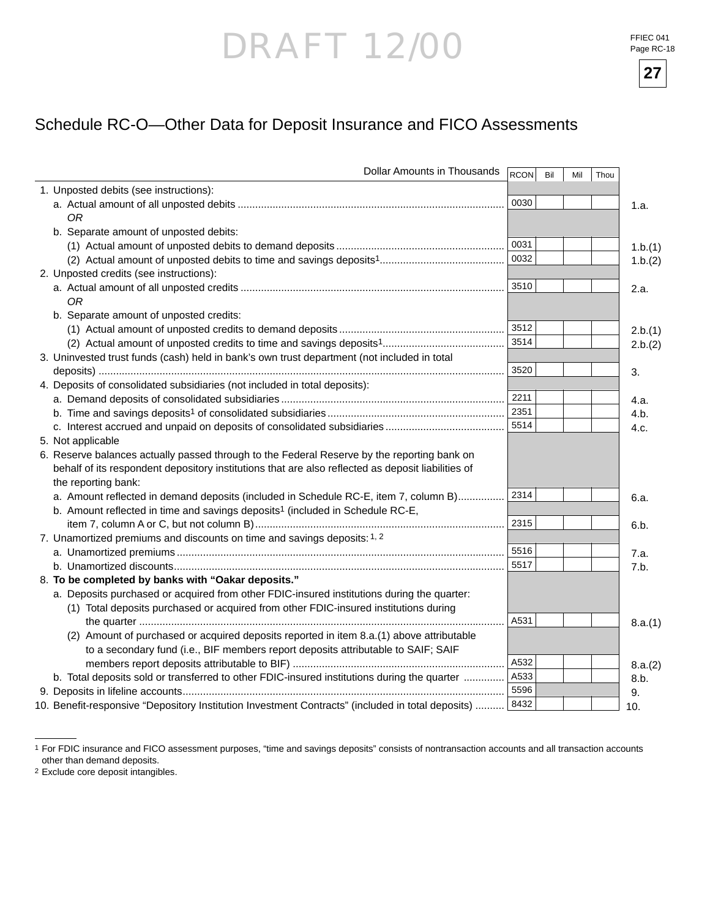DRAFT 12/00

# Schedule RC-O—Other Data for Deposit Insurance and FICO Assessments

| Dollar Amounts in Thousands | RCON | Bil | Mil | Thou | |
|---|---|---|---|---|---|
| 1. Unposted debits (see instructions): | | | | | |
| a. Actual amount of all unposted debits | 0030 | | | | 1.a. |
| *OR* | | | | | |
| b. Separate amount of unposted debits: | | | | | |
| (1) Actual amount of unposted debits to demand deposits | 0031 | | | | 1.b.(1) |
| (2) Actual amount of unposted debits to time and savings deposits[1] | 0032 | | | | 1.b.(2) |
| 2. Unposted credits (see instructions): | | | | | |
| a. Actual amount of all unposted credits | 3510 | | | | 2.a. |
| *OR* | | | | | |
| b. Separate amount of unposted credits: | | | | | |
| (1) Actual amount of unposted credits to demand deposits | 3512 | | | | 2.b.(1) |
| (2) Actual amount of unposted credits to time and savings deposits[1] | 3514 | | | | 2.b.(2) |
| 3. Uninvested trust funds (cash) held in bank's own trust department (not included in total deposits) | 3520 | | | | 3. |
| 4. Deposits of consolidated subsidiaries (not included in total deposits): | | | | | |
| a. Demand deposits of consolidated subsidiaries | 2211 | | | | 4.a. |
| b. Time and savings deposits[1] of consolidated subsidiaries | 2351 | | | | 4.b. |
| c. Interest accrued and unpaid on deposits of consolidated subsidiaries | 5514 | | | | 4.c. |
| 5. Not applicable | | | | | |
| 6. Reserve balances actually passed through to the Federal Reserve by the reporting bank on behalf of its respondent depository institutions that are also reflected as deposit liabilities of the reporting bank: | | | | | |
| a. Amount reflected in demand deposits (included in Schedule RC-E, item 7, column B) | 2314 | | | | 6.a. |
| b. Amount reflected in time and savings deposits[1] (included in Schedule RC-E, item 7, column A or C, but not column B) | 2315 | | | | 6.b. |
| 7. Unamortized premiums and discounts on time and savings deposits:[1, 2] | | | | | |
| a. Unamortized premiums | 5516 | | | | 7.a. |
| b. Unamortized discounts | 5517 | | | | 7.b. |
| 8. **To be completed by banks with "Oakar deposits."** | | | | | |
| a. Deposits purchased or acquired from other FDIC-insured institutions during the quarter: | | | | | |
| (1) Total deposits purchased or acquired from other FDIC-insured institutions during the quarter | A531 | | | | 8.a.(1) |
| (2) Amount of purchased or acquired deposits reported in item 8.a.(1) above attributable to a secondary fund (i.e., BIF members report deposits attributable to SAIF; SAIF members report deposits attributable to BIF) | A532 | | | | 8.a.(2) |
| b. Total deposits sold or transferred to other FDIC-insured institutions during the quarter | A533 | | | | 8.b. |
| 9. Deposits in lifeline accounts | 5596 | | | | 9. |
| 10. Benefit-responsive "Depository Institution Investment Contracts" (included in total deposits) | 8432 | | | | 10. |

1 For FDIC insurance and FICO assessment purposes, "time and savings deposits" consists of nontransaction accounts and all transaction accounts other than demand deposits.

2 Exclude core deposit intangibles.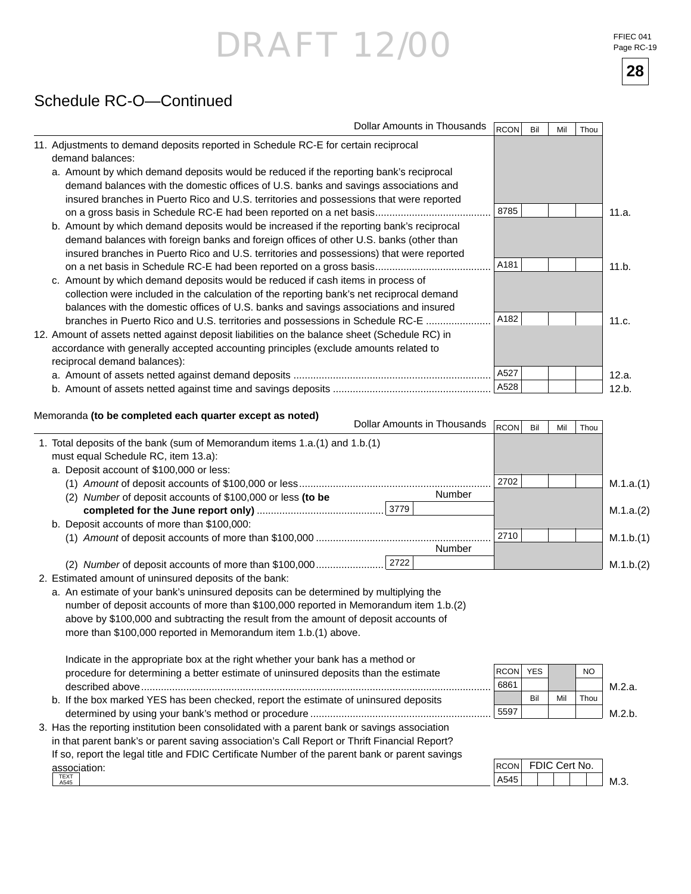DRAFT 12/00

## Schedule RC-O—Continued

| Dollar Amounts in Thousands | RCON | Bil | Mil | Thou | |
|---|---|---|---|---|---|
| 11. Adjustments to demand deposits reported in Schedule RC-E for certain reciprocal demand balances: | | | | | |
| a. Amount by which demand deposits would be reduced if the reporting bank's reciprocal demand balances with the domestic offices of U.S. banks and savings associations and insured branches in Puerto Rico and U.S. territories and possessions that were reported on a gross basis in Schedule RC-E had been reported on a net basis | 8785 | | | | 11.a. |
| b. Amount by which demand deposits would be increased if the reporting bank's reciprocal demand balances with foreign banks and foreign offices of other U.S. banks (other than insured branches in Puerto Rico and U.S. territories and possessions) that were reported on a net basis in Schedule RC-E had been reported on a gross basis | A181 | | | | 11.b. |
| c. Amount by which demand deposits would be reduced if cash items in process of collection were included in the calculation of the reporting bank's net reciprocal demand balances with the domestic offices of U.S. banks and savings associations and insured branches in Puerto Rico and U.S. territories and possessions in Schedule RC-E | A182 | | | | 11.c. |
| 12. Amount of assets netted against deposit liabilities on the balance sheet (Schedule RC) in accordance with generally accepted accounting principles (exclude amounts related to reciprocal demand balances): | | | | | |
| a. Amount of assets netted against demand deposits | A527 | | | | 12.a. |
| b. Amount of assets netted against time and savings deposits | A528 | | | | 12.b. |

Memoranda **(to be completed each quarter except as noted)**

| Dollar Amounts in Thousands | Number | RCON | Bil | Mil | Thou | |
|---|---|---|---|---|---|---|
| 1. Total deposits of the bank (sum of Memorandum items 1.a.(1) and 1.b.(1) must equal Schedule RC, item 13.a): | | | | | | |
| a. Deposit account of $100,000 or less: | | | | | | |
| (1) *Amount* of deposit accounts of $100,000 or less | | 2702 | | | | M.1.a.(1) |
| (2) *Number* of deposit accounts of $100,000 or less **(to be completed for the June report only)** | 3779 | | | | | M.1.a.(2) |
| b. Deposit accounts of more than $100,000: | | | | | | |
| (1) *Amount* of deposit accounts of more than $100,000 | | 2710 | | | | M.1.b.(1) |
| (2) *Number* of deposit accounts of more than $100,000 | 2722 | | | | | M.1.b.(2) |

2. Estimated amount of uninsured deposits of the bank:

a. An estimate of your bank's uninsured deposits can be determined by multiplying the number of deposit accounts of more than $100,000 reported in Memorandum item 1.b.(2) above by $100,000 and subtracting the result from the amount of deposit accounts of more than $100,000 reported in Memorandum item 1.b.(1) above.

| | RCON | YES | | NO | |
|---|---|---|---|---|---|
| Indicate in the appropriate box at the right whether your bank has a method or procedure for determining a better estimate of uninsured deposits than the estimate described above | 6861 | | | | M.2.a. |
| | | Bil | Mil | Thou | |
| b. If the box marked YES has been checked, report the estimate of uninsured deposits determined by using your bank's method or procedure | 5597 | | | | M.2.b. |

3. Has the reporting institution been consolidated with a parent bank or savings association in that parent bank's or parent saving association's Call Report or Thrift Financial Report? If so, report the legal title and FDIC Certificate Number of the parent bank or parent savings association:

| TEXT A545 | RCON | FDIC Cert No. | |
|---|---|---|---|
| | A545 | | M.3. |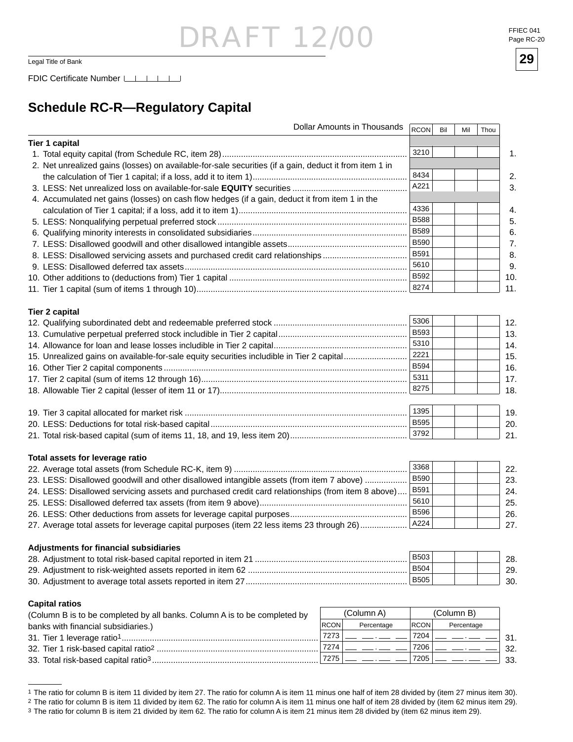DRAFT 12/00

Legal Title of Bank

FDIC Certificate Number

# Schedule RC-R—Regulatory Capital

| Dollar Amounts in Thousands | RCON | Bil | Mil | Thou | |
|---|---|---|---|---|---|
| **Tier 1 capital** | | | | | |
| 1. Total equity capital (from Schedule RC, item 28) | 3210 | | | | 1. |
| 2. Net unrealized gains (losses) on available-for-sale securities (if a gain, deduct it from item 1 in the calculation of Tier 1 capital; if a loss, add it to item 1) | 8434 | | | | 2. |
| 3. LESS: Net unrealized loss on available-for-sale **EQUITY** securities | A221 | | | | 3. |
| 4. Accumulated net gains (losses) on cash flow hedges (if a gain, deduct it from item 1 in the calculation of Tier 1 capital; if a loss, add it to item 1) | 4336 | | | | 4. |
| 5. LESS: Nonqualifying perpetual preferred stock | B588 | | | | 5. |
| 6. Qualifying minority interests in consolidated subsidiaries | B589 | | | | 6. |
| 7. LESS: Disallowed goodwill and other disallowed intangible assets | B590 | | | | 7. |
| 8. LESS: Disallowed servicing assets and purchased credit card relationships | B591 | | | | 8. |
| 9. LESS: Disallowed deferred tax assets | 5610 | | | | 9. |
| 10. Other additions to (deductions from) Tier 1 capital | B592 | | | | 10. |
| 11. Tier 1 capital (sum of items 1 through 10) | 8274 | | | | 11. |
| **Tier 2 capital** | | | | | |
| 12. Qualifying subordinated debt and redeemable preferred stock | 5306 | | | | 12. |
| 13. Cumulative perpetual preferred stock includible in Tier 2 capital | B593 | | | | 13. |
| 14. Allowance for loan and lease losses includible in Tier 2 capital | 5310 | | | | 14. |
| 15. Unrealized gains on available-for-sale equity securities includible in Tier 2 capital | 2221 | | | | 15. |
| 16. Other Tier 2 capital components | B594 | | | | 16. |
| 17. Tier 2 capital (sum of items 12 through 16) | 5311 | | | | 17. |
| 18. Allowable Tier 2 capital (lesser of item 11 or 17) | 8275 | | | | 18. |
| 19. Tier 3 capital allocated for market risk | 1395 | | | | 19. |
| 20. LESS: Deductions for total risk-based capital | B595 | | | | 20. |
| 21. Total risk-based capital (sum of items 11, 18, and 19, less item 20) | 3792 | | | | 21. |
| **Total assets for leverage ratio** | | | | | |
| 22. Average total assets (from Schedule RC-K, item 9) | 3368 | | | | 22. |
| 23. LESS: Disallowed goodwill and other disallowed intangible assets (from item 7 above) | B590 | | | | 23. |
| 24. LESS: Disallowed servicing assets and purchased credit card relationships (from item 8 above) | B591 | | | | 24. |
| 25. LESS: Disallowed deferred tax assets (from item 9 above) | 5610 | | | | 25. |
| 26. LESS: Other deductions from assets for leverage capital purposes | B596 | | | | 26. |
| 27. Average total assets for leverage capital purposes (item 22 less items 23 through 26) | A224 | | | | 27. |
| **Adjustments for financial subsidiaries** | | | | | |
| 28. Adjustment to total risk-based capital reported in item 21 | B503 | | | | 28. |
| 29. Adjustment to risk-weighted assets reported in item 62 | B504 | | | | 29. |
| 30. Adjustment to average total assets reported in item 27 | B505 | | | | 30. |

**Capital ratios**

| (Column B is to be completed by all banks. Column A is to be completed by banks with financial subsidiaries.) | (Column A) RCON | Percentage | (Column B) RCON | Percentage | |
|---|---|---|---|---|---|
| 31. Tier 1 leverage ratio[1] | 7273 | ___ ___ . ___ ___ | 7204 | ___ ___ . ___ ___ | 31. |
| 32. Tier 1 risk-based capital ratio[2] | 7274 | ___ ___ . ___ ___ | 7206 | ___ ___ . ___ ___ | 32. |
| 33. Total risk-based capital ratio[3] | 7275 | ___ ___ . ___ ___ | 7205 | ___ ___ . ___ ___ | 33. |

[1] The ratio for column B is item 11 divided by item 27. The ratio for column A is item 11 minus one half of item 28 divided by (item 27 minus item 30).
[2] The ratio for column B is item 11 divided by item 62. The ratio for column A is item 11 minus one half of item 28 divided by (item 62 minus item 29).
[3] The ratio for column B is item 21 divided by item 62. The ratio for column A is item 21 minus item 28 divided by (item 62 minus item 29).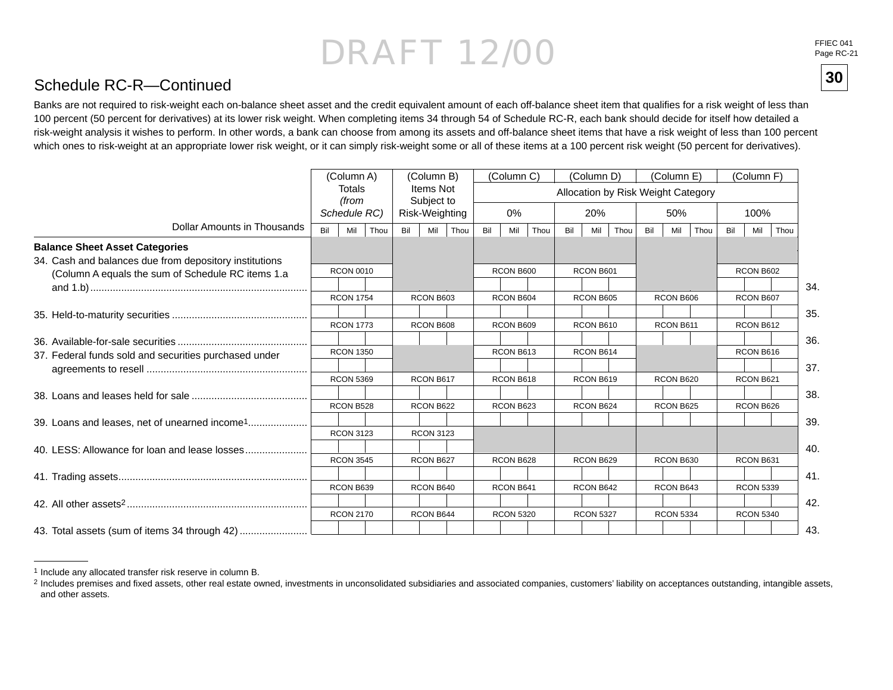DRAFT 12/00

## Schedule RC-R—Continued

Banks are not required to risk-weight each on-balance sheet asset and the credit equivalent amount of each off-balance sheet item that qualifies for a risk weight of less than 100 percent (50 percent for derivatives) at its lower risk weight. When completing items 34 through 54 of Schedule RC-R, each bank should decide for itself how detailed a risk-weight analysis it wishes to perform. In other words, a bank can choose from among its assets and off-balance sheet items that have a risk weight of less than 100 percent which ones to risk-weight at an appropriate lower risk weight, or it can simply risk-weight some or all of these items at a 100 percent risk weight (50 percent for derivatives).

| Dollar Amounts in Thousands | (Column A) Totals *(from Schedule RC)* | (Column B) Items Not Subject to Risk-Weighting | (Column C) Allocation by Risk Weight Category 0% | (Column D) 20% | (Column E) 50% | (Column F) 100% | |
|---|---|---|---|---|---|---|---|
| **Balance Sheet Asset Categories** | | | | | | | |
| 34. Cash and balances due from depository institutions (Column A equals the sum of Schedule RC items 1.a and 1.b) | RCON 0010 | | RCON B600 | RCON B601 | | RCON B602 | 34. |
| 35. Held-to-maturity securities | RCON 1754 | RCON B603 | RCON B604 | RCON B605 | RCON B606 | RCON B607 | 35. |
| 36. Available-for-sale securities | RCON 1773 | RCON B608 | RCON B609 | RCON B610 | RCON B611 | RCON B612 | 36. |
| 37. Federal funds sold and securities purchased under agreements to resell | RCON 1350 | | RCON B613 | RCON B614 | | RCON B616 | 37. |
| 38. Loans and leases held for sale | RCON 5369 | RCON B617 | RCON B618 | RCON B619 | RCON B620 | RCON B621 | 38. |
| 39. Loans and leases, net of unearned income[1] | RCON B528 | RCON B622 | RCON B623 | RCON B624 | RCON B625 | RCON B626 | 39. |
| 40. LESS: Allowance for loan and lease losses | RCON 3123 | RCON 3123 | | | | | 40. |
| 41. Trading assets | RCON 3545 | RCON B627 | RCON B628 | RCON B629 | RCON B630 | RCON B631 | 41. |
| 42. All other assets[2] | RCON B639 | RCON B640 | RCON B641 | RCON B642 | RCON B643 | RCON 5339 | 42. |
| 43. Total assets (sum of items 34 through 42) | RCON 2170 | RCON B644 | RCON 5320 | RCON 5327 | RCON 5334 | RCON 5340 | 43. |

[1] Include any allocated transfer risk reserve in column B.

[2] Includes premises and fixed assets, other real estate owned, investments in unconsolidated subsidiaries and associated companies, customers' liability on acceptances outstanding, intangible assets, and other assets.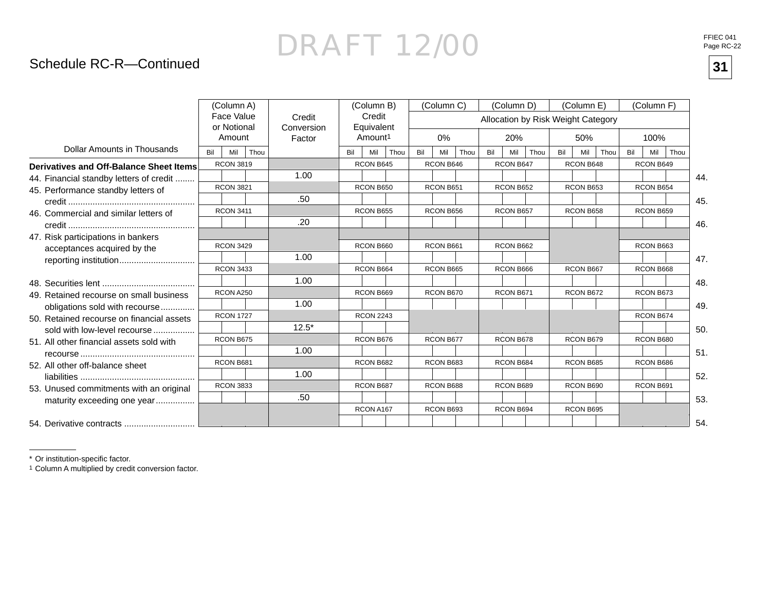DRAFT 12/00

## Schedule RC-R—Continued

| Dollar Amounts in Thousands | (Column A) Face Value or Notional Amount | Credit Conversion Factor | (Column B) Credit Equivalent Amount[1] | (Column C) 0% | (Column D) 20% | (Column E) 50% | (Column F) 100% | |
|---|---|---|---|---|---|---|---|---|
| | | | | Allocation by Risk Weight Category | | | | |
| | Bil Mil Thou | | Bil Mil Thou | Bil Mil Thou | Bil Mil Thou | Bil Mil Thou | Bil Mil Thou | |
| **Derivatives and Off-Balance Sheet Items** | | | | | | | | |
| 44. Financial standby letters of credit | RCON 3819 | 1.00 | RCON B645 | RCON B646 | RCON B647 | RCON B648 | RCON B649 | 44. |
| 45. Performance standby letters of credit | RCON 3821 | .50 | RCON B650 | RCON B651 | RCON B652 | RCON B653 | RCON B654 | 45. |
| 46. Commercial and similar letters of credit | RCON 3411 | .20 | RCON B655 | RCON B656 | RCON B657 | RCON B658 | RCON B659 | 46. |
| 47. Risk participations in bankers acceptances acquired by the reporting institution | RCON 3429 | 1.00 | RCON B660 | RCON B661 | RCON B662 | | RCON B663 | 47. |
| 48. Securities lent | RCON 3433 | 1.00 | RCON B664 | RCON B665 | RCON B666 | RCON B667 | RCON B668 | 48. |
| 49. Retained recourse on small business obligations sold with recourse | RCON A250 | 1.00 | RCON B669 | RCON B670 | RCON B671 | RCON B672 | RCON B673 | 49. |
| 50. Retained recourse on financial assets sold with low-level recourse | RCON 1727 | 12.5* | RCON 2243 | | | | RCON B674 | 50. |
| 51. All other financial assets sold with recourse | RCON B675 | 1.00 | RCON B676 | RCON B677 | RCON B678 | RCON B679 | RCON B680 | 51. |
| 52. All other off-balance sheet liabilities | RCON B681 | 1.00 | RCON B682 | RCON B683 | RCON B684 | RCON B685 | RCON B686 | 52. |
| 53. Unused commitments with an original maturity exceeding one year | RCON 3833 | .50 | RCON B687 | RCON B688 | RCON B689 | RCON B690 | RCON B691 | 53. |
| 54. Derivative contracts | | | RCON A167 | RCON B693 | RCON B694 | RCON B695 | | 54. |

\* Or institution-specific factor.

1 Column A multiplied by credit conversion factor.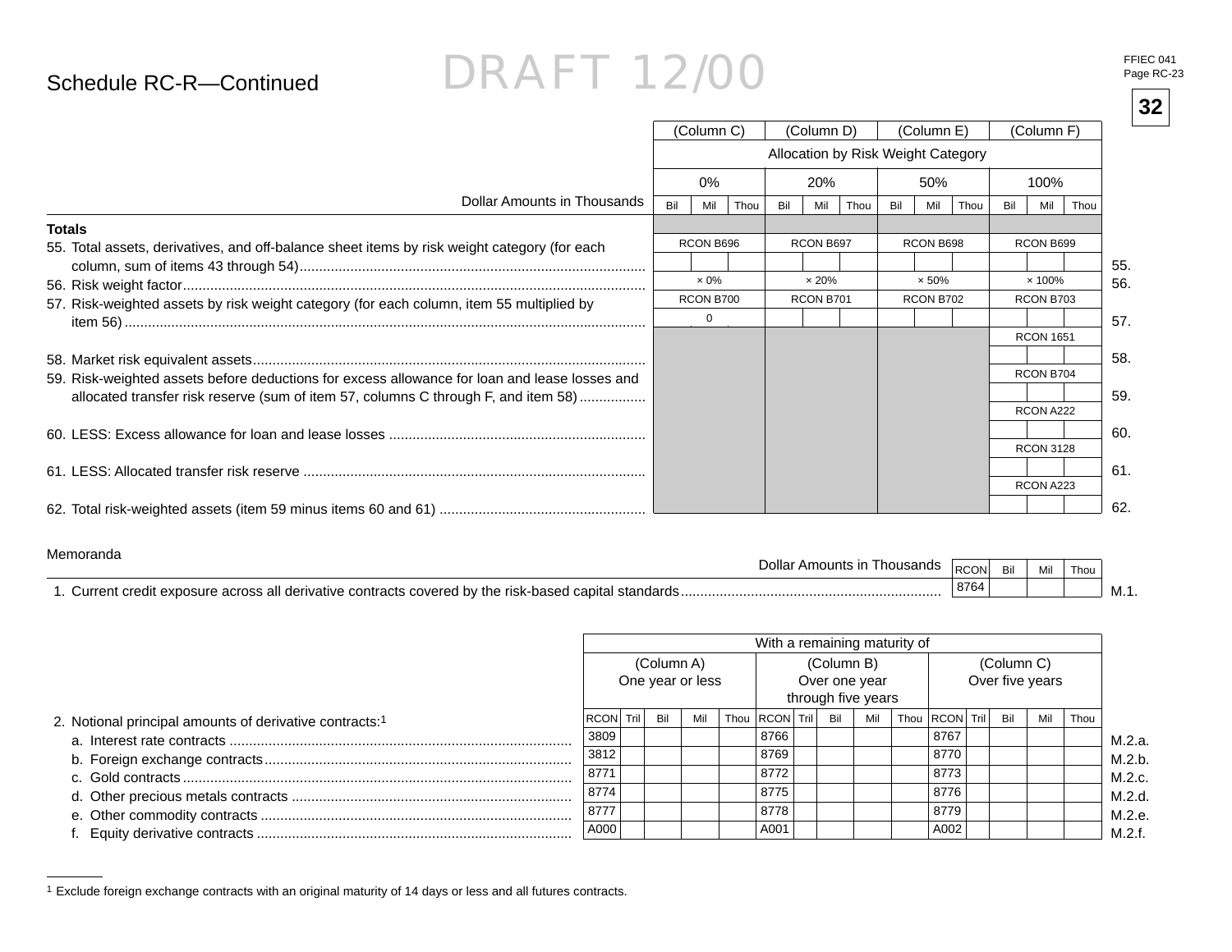## Schedule RC-R—Continued

DRAFT 12/00

| Dollar Amounts in Thousands | (Column C) 0% | (Column D) 20% | (Column E) 50% | (Column F) 100% | |
|---|---|---|---|---|---|
| | Allocation by Risk Weight Category | | | | |
| | Bil Mil Thou | Bil Mil Thou | Bil Mil Thou | Bil Mil Thou | |
| **Totals** | | | | | |
| 55. Total assets, derivatives, and off-balance sheet items by risk weight category (for each column, sum of items 43 through 54) | RCON B696 | RCON B697 | RCON B698 | RCON B699 | 55. |
| 56. Risk weight factor | × 0% | × 20% | × 50% | × 100% | 56. |
| 57. Risk-weighted assets by risk weight category (for each column, item 55 multiplied by item 56) | RCON B700 0 | RCON B701 | RCON B702 | RCON B703 | 57. |
| 58. Market risk equivalent assets | | | | RCON 1651 | 58. |
| 59. Risk-weighted assets before deductions for excess allowance for loan and lease losses and allocated transfer risk reserve (sum of item 57, columns C through F, and item 58) | | | | RCON B704 | 59. |
| 60. LESS: Excess allowance for loan and lease losses | | | | RCON A222 | 60. |
| 61. LESS: Allocated transfer risk reserve | | | | RCON 3128 | 61. |
| 62. Total risk-weighted assets (item 59 minus items 60 and 61) | | | | RCON A223 | 62. |

Memoranda

| Dollar Amounts in Thousands | RCON | Bil Mil Thou | |
|---|---|---|---|
| 1. Current credit exposure across all derivative contracts covered by the risk-based capital standards | 8764 | | M.1. |

| | With a remaining maturity of | | | | | | |
|---|---|---|---|---|---|---|---|
| | (Column A) One year or less | | (Column B) Over one year through five years | | (Column C) Over five years | | |
| 2. Notional principal amounts of derivative contracts:[1] | RCON | Tril Bil Mil Thou | RCON | Tril Bil Mil Thou | RCON | Tril Bil Mil Thou | |
| a. Interest rate contracts | 3809 | | 8766 | | 8767 | | M.2.a. |
| b. Foreign exchange contracts | 3812 | | 8769 | | 8770 | | M.2.b. |
| c. Gold contracts | 8771 | | 8772 | | 8773 | | M.2.c. |
| d. Other precious metals contracts | 8774 | | 8775 | | 8776 | | M.2.d. |
| e. Other commodity contracts | 8777 | | 8778 | | 8779 | | M.2.e. |
| f. Equity derivative contracts | A000 | | A001 | | A002 | | M.2.f. |

[1] Exclude foreign exchange contracts with an original maturity of 14 days or less and all futures contracts.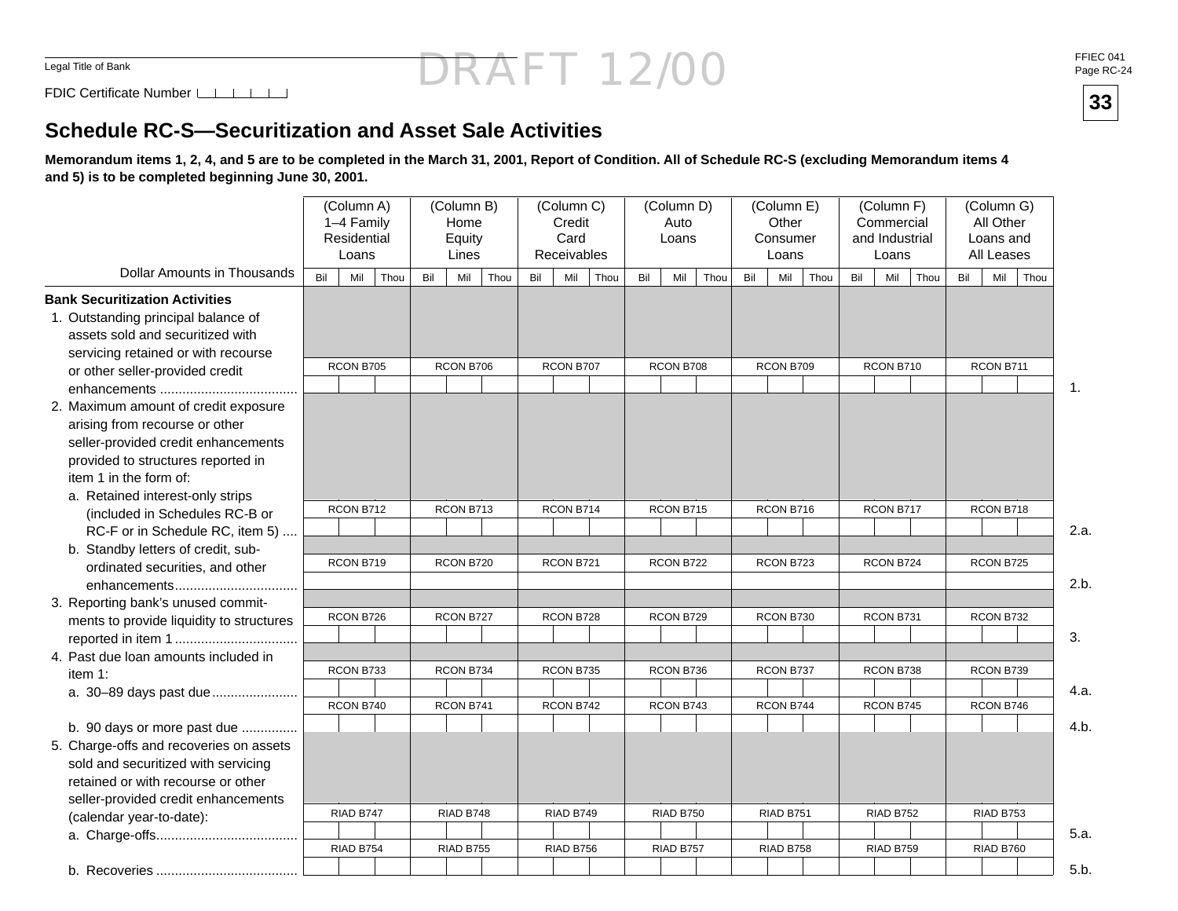Legal Title of Bank

FDIC Certificate Number

DRAFT 12/00

FFIEC 041
Page RC-24

**33**

# Schedule RC-S—Securitization and Asset Sale Activities

**Memorandum items 1, 2, 4, and 5 are to be completed in the March 31, 2001, Report of Condition. All of Schedule RC-S (excluding Memorandum items 4 and 5) is to be completed beginning June 30, 2001.**

| Dollar Amounts in Thousands | (Column A) 1–4 Family Residential Loans | (Column B) Home Equity Lines | (Column C) Credit Card Receivables | (Column D) Auto Loans | (Column E) Other Consumer Loans | (Column F) Commercial and Industrial Loans | (Column G) All Other Loans and All Leases | |
|---|---|---|---|---|---|---|---|---|
| | Bil Mil Thou | Bil Mil Thou | Bil Mil Thou | Bil Mil Thou | Bil Mil Thou | Bil Mil Thou | Bil Mil Thou | |
| **Bank Securitization Activities** | | | | | | | | |
| 1. Outstanding principal balance of assets sold and securitized with servicing retained or with recourse or other seller-provided credit enhancements | RCON B705 | RCON B706 | RCON B707 | RCON B708 | RCON B709 | RCON B710 | RCON B711 | 1. |
| 2. Maximum amount of credit exposure arising from recourse or other seller-provided credit enhancements provided to structures reported in item 1 in the form of: | | | | | | | | |
| a. Retained interest-only strips (included in Schedules RC-B or RC-F or in Schedule RC, item 5) | RCON B712 | RCON B713 | RCON B714 | RCON B715 | RCON B716 | RCON B717 | RCON B718 | 2.a. |
| b. Standby letters of credit, subordinated securities, and other enhancements | RCON B719 | RCON B720 | RCON B721 | RCON B722 | RCON B723 | RCON B724 | RCON B725 | 2.b. |
| 3. Reporting bank's unused commitments to provide liquidity to structures reported in item 1 | RCON B726 | RCON B727 | RCON B728 | RCON B729 | RCON B730 | RCON B731 | RCON B732 | 3. |
| 4. Past due loan amounts included in item 1: | | | | | | | | |
| a. 30–89 days past due | RCON B733 | RCON B734 | RCON B735 | RCON B736 | RCON B737 | RCON B738 | RCON B739 | 4.a. |
| b. 90 days or more past due | RCON B740 | RCON B741 | RCON B742 | RCON B743 | RCON B744 | RCON B745 | RCON B746 | 4.b. |
| 5. Charge-offs and recoveries on assets sold and securitized with servicing retained or with recourse or other seller-provided credit enhancements (calendar year-to-date): | | | | | | | | |
| a. Charge-offs | RIAD B747 | RIAD B748 | RIAD B749 | RIAD B750 | RIAD B751 | RIAD B752 | RIAD B753 | 5.a. |
| b. Recoveries | RIAD B754 | RIAD B755 | RIAD B756 | RIAD B757 | RIAD B758 | RIAD B759 | RIAD B760 | 5.b. |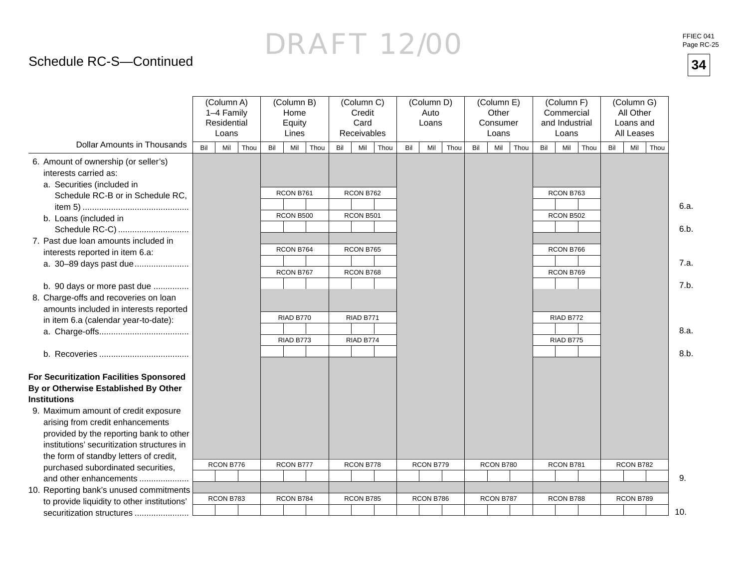DRAFT 12/00

FFIEC 041
Page RC-25

**34**

## Schedule RC-S—Continued

| Dollar Amounts in Thousands | (Column A) 1–4 Family Residential Loans | (Column B) Home Equity Lines | (Column C) Credit Card Receivables | (Column D) Auto Loans | (Column E) Other Consumer Loans | (Column F) Commercial and Industrial Loans | (Column G) All Other Loans and All Leases | |
|---|---|---|---|---|---|---|---|---|
| 6. Amount of ownership (or seller's) interests carried as: | | | | | | | | |
| a. Securities (included in Schedule RC-B or in Schedule RC, item 5) | | RCON B761 | RCON B762 | | | RCON B763 | | 6.a. |
| b. Loans (included in Schedule RC-C) | | RCON B500 | RCON B501 | | | RCON B502 | | 6.b. |
| 7. Past due loan amounts included in interests reported in item 6.a: | | | | | | | | |
| a. 30–89 days past due | | RCON B764 | RCON B765 | | | RCON B766 | | 7.a. |
| b. 90 days or more past due | | RCON B767 | RCON B768 | | | RCON B769 | | 7.b. |
| 8. Charge-offs and recoveries on loan amounts included in interests reported in item 6.a (calendar year-to-date): | | | | | | | | |
| a. Charge-offs | | RIAD B770 | RIAD B771 | | | RIAD B772 | | 8.a. |
| b. Recoveries | | RIAD B773 | RIAD B774 | | | RIAD B775 | | 8.b. |
| **For Securitization Facilities Sponsored By or Otherwise Established By Other Institutions** | | | | | | | | |
| 9. Maximum amount of credit exposure arising from credit enhancements provided by the reporting bank to other institutions' securitization structures in the form of standby letters of credit, purchased subordinated securities, and other enhancements | RCON B776 | RCON B777 | RCON B778 | RCON B779 | RCON B780 | RCON B781 | RCON B782 | 9. |
| 10. Reporting bank's unused commitments to provide liquidity to other institutions' securitization structures | RCON B783 | RCON B784 | RCON B785 | RCON B786 | RCON B787 | RCON B788 | RCON B789 | 10. |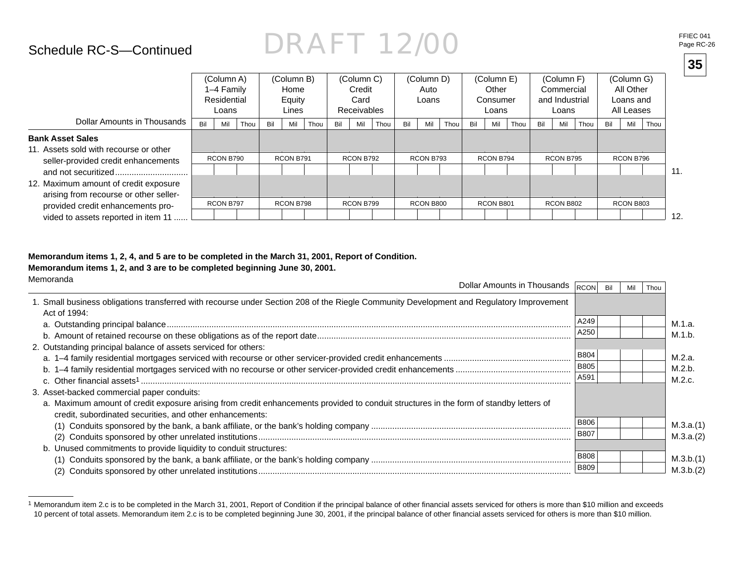## Schedule RC-S—Continued

DRAFT 12/00

| Dollar Amounts in Thousands | (Column A) 1–4 Family Residential Loans | (Column B) Home Equity Lines | (Column C) Credit Card Receivables | (Column D) Auto Loans | (Column E) Other Consumer Loans | (Column F) Commercial and Industrial Loans | (Column G) All Other Loans and All Leases | |
|---|---|---|---|---|---|---|---|---|
| | Bil Mil Thou | Bil Mil Thou | Bil Mil Thou | Bil Mil Thou | Bil Mil Thou | Bil Mil Thou | Bil Mil Thou | |
| **Bank Asset Sales** | | | | | | | | |
| 11. Assets sold with recourse or other seller-provided credit enhancements and not securitized | RCON B790 | RCON B791 | RCON B792 | RCON B793 | RCON B794 | RCON B795 | RCON B796 | 11. |
| 12. Maximum amount of credit exposure arising from recourse or other seller-provided credit enhancements provided to assets reported in item 11 | RCON B797 | RCON B798 | RCON B799 | RCON B800 | RCON B801 | RCON B802 | RCON B803 | 12. |

**Memorandum items 1, 2, 4, and 5 are to be completed in the March 31, 2001, Report of Condition.**
**Memorandum items 1, 2, and 3 are to be completed beginning June 30, 2001.**

Memoranda

| Dollar Amounts in Thousands | RCON | Bil Mil Thou | |
|---|---|---|---|
| 1. Small business obligations transferred with recourse under Section 208 of the Riegle Community Development and Regulatory Improvement Act of 1994: | | | |
| a. Outstanding principal balance | A249 | | M.1.a. |
| b. Amount of retained recourse on these obligations as of the report date | A250 | | M.1.b. |
| 2. Outstanding principal balance of assets serviced for others: | | | |
| a. 1–4 family residential mortgages serviced with recourse or other servicer-provided credit enhancements | B804 | | M.2.a. |
| b. 1–4 family residential mortgages serviced with no recourse or other servicer-provided credit enhancements | B805 | | M.2.b. |
| c. Other financial assets[1] | A591 | | M.2.c. |
| 3. Asset-backed commercial paper conduits: | | | |
| a. Maximum amount of credit exposure arising from credit enhancements provided to conduit structures in the form of standby letters of credit, subordinated securities, and other enhancements: | | | |
| (1) Conduits sponsored by the bank, a bank affiliate, or the bank's holding company | B806 | | M.3.a.(1) |
| (2) Conduits sponsored by other unrelated institutions | B807 | | M.3.a.(2) |
| b. Unused commitments to provide liquidity to conduit structures: | | | |
| (1) Conduits sponsored by the bank, a bank affiliate, or the bank's holding company | B808 | | M.3.b.(1) |
| (2) Conduits sponsored by other unrelated institutions | B809 | | M.3.b.(2) |

[1] Memorandum item 2.c is to be completed in the March 31, 2001, Report of Condition if the principal balance of other financial assets serviced for others is more than $10 million and exceeds 10 percent of total assets. Memorandum item 2.c is to be completed beginning June 30, 2001, if the principal balance of other financial assets serviced for others is more than $10 million.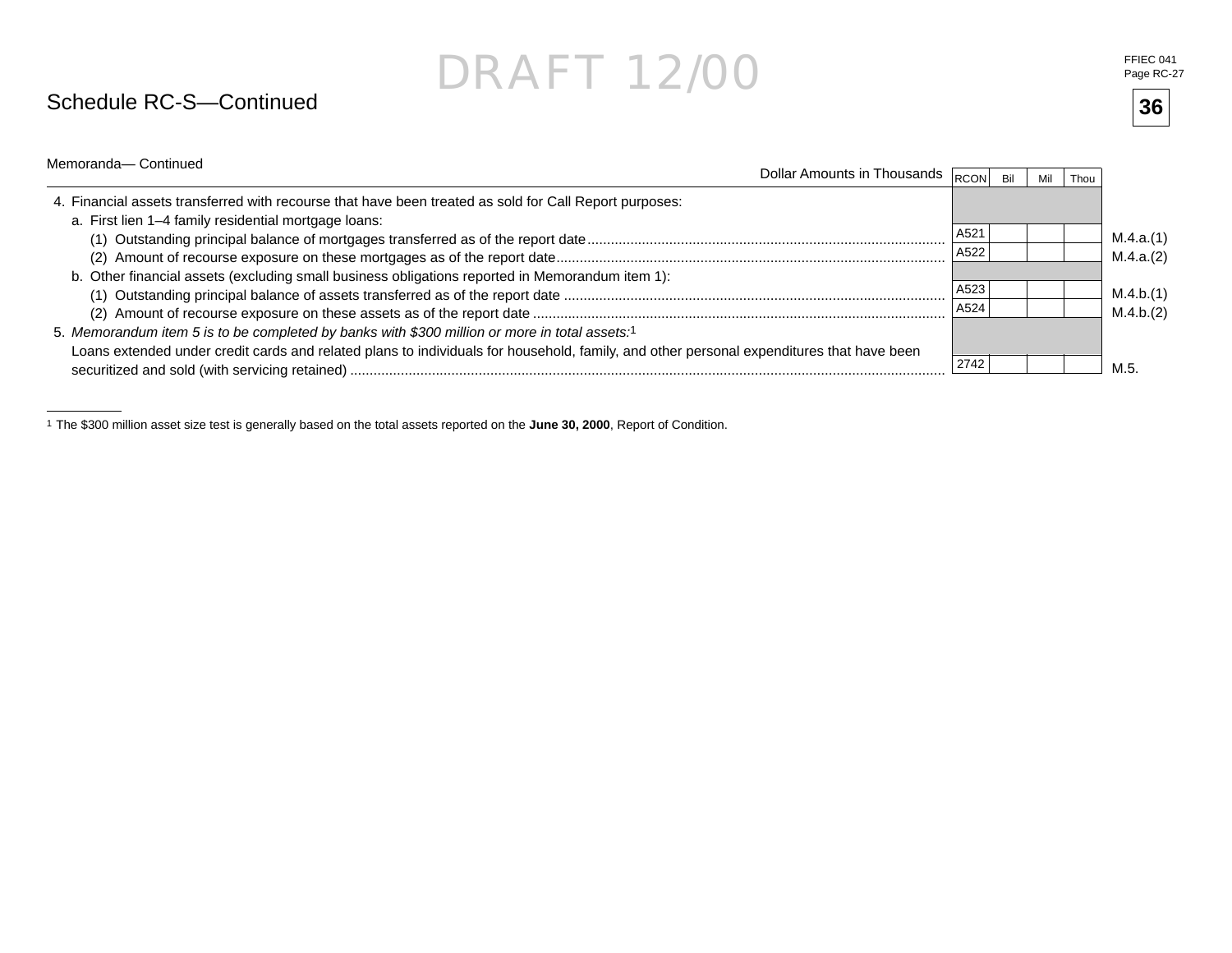DRAFT 12/00

## Schedule RC-S—Continued

Memoranda— Continued

| Dollar Amounts in Thousands | RCON | Bil | Mil | Thou | |
|---|---|---|---|---|---|
| 4. Financial assets transferred with recourse that have been treated as sold for Call Report purposes: | | | | | |
| a. First lien 1–4 family residential mortgage loans: | | | | | |
| (1) Outstanding principal balance of mortgages transferred as of the report date | A521 | | | | M.4.a.(1) |
| (2) Amount of recourse exposure on these mortgages as of the report date | A522 | | | | M.4.a.(2) |
| b. Other financial assets (excluding small business obligations reported in Memorandum item 1): | | | | | |
| (1) Outstanding principal balance of assets transferred as of the report date | A523 | | | | M.4.b.(1) |
| (2) Amount of recourse exposure on these assets as of the report date | A524 | | | | M.4.b.(2) |
| 5. *Memorandum item 5 is to be completed by banks with $300 million or more in total assets:*[1] Loans extended under credit cards and related plans to individuals for household, family, and other personal expenditures that have been securitized and sold (with servicing retained) | 2742 | | | | M.5. |

[1] The $300 million asset size test is generally based on the total assets reported on the **June 30, 2000**, Report of Condition.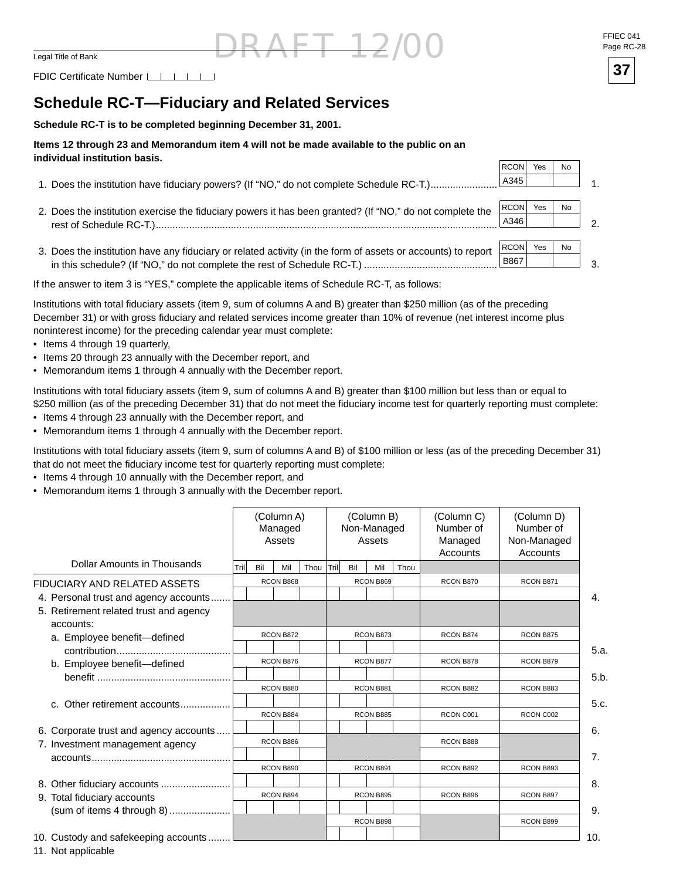DRAFT 12/00

Legal Title of Bank

FDIC Certificate Number

FFIEC 041
Page RC-28

37

# Schedule RC-T—Fiduciary and Related Services

**Schedule RC-T is to be completed beginning December 31, 2001.**

**Items 12 through 23 and Memorandum item 4 will not be made available to the public on an individual institution basis.**

| | RCON | Yes | No | |
|---|---|---|---|---|
| 1. Does the institution have fiduciary powers? (If "NO," do not complete Schedule RC-T.) | A345 | | | 1. |
| 2. Does the institution exercise the fiduciary powers it has been granted? (If "NO," do not complete the rest of Schedule RC-T.) | A346 | | | 2. |
| 3. Does the institution have any fiduciary or related activity (in the form of assets or accounts) to report in this schedule? (If "NO," do not complete the rest of Schedule RC-T.) | B867 | | | 3. |

If the answer to item 3 is "YES," complete the applicable items of Schedule RC-T, as follows:

Institutions with total fiduciary assets (item 9, sum of columns A and B) greater than $250 million (as of the preceding December 31) or with gross fiduciary and related services income greater than 10% of revenue (net interest income plus noninterest income) for the preceding calendar year must complete:

- Items 4 through 19 quarterly,
- Items 20 through 23 annually with the December report, and
- Memorandum items 1 through 4 annually with the December report.

Institutions with total fiduciary assets (item 9, sum of columns A and B) greater than $100 million but less than or equal to $250 million (as of the preceding December 31) that do not meet the fiduciary income test for quarterly reporting must complete:

- Items 4 through 23 annually with the December report, and
- Memorandum items 1 through 4 annually with the December report.

Institutions with total fiduciary assets (item 9, sum of columns A and B) of $100 million or less (as of the preceding December 31) that do not meet the fiduciary income test for quarterly reporting must complete:

- Items 4 through 10 annually with the December report, and
- Memorandum items 1 through 3 annually with the December report.

| Dollar Amounts in Thousands | (Column A) Managed Assets (Tril Bil Mil Thou) | (Column B) Non-Managed Assets (Tril Bil Mil Thou) | (Column C) Number of Managed Accounts | (Column D) Number of Non-Managed Accounts | |
|---|---|---|---|---|---|
| **FIDUCIARY AND RELATED ASSETS** | | | | | |
| 4. Personal trust and agency accounts | RCON B868 | RCON B869 | RCON B870 | RCON B871 | 4. |
| 5. Retirement related trust and agency accounts: | | | | | |
| a. Employee benefit—defined contribution | RCON B872 | RCON B873 | RCON B874 | RCON B875 | 5.a. |
| b. Employee benefit—defined benefit | RCON B876 | RCON B877 | RCON B878 | RCON B879 | 5.b. |
| c. Other retirement accounts | RCON B880 | RCON B881 | RCON B882 | RCON B883 | 5.c. |
| 6. Corporate trust and agency accounts | RCON B884 | RCON B885 | RCON C001 | RCON C002 | 6. |
| 7. Investment management agency accounts | RCON B886 | | RCON B888 | | 7. |
| 8. Other fiduciary accounts | RCON B890 | RCON B891 | RCON B892 | RCON B893 | 8. |
| 9. Total fiduciary accounts (sum of items 4 through 8) | RCON B894 | RCON B895 | RCON B896 | RCON B897 | 9. |
| 10. Custody and safekeeping accounts | | RCON B898 | | RCON B899 | 10. |
| 11. Not applicable | | | | | |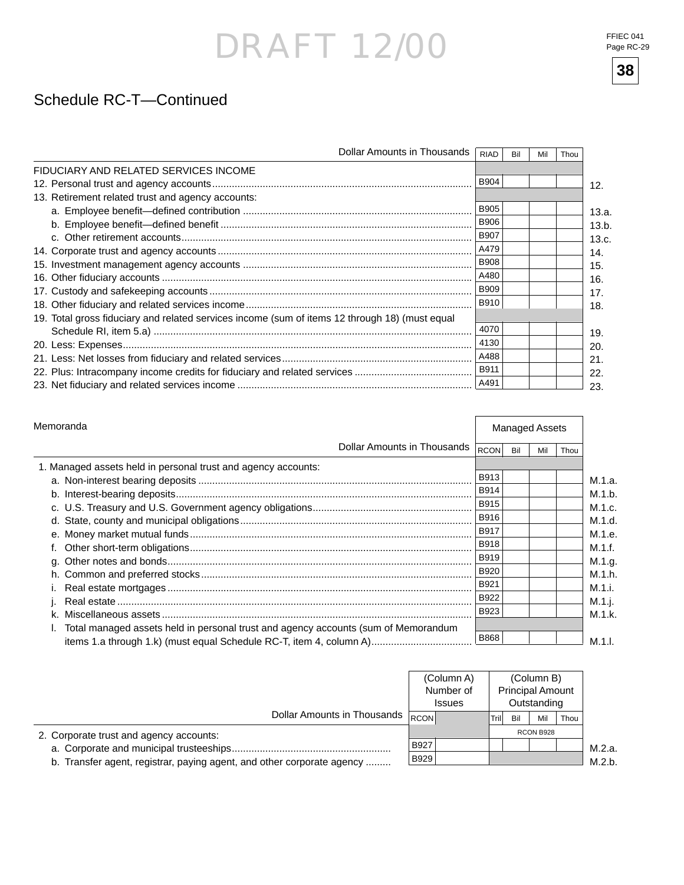DRAFT 12/00

## Schedule RC-T—Continued

| Dollar Amounts in Thousands | RIAD | Bil | Mil | Thou | |
|---|---|---|---|---|---|
| FIDUCIARY AND RELATED SERVICES INCOME | | | | | |
| 12. Personal trust and agency accounts | B904 | | | | 12. |
| 13. Retirement related trust and agency accounts: | | | | | |
| a. Employee benefit—defined contribution | B905 | | | | 13.a. |
| b. Employee benefit—defined benefit | B906 | | | | 13.b. |
| c. Other retirement accounts | B907 | | | | 13.c. |
| 14. Corporate trust and agency accounts | A479 | | | | 14. |
| 15. Investment management agency accounts | B908 | | | | 15. |
| 16. Other fiduciary accounts | A480 | | | | 16. |
| 17. Custody and safekeeping accounts | B909 | | | | 17. |
| 18. Other fiduciary and related services income | B910 | | | | 18. |
| 19. Total gross fiduciary and related services income (sum of items 12 through 18) (must equal Schedule RI, item 5.a) | 4070 | | | | 19. |
| 20. Less: Expenses | 4130 | | | | 20. |
| 21. Less: Net losses from fiduciary and related services | A488 | | | | 21. |
| 22. Plus: Intracompany income credits for fiduciary and related services | B911 | | | | 22. |
| 23. Net fiduciary and related services income | A491 | | | | 23. |

### Memoranda

| Dollar Amounts in Thousands | Managed Assets | | | | |
|---|---|---|---|---|---|
| | RCON | Bil | Mil | Thou | |
| 1. Managed assets held in personal trust and agency accounts: | | | | | |
| a. Non-interest bearing deposits | B913 | | | | M.1.a. |
| b. Interest-bearing deposits | B914 | | | | M.1.b. |
| c. U.S. Treasury and U.S. Government agency obligations | B915 | | | | M.1.c. |
| d. State, county and municipal obligations | B916 | | | | M.1.d. |
| e. Money market mutual funds | B917 | | | | M.1.e. |
| f. Other short-term obligations | B918 | | | | M.1.f. |
| g. Other notes and bonds | B919 | | | | M.1.g. |
| h. Common and preferred stocks | B920 | | | | M.1.h. |
| i. Real estate mortgages | B921 | | | | M.1.i. |
| j. Real estate | B922 | | | | M.1.j. |
| k. Miscellaneous assets | B923 | | | | M.1.k. |
| l. Total managed assets held in personal trust and agency accounts (sum of Memorandum items 1.a through 1.k) (must equal Schedule RC-T, item 4, column A) | B868 | | | | M.1.l. |

| Dollar Amounts in Thousands | (Column A) Number of Issues | | (Column B) Principal Amount Outstanding | | | | |
|---|---|---|---|---|---|---|---|
| | RCON | | Tril | Bil | Mil | Thou | |
| 2. Corporate trust and agency accounts: | | | RCON B928 | | | | |
| a. Corporate and municipal trusteeships | B927 | | | | | | M.2.a. |
| b. Transfer agent, registrar, paying agent, and other corporate agency | B929 | | | | | | M.2.b. |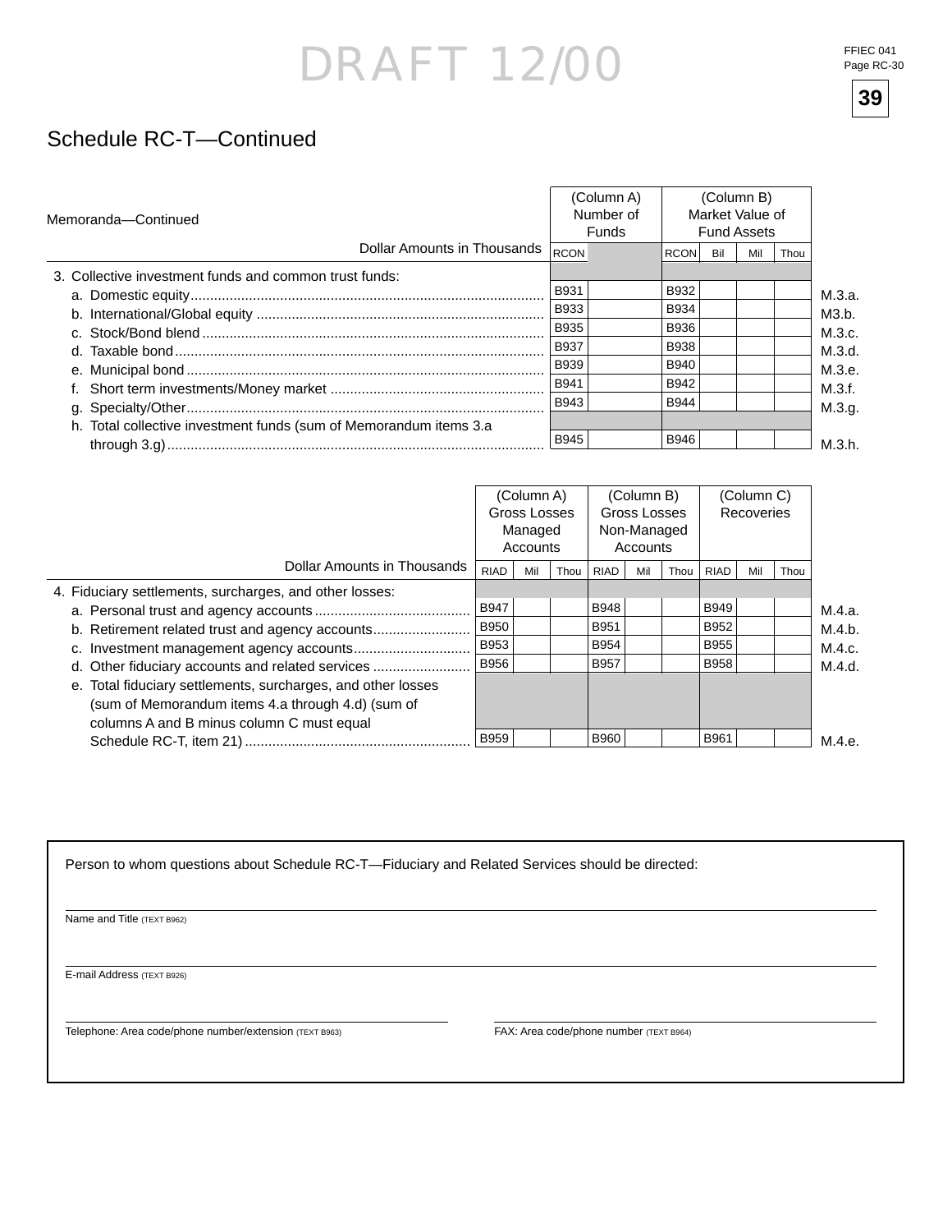DRAFT 12/00

FFIEC 041
Page RC-30

**39**

## Schedule RC-T—Continued

| Memoranda—Continued<br>Dollar Amounts in Thousands | (Column A) Number of Funds | | (Column B) Market Value of Fund Assets | | | | |
|---|---|---|---|---|---|---|---|
| | RCON | | RCON | Bil | Mil | Thou | |
| 3. Collective investment funds and common trust funds: | | | | | | | |
| a. Domestic equity | B931 | | B932 | | | | M.3.a. |
| b. International/Global equity | B933 | | B934 | | | | M3.b. |
| c. Stock/Bond blend | B935 | | B936 | | | | M.3.c. |
| d. Taxable bond | B937 | | B938 | | | | M.3.d. |
| e. Municipal bond | B939 | | B940 | | | | M.3.e. |
| f. Short term investments/Money market | B941 | | B942 | | | | M.3.f. |
| g. Specialty/Other | B943 | | B944 | | | | M.3.g. |
| h. Total collective investment funds (sum of Memorandum items 3.a through 3.g) | B945 | | B946 | | | | M.3.h. |

| Dollar Amounts in Thousands | (Column A) Gross Losses Managed Accounts | | | (Column B) Gross Losses Non-Managed Accounts | | | (Column C) Recoveries | | | |
|---|---|---|---|---|---|---|---|---|---|---|
| | RIAD | Mil | Thou | RIAD | Mil | Thou | RIAD | Mil | Thou | |
| 4. Fiduciary settlements, surcharges, and other losses: | | | | | | | | | | |
| a. Personal trust and agency accounts | B947 | | | B948 | | | B949 | | | M.4.a. |
| b. Retirement related trust and agency accounts | B950 | | | B951 | | | B952 | | | M.4.b. |
| c. Investment management agency accounts | B953 | | | B954 | | | B955 | | | M.4.c. |
| d. Other fiduciary accounts and related services | B956 | | | B957 | | | B958 | | | M.4.d. |
| e. Total fiduciary settlements, surcharges, and other losses (sum of Memorandum items 4.a through 4.d) (sum of columns A and B minus column C must equal Schedule RC-T, item 21) | B959 | | | B960 | | | B961 | | | M.4.e. |

Person to whom questions about Schedule RC-T—Fiduciary and Related Services should be directed:

Name and Title (TEXT B962)

E-mail Address (TEXT B926)

Telephone: Area code/phone number/extension (TEXT B963)

FAX: Area code/phone number (TEXT B964)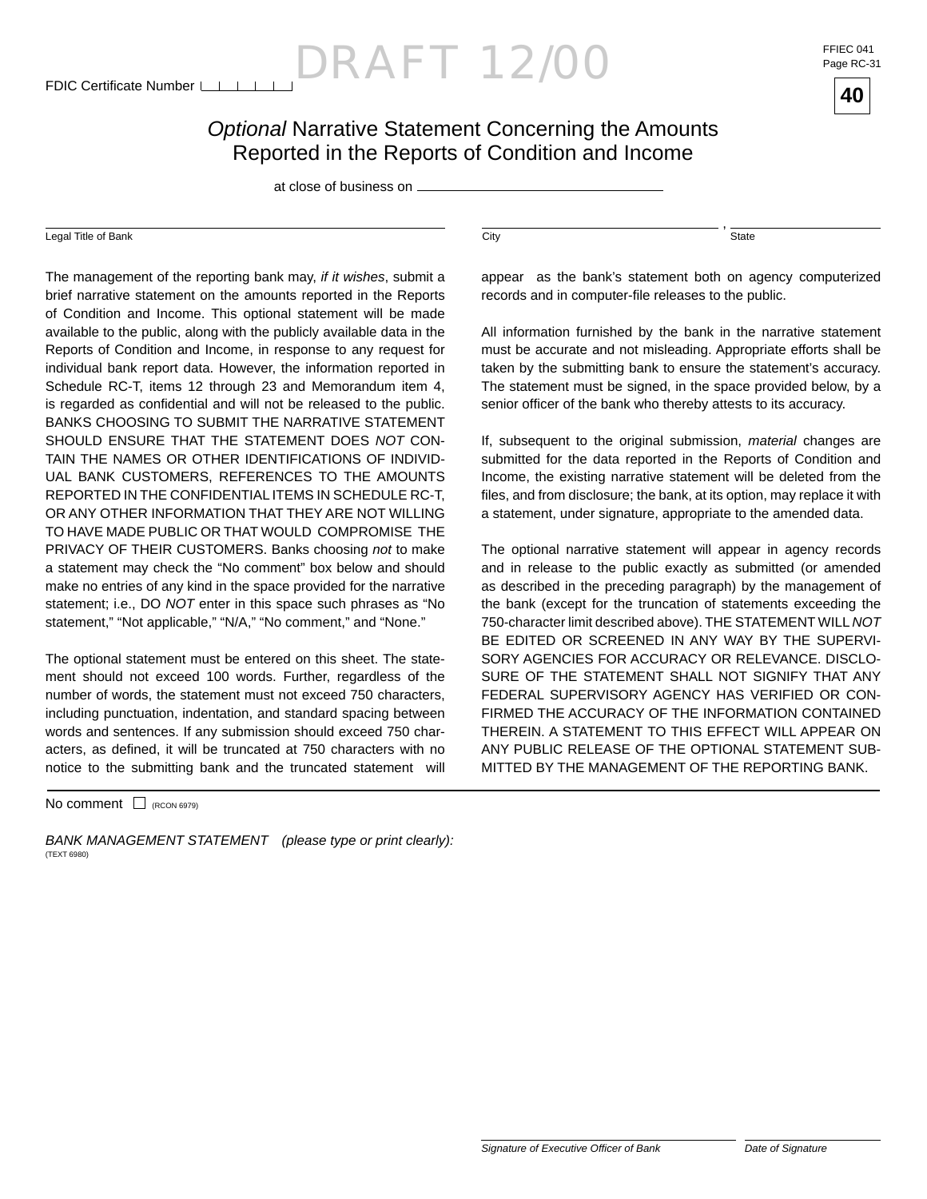FDIC Certificate Number

DRAFT 12/00

FFIEC 041
Page RC-31

**40**

# *Optional* Narrative Statement Concerning the Amounts Reported in the Reports of Condition and Income

at close of business on ______________________

Legal Title of Bank ______________________ City ______________________, State ______________________

The management of the reporting bank may, *if it wishes*, submit a brief narrative statement on the amounts reported in the Reports of Condition and Income. This optional statement will be made available to the public, along with the publicly available data in the Reports of Condition and Income, in response to any request for individual bank report data. However, the information reported in Schedule RC-T, items 12 through 23 and Memorandum item 4, is regarded as confidential and will not be released to the public. BANKS CHOOSING TO SUBMIT THE NARRATIVE STATEMENT SHOULD ENSURE THAT THE STATEMENT DOES *NOT* CONTAIN THE NAMES OR OTHER IDENTIFICATIONS OF INDIVIDUAL BANK CUSTOMERS, REFERENCES TO THE AMOUNTS REPORTED IN THE CONFIDENTIAL ITEMS IN SCHEDULE RC-T, OR ANY OTHER INFORMATION THAT THEY ARE NOT WILLING TO HAVE MADE PUBLIC OR THAT WOULD COMPROMISE THE PRIVACY OF THEIR CUSTOMERS. Banks choosing *not* to make a statement may check the "No comment" box below and should make no entries of any kind in the space provided for the narrative statement; i.e., DO *NOT* enter in this space such phrases as "No statement," "Not applicable," "N/A," "No comment," and "None."

The optional statement must be entered on this sheet. The statement should not exceed 100 words. Further, regardless of the number of words, the statement must not exceed 750 characters, including punctuation, indentation, and standard spacing between words and sentences. If any submission should exceed 750 characters, as defined, it will be truncated at 750 characters with no notice to the submitting bank and the truncated statement will appear as the bank's statement both on agency computerized records and in computer-file releases to the public.

All information furnished by the bank in the narrative statement must be accurate and not misleading. Appropriate efforts shall be taken by the submitting bank to ensure the statement's accuracy. The statement must be signed, in the space provided below, by a senior officer of the bank who thereby attests to its accuracy.

If, subsequent to the original submission, *material* changes are submitted for the data reported in the Reports of Condition and Income, the existing narrative statement will be deleted from the files, and from disclosure; the bank, at its option, may replace it with a statement, under signature, appropriate to the amended data.

The optional narrative statement will appear in agency records and in release to the public exactly as submitted (or amended as described in the preceding paragraph) by the management of the bank (except for the truncation of statements exceeding the 750-character limit described above). THE STATEMENT WILL *NOT* BE EDITED OR SCREENED IN ANY WAY BY THE SUPERVISORY AGENCIES FOR ACCURACY OR RELEVANCE. DISCLOSURE OF THE STATEMENT SHALL NOT SIGNIFY THAT ANY FEDERAL SUPERVISORY AGENCY HAS VERIFIED OR CONFIRMED THE ACCURACY OF THE INFORMATION CONTAINED THEREIN. A STATEMENT TO THIS EFFECT WILL APPEAR ON ANY PUBLIC RELEASE OF THE OPTIONAL STATEMENT SUBMITTED BY THE MANAGEMENT OF THE REPORTING BANK.

No comment ☐ (RCON 6979)

*BANK MANAGEMENT STATEMENT (please type or print clearly):*
(TEXT 6980)

______________________ ______________________
*Signature of Executive Officer of Bank* *Date of Signature*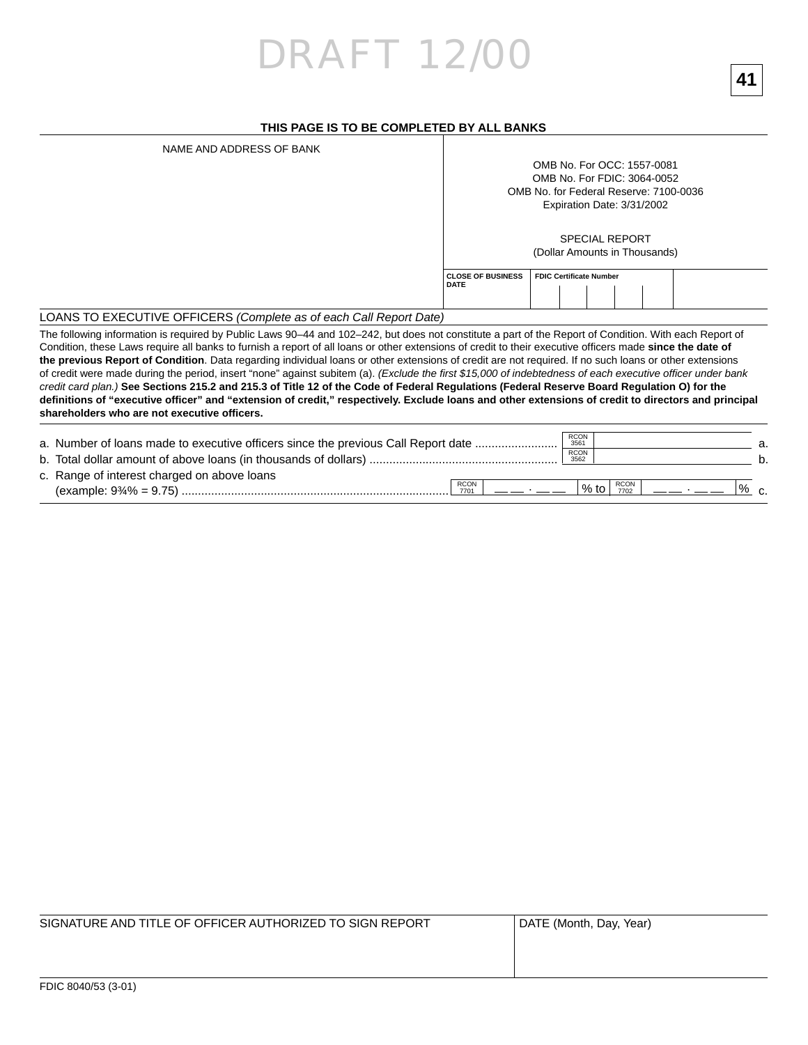# DRAFT 12/00

**41**

**THIS PAGE IS TO BE COMPLETED BY ALL BANKS**

| NAME AND ADDRESS OF BANK | OMB No. For OCC: 1557-0081<br>OMB No. For FDIC: 3064-0052<br>OMB No. for Federal Reserve: 7100-0036<br>Expiration Date: 3/31/2002<br><br>SPECIAL REPORT<br>(Dollar Amounts in Thousands) |
|---|---|
| | **CLOSE OF BUSINESS DATE** |
| | **FDIC Certificate Number** |

## LOANS TO EXECUTIVE OFFICERS *(Complete as of each Call Report Date)*

The following information is required by Public Laws 90–44 and 102–242, but does not constitute a part of the Report of Condition. With each Report of Condition, these Laws require all banks to furnish a report of all loans or other extensions of credit to their executive officers made **since the date of the previous Report of Condition**. Data regarding individual loans or other extensions of credit are not required. If no such loans or other extensions of credit were made during the period, insert "none" against subitem (a). *(Exclude the first $15,000 of indebtedness of each executive officer under bank credit card plan.)* **See Sections 215.2 and 215.3 of Title 12 of the Code of Federal Regulations (Federal Reserve Board Regulation O) for the definitions of "executive officer" and "extension of credit," respectively. Exclude loans and other extensions of credit to directors and principal shareholders who are not executive officers.**

| | | | |
|---|---|---|---|
| a. Number of loans made to executive officers since the previous Call Report date | RCON 3561 | | a. |
| b. Total dollar amount of above loans (in thousands of dollars) | RCON 3562 | | b. |
| c. Range of interest charged on above loans (example: 9¾% = 9.75) | RCON 7701 | __ __ . __ __ % to RCON 7702 __ __ . __ __ % | c. |

| SIGNATURE AND TITLE OF OFFICER AUTHORIZED TO SIGN REPORT | DATE (Month, Day, Year) |
|---|---|
| | |

FDIC 8040/53 (3-01)